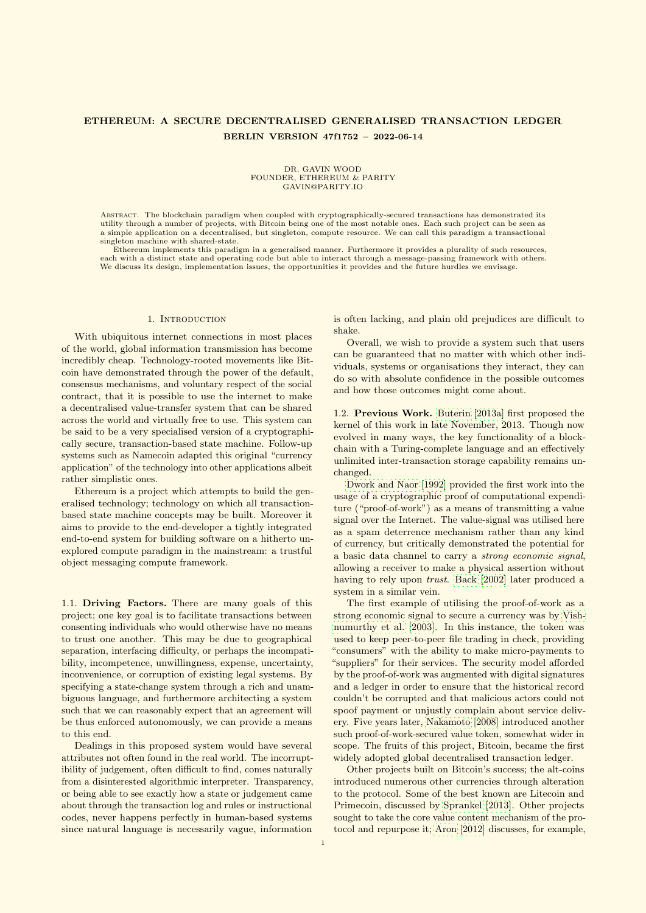# ETHEREUM: A SECURE DECENTRALISED GENERALISED TRANSACTION LEDGER
## BERLIN VERSION 47f1752 – 2022-06-14

DR. GAVIN WOOD
FOUNDER, ETHEREUM & PARITY
GAVIN@PARITY.IO

Abstract. The blockchain paradigm when coupled with cryptographically-secured transactions has demonstrated its utility through a number of projects, with Bitcoin being one of the most notable ones. Each such project can be seen as a simple application on a decentralised, but singleton, compute resource. We can call this paradigm a transactional singleton machine with shared-state.

Ethereum implements this paradigm in a generalised manner. Furthermore it provides a plurality of such resources, each with a distinct state and operating code but able to interact through a message-passing framework with others. We discuss its design, implementation issues, the opportunities it provides and the future hurdles we envisage.

## 1. Introduction

With ubiquitous internet connections in most places of the world, global information transmission has become incredibly cheap. Technology-rooted movements like Bitcoin have demonstrated through the power of the default, consensus mechanisms, and voluntary respect of the social contract, that it is possible to use the internet to make a decentralised value-transfer system that can be shared across the world and virtually free to use. This system can be said to be a very specialised version of a cryptographically secure, transaction-based state machine. Follow-up systems such as Namecoin adapted this original "currency application" of the technology into other applications albeit rather simplistic ones.

Ethereum is a project which attempts to build the generalised technology; technology on which all transaction-based state machine concepts may be built. Moreover it aims to provide to the end-developer a tightly integrated end-to-end system for building software on a hitherto unexplored compute paradigm in the mainstream: a trustful object messaging compute framework.

### 1.1. Driving Factors.

There are many goals of this project; one key goal is to facilitate transactions between consenting individuals who would otherwise have no means to trust one another. This may be due to geographical separation, interfacing difficulty, or perhaps the incompatibility, incompetence, unwillingness, expense, uncertainty, inconvenience, or corruption of existing legal systems. By specifying a state-change system through a rich and unambiguous language, and furthermore architecting a system such that we can reasonably expect that an agreement will be thus enforced autonomously, we can provide a means to this end.

Dealings in this proposed system would have several attributes not often found in the real world. The incorruptibility of judgement, often difficult to find, comes naturally from a disinterested algorithmic interpreter. Transparency, or being able to see exactly how a state or judgement came about through the transaction log and rules or instructional codes, never happens perfectly in human-based systems since natural language is necessarily vague, information is often lacking, and plain old prejudices are difficult to shake.

Overall, we wish to provide a system such that users can be guaranteed that no matter with which other individuals, systems or organisations they interact, they can do so with absolute confidence in the possible outcomes and how those outcomes might come about.

### 1.2. Previous Work.

Buterin [2013a] first proposed the kernel of this work in late November, 2013. Though now evolved in many ways, the key functionality of a blockchain with a Turing-complete language and an effectively unlimited inter-transaction storage capability remains unchanged.

Dwork and Naor [1992] provided the first work into the usage of a cryptographic proof of computational expenditure ("proof-of-work") as a means of transmitting a value signal over the Internet. The value-signal was utilised here as a spam deterrence mechanism rather than any kind of currency, but critically demonstrated the potential for a basic data channel to carry a *strong economic signal*, allowing a receiver to make a physical assertion without having to rely upon *trust*. Back [2002] later produced a system in a similar vein.

The first example of utilising the proof-of-work as a strong economic signal to secure a currency was by Vishnumurthy et al. [2003]. In this instance, the token was used to keep peer-to-peer file trading in check, providing "consumers" with the ability to make micro-payments to "suppliers" for their services. The security model afforded by the proof-of-work was augmented with digital signatures and a ledger in order to ensure that the historical record couldn't be corrupted and that malicious actors could not spoof payment or unjustly complain about service delivery. Five years later, Nakamoto [2008] introduced another such proof-of-work-secured value token, somewhat wider in scope. The fruits of this project, Bitcoin, became the first widely adopted global decentralised transaction ledger.

Other projects built on Bitcoin's success; the alt-coins introduced numerous other currencies through alteration to the protocol. Some of the best known are Litecoin and Primecoin, discussed by Sprankel [2013]. Other projects sought to take the core value content mechanism of the protocol and repurpose it; Aron [2012] discusses, for example,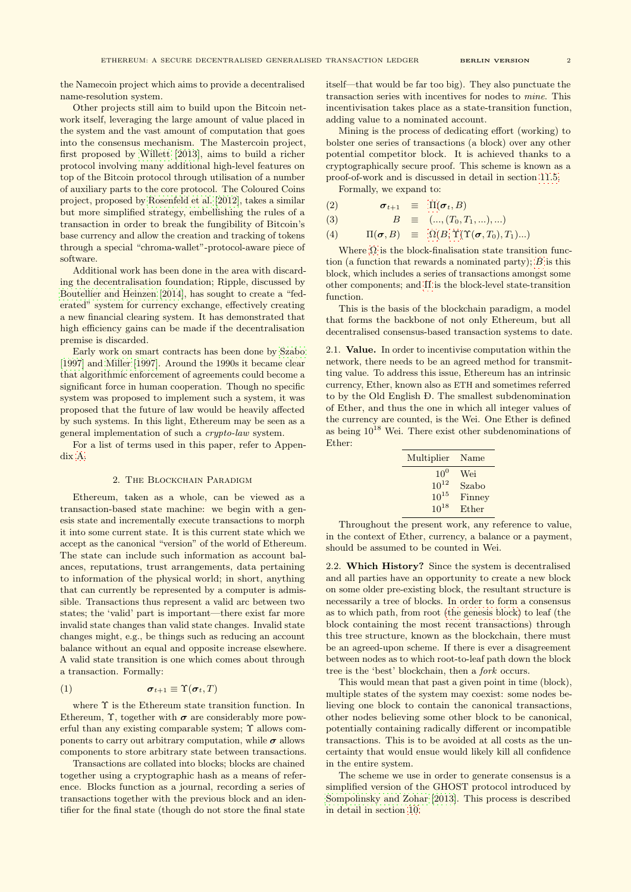the Namecoin project which aims to provide a decentralised name-resolution system.

Other projects still aim to build upon the Bitcoin network itself, leveraging the large amount of value placed in the system and the vast amount of computation that goes into the consensus mechanism. The Mastercoin project, first proposed by Willett [2013], aims to build a richer protocol involving many additional high-level features on top of the Bitcoin protocol through utilisation of a number of auxiliary parts to the core protocol. The Coloured Coins project, proposed by Rosenfeld et al. [2012], takes a similar but more simplified strategy, embellishing the rules of a transaction in order to break the fungibility of Bitcoin's base currency and allow the creation and tracking of tokens through a special "chroma-wallet"-protocol-aware piece of software.

Additional work has been done in the area with discarding the decentralisation foundation; Ripple, discussed by Boutellier and Heinzen [2014], has sought to create a "federated" system for currency exchange, effectively creating a new financial clearing system. It has demonstrated that high efficiency gains can be made if the decentralisation premise is discarded.

Early work on smart contracts has been done by Szabo [1997] and Miller [1997]. Around the 1990s it became clear that algorithmic enforcement of agreements could become a significant force in human cooperation. Though no specific system was proposed to implement such a system, it was proposed that the future of law would be heavily affected by such systems. In this light, Ethereum may be seen as a general implementation of such a *crypto-law* system.

For a list of terms used in this paper, refer to Appendix A.

## 2. The Blockchain Paradigm

Ethereum, taken as a whole, can be viewed as a transaction-based state machine: we begin with a genesis state and incrementally execute transactions to morph it into some current state. It is this current state which we accept as the canonical "version" of the world of Ethereum. The state can include such information as account balances, reputations, trust arrangements, data pertaining to information of the physical world; in short, anything that can currently be represented by a computer is admissible. Transactions thus represent a valid arc between two states; the 'valid' part is important—there exist far more invalid state changes than valid state changes. Invalid state changes might, e.g., be things such as reducing an account balance without an equal and opposite increase elsewhere. A valid state transition is one which comes about through a transaction. Formally:

$$\boldsymbol{\sigma}_{t+1} \equiv \Upsilon(\boldsymbol{\sigma}_t, T) \tag{1}$$

where $\Upsilon$ is the Ethereum state transition function. In Ethereum, $\Upsilon$, together with $\boldsymbol{\sigma}$ are considerably more powerful than any existing comparable system; $\Upsilon$ allows components to carry out arbitrary computation, while $\boldsymbol{\sigma}$ allows components to store arbitrary state between transactions.

Transactions are collated into blocks; blocks are chained together using a cryptographic hash as a means of reference. Blocks function as a journal, recording a series of transactions together with the previous block and an identifier for the final state (though do not store the final state itself—that would be far too big). They also punctuate the transaction series with incentives for nodes to *mine*. This incentivisation takes place as a state-transition function, adding value to a nominated account.

Mining is the process of dedicating effort (working) to bolster one series of transactions (a block) over any other potential competitor block. It is achieved thanks to a cryptographically secure proof. This scheme is known as a proof-of-work and is discussed in detail in section 11.5.

Formally, we expand to:

$$\boldsymbol{\sigma}_{t+1} \equiv \Pi(\boldsymbol{\sigma}_t, B) \tag{2}$$

$$B \equiv (..., (T_0, T_1, ...), ...) \tag{3}$$

$$\Pi(\boldsymbol{\sigma}, B) \equiv \Omega(B, \Upsilon(\Upsilon(\boldsymbol{\sigma}, T_0), T_1)...) \tag{4}$$

Where $\Omega$ is the block-finalisation state transition function (a function that rewards a nominated party); $B$ is this block, which includes a series of transactions amongst some other components; and $\Pi$ is the block-level state-transition function.

This is the basis of the blockchain paradigm, a model that forms the backbone of not only Ethereum, but all decentralised consensus-based transaction systems to date.

**2.1. Value.** In order to incentivise computation within the network, there needs to be an agreed method for transmitting value. To address this issue, Ethereum has an intrinsic currency, Ether, known also as ETH and sometimes referred to by the Old English Ð. The smallest subdenomination of Ether, and thus the one in which all integer values of the currency are counted, is the Wei. One Ether is defined as being $10^{18}$ Wei. There exist other subdenominations of Ether:

| Multiplier | Name |
|---|---|
| $10^0$ | Wei |
| $10^{12}$ | Szabo |
| $10^{15}$ | Finney |
| $10^{18}$ | Ether |

Throughout the present work, any reference to value, in the context of Ether, currency, a balance or a payment, should be assumed to be counted in Wei.

**2.2. Which History?** Since the system is decentralised and all parties have an opportunity to create a new block on some older pre-existing block, the resultant structure is necessarily a tree of blocks. In order to form a consensus as to which path, from root (the genesis block) to leaf (the block containing the most recent transactions) through this tree structure, known as the blockchain, there must be an agreed-upon scheme. If there is ever a disagreement between nodes as to which root-to-leaf path down the block tree is the 'best' blockchain, then a *fork* occurs.

This would mean that past a given point in time (block), multiple states of the system may coexist: some nodes believing one block to contain the canonical transactions, other nodes believing some other block to be canonical, potentially containing radically different or incompatible transactions. This is to be avoided at all costs as the uncertainty that would ensue would likely kill all confidence in the entire system.

The scheme we use in order to generate consensus is a simplified version of the GHOST protocol introduced by Sompolinsky and Zohar [2013]. This process is described in detail in section 10.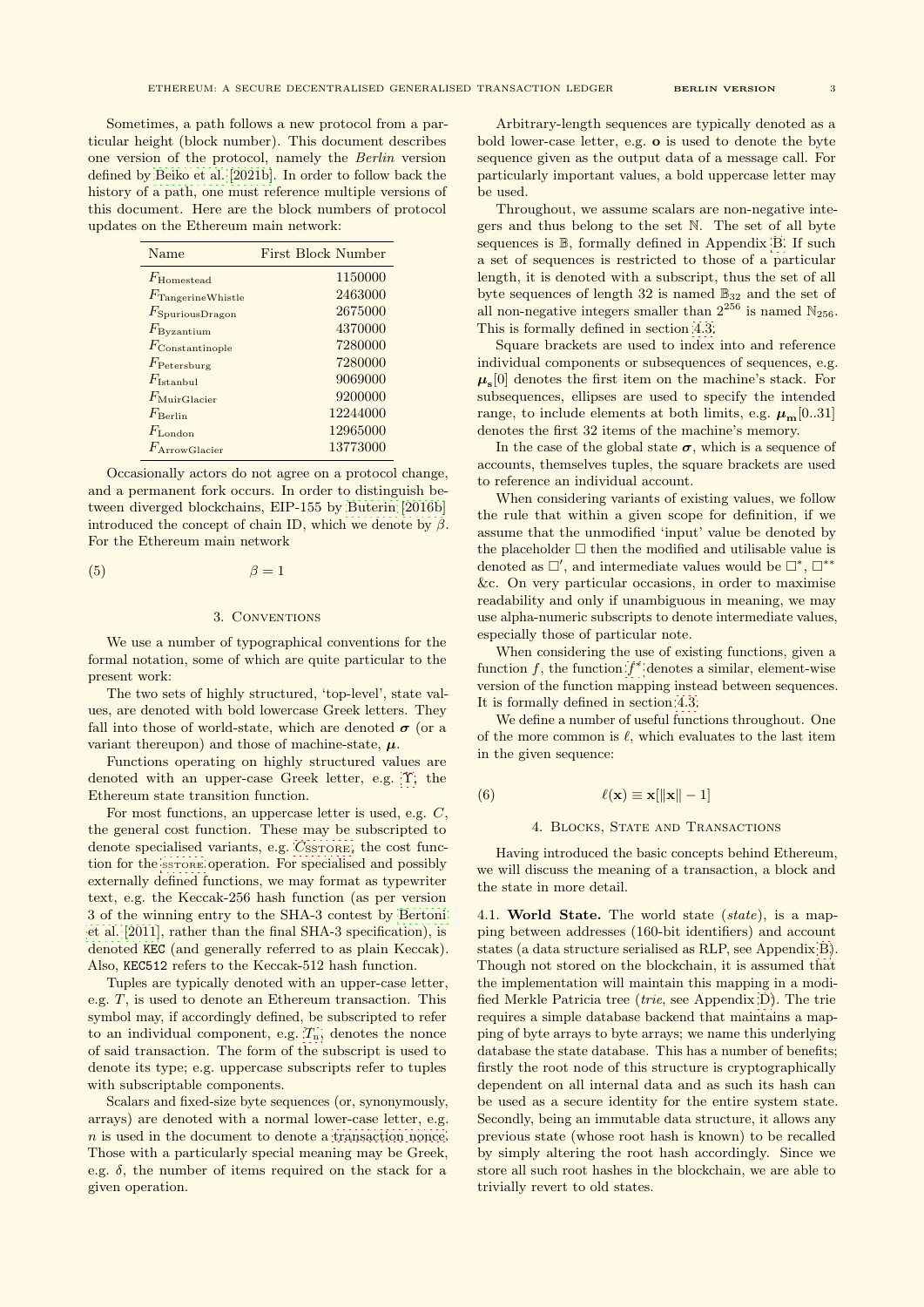Sometimes, a path follows a new protocol from a particular height (block number). This document describes one version of the protocol, namely the *Berlin* version defined by Beiko et al. [2021b]. In order to follow back the history of a path, one must reference multiple versions of this document. Here are the block numbers of protocol updates on the Ethereum main network:

| Name | First Block Number |
|---|---|
| $F_{\mathrm{Homestead}}$ | 1150000 |
| $F_{\mathrm{TangerineWhistle}}$ | 2463000 |
| $F_{\mathrm{SpuriousDragon}}$ | 2675000 |
| $F_{\mathrm{Byzantium}}$ | 4370000 |
| $F_{\mathrm{Constantinople}}$ | 7280000 |
| $F_{\mathrm{Petersburg}}$ | 7280000 |
| $F_{\mathrm{Istanbul}}$ | 9069000 |
| $F_{\mathrm{MuirGlacier}}$ | 9200000 |
| $F_{\mathrm{Berlin}}$ | 12244000 |
| $F_{\mathrm{London}}$ | 12965000 |
| $F_{\mathrm{ArrowGlacier}}$ | 13773000 |

Occasionally actors do not agree on a protocol change, and a permanent fork occurs. In order to distinguish between diverged blockchains, EIP-155 by Buterin [2016b] introduced the concept of chain ID, which we denote by $\beta$. For the Ethereum main network

$$\beta = 1 \tag{5}$$

## 3. Conventions

We use a number of typographical conventions for the formal notation, some of which are quite particular to the present work:

The two sets of highly structured, 'top-level', state values, are denoted with bold lowercase Greek letters. They fall into those of world-state, which are denoted $\boldsymbol{\sigma}$ (or a variant thereupon) and those of machine-state, $\boldsymbol{\mu}$.

Functions operating on highly structured values are denoted with an upper-case Greek letter, e.g. $\Upsilon$, the Ethereum state transition function.

For most functions, an uppercase letter is used, e.g. $C$, the general cost function. These may be subscripted to denote specialised variants, e.g. $C_{\text{SSTORE}}$, the cost function for the SSTORE operation. For specialised and possibly externally defined functions, we may format as typewriter text, e.g. the Keccak-256 hash function (as per version 3 of the winning entry to the SHA-3 contest by Bertoni et al. [2011], rather than the final SHA-3 specification), is denoted `KEC` (and generally referred to as plain Keccak). Also, `KEC512` refers to the Keccak-512 hash function.

Tuples are typically denoted with an upper-case letter, e.g. $T$, is used to denote an Ethereum transaction. This symbol may, if accordingly defined, be subscripted to refer to an individual component, e.g. $T_{\mathrm{n}}$, denotes the nonce of said transaction. The form of the subscript is used to denote its type; e.g. uppercase subscripts refer to tuples with subscriptable components.

Scalars and fixed-size byte sequences (or, synonymously, arrays) are denoted with a normal lower-case letter, e.g. $n$ is used in the document to denote a transaction nonce. Those with a particularly special meaning may be Greek, e.g. $\delta$, the number of items required on the stack for a given operation.

Arbitrary-length sequences are typically denoted as a bold lower-case letter, e.g. $\mathbf{o}$ is used to denote the byte sequence given as the output data of a message call. For particularly important values, a bold uppercase letter may be used.

Throughout, we assume scalars are non-negative integers and thus belong to the set $\mathbb{N}$. The set of all byte sequences is $\mathbb{B}$, formally defined in Appendix B. If such a set of sequences is restricted to those of a particular length, it is denoted with a subscript, thus the set of all byte sequences of length 32 is named $\mathbb{B}_{32}$ and the set of all non-negative integers smaller than $2^{256}$ is named $\mathbb{N}_{256}$. This is formally defined in section 4.3.

Square brackets are used to index into and reference individual components or subsequences of sequences, e.g. $\boldsymbol{\mu}_{\mathbf{s}}[0]$ denotes the first item on the machine's stack. For subsequences, ellipses are used to specify the intended range, to include elements at both limits, e.g. $\boldsymbol{\mu}_{\mathbf{m}}[0..31]$ denotes the first 32 items of the machine's memory.

In the case of the global state $\boldsymbol{\sigma}$, which is a sequence of accounts, themselves tuples, the square brackets are used to reference an individual account.

When considering variants of existing values, we follow the rule that within a given scope for definition, if we assume that the unmodified 'input' value be denoted by the placeholder $\square$ then the modified and utilisable value is denoted as $\square'$, and intermediate values would be $\square^*$, $\square^{**}$ &c. On very particular occasions, in order to maximise readability and only if unambiguous in meaning, we may use alpha-numeric subscripts to denote intermediate values, especially those of particular note.

When considering the use of existing functions, given a function $f$, the function $f^*$ denotes a similar, element-wise version of the function mapping instead between sequences. It is formally defined in section 4.3.

We define a number of useful functions throughout. One of the more common is $\ell$, which evaluates to the last item in the given sequence:

$$\ell(\mathbf{x}) \equiv \mathbf{x}[\|\mathbf{x}\| - 1] \tag{6}$$

## 4. Blocks, State and Transactions

Having introduced the basic concepts behind Ethereum, we will discuss the meaning of a transaction, a block and the state in more detail.

**4.1. World State.** The world state (*state*), is a mapping between addresses (160-bit identifiers) and account states (a data structure serialised as RLP, see Appendix B). Though not stored on the blockchain, it is assumed that the implementation will maintain this mapping in a modified Merkle Patricia tree (*trie*, see Appendix D). The trie requires a simple database backend that maintains a mapping of byte arrays to byte arrays; we name this underlying database the state database. This has a number of benefits; firstly the root node of this structure is cryptographically dependent on all internal data and as such its hash can be used as a secure identity for the entire system state. Secondly, being an immutable data structure, it allows any previous state (whose root hash is known) to be recalled by simply altering the root hash accordingly. Since we store all such root hashes in the blockchain, we are able to trivially revert to old states.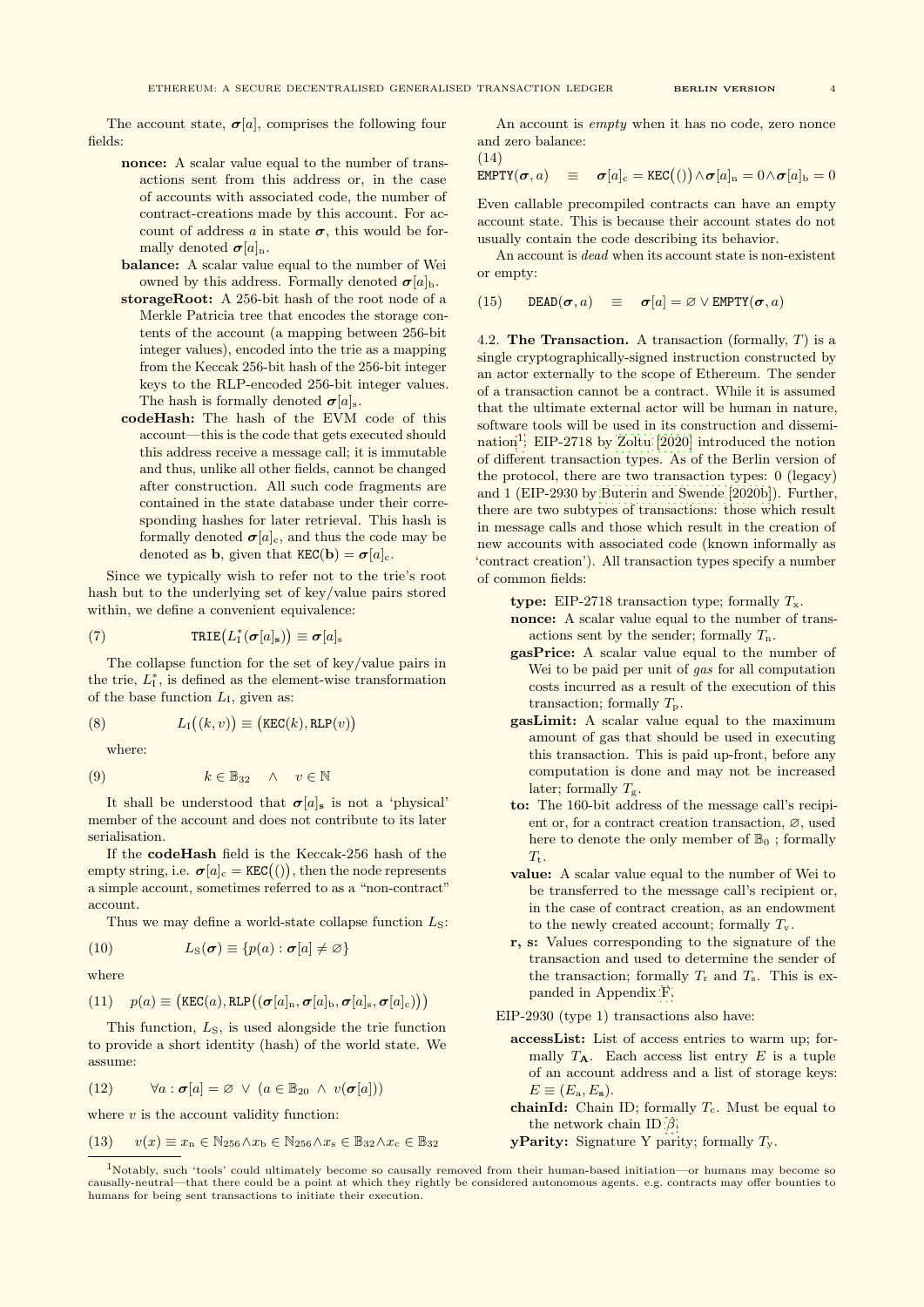The account state, $\boldsymbol{\sigma}[a]$, comprises the following four fields:

- **nonce:** A scalar value equal to the number of transactions sent from this address or, in the case of accounts with associated code, the number of contract-creations made by this account. For account of address $a$ in state $\boldsymbol{\sigma}$, this would be formally denoted $\boldsymbol{\sigma}[a]_{\mathrm{n}}$.
- **balance:** A scalar value equal to the number of Wei owned by this address. Formally denoted $\boldsymbol{\sigma}[a]_{\mathrm{b}}$.
- **storageRoot:** A 256-bit hash of the root node of a Merkle Patricia tree that encodes the storage contents of the account (a mapping between 256-bit integer values), encoded into the trie as a mapping from the Keccak 256-bit hash of the 256-bit integer keys to the RLP-encoded 256-bit integer values. The hash is formally denoted $\boldsymbol{\sigma}[a]_{\mathrm{s}}$.
- **codeHash:** The hash of the EVM code of this account—this is the code that gets executed should this address receive a message call; it is immutable and thus, unlike all other fields, cannot be changed after construction. All such code fragments are contained in the state database under their corresponding hashes for later retrieval. This hash is formally denoted $\boldsymbol{\sigma}[a]_{\mathrm{c}}$, and thus the code may be denoted as $\mathbf{b}$, given that $\mathtt{KEC}(\mathbf{b}) = \boldsymbol{\sigma}[a]_{\mathrm{c}}$.

Since we typically wish to refer not to the trie's root hash but to the underlying set of key/value pairs stored within, we define a convenient equivalence:

$$\mathtt{TRIE}\big(L_{\mathrm{I}}^*(\boldsymbol{\sigma}[a]_{\mathbf{s}})\big) \equiv \boldsymbol{\sigma}[a]_{\mathrm{s}} \tag{7}$$

The collapse function for the set of key/value pairs in the trie, $L_{\mathrm{I}}^*$, is defined as the element-wise transformation of the base function $L_{\mathrm{I}}$, given as:

$$L_{\mathrm{I}}\big((k, v)\big) \equiv \big(\mathtt{KEC}(k), \mathtt{RLP}(v)\big) \tag{8}$$

where:

$$k \in \mathbb{B}_{32} \quad \wedge \quad v \in \mathbb{N} \tag{9}$$

It shall be understood that $\boldsymbol{\sigma}[a]_{\mathbf{s}}$ is not a 'physical' member of the account and does not contribute to its later serialisation.

If the **codeHash** field is the Keccak-256 hash of the empty string, i.e. $\boldsymbol{\sigma}[a]_{\mathrm{c}} = \mathtt{KEC}\big(()\big)$, then the node represents a simple account, sometimes referred to as a "non-contract" account.

Thus we may define a world-state collapse function $L_{\mathrm{S}}$:

$$L_{\mathrm{S}}(\boldsymbol{\sigma}) \equiv \{p(a) : \boldsymbol{\sigma}[a] \neq \varnothing\} \tag{10}$$

where

$$p(a) \equiv \big(\mathtt{KEC}(a), \mathtt{RLP}\big((\boldsymbol{\sigma}[a]_{\mathrm{n}}, \boldsymbol{\sigma}[a]_{\mathrm{b}}, \boldsymbol{\sigma}[a]_{\mathrm{s}}, \boldsymbol{\sigma}[a]_{\mathrm{c}})\big)\big) \tag{11}$$

This function, $L_{\mathrm{S}}$, is used alongside the trie function to provide a short identity (hash) of the world state. We assume:

$$\forall a : \boldsymbol{\sigma}[a] = \varnothing \ \vee \ (a \in \mathbb{B}_{20} \ \wedge \ v(\boldsymbol{\sigma}[a])) \tag{12}$$

where $v$ is the account validity function:

$$v(x) \equiv x_{\mathrm{n}} \in \mathbb{N}_{256} \wedge x_{\mathrm{b}} \in \mathbb{N}_{256} \wedge x_{\mathrm{s}} \in \mathbb{B}_{32} \wedge x_{\mathrm{c}} \in \mathbb{B}_{32} \tag{13}$$

An account is *empty* when it has no code, zero nonce and zero balance:

$$\mathtt{EMPTY}(\boldsymbol{\sigma}, a) \quad \equiv \quad \boldsymbol{\sigma}[a]_{\mathrm{c}} = \mathtt{KEC}\big(()\big) \wedge \boldsymbol{\sigma}[a]_{\mathrm{n}} = 0 \wedge \boldsymbol{\sigma}[a]_{\mathrm{b}} = 0 \tag{14}$$

Even callable precompiled contracts can have an empty account state. This is because their account states do not usually contain the code describing its behavior.

An account is *dead* when its account state is non-existent or empty:

$$\mathtt{DEAD}(\boldsymbol{\sigma}, a) \quad \equiv \quad \boldsymbol{\sigma}[a] = \varnothing \vee \mathtt{EMPTY}(\boldsymbol{\sigma}, a) \tag{15}$$

4.2. **The Transaction.** A transaction (formally, $T$) is a single cryptographically-signed instruction constructed by an actor externally to the scope of Ethereum. The sender of a transaction cannot be a contract. While it is assumed that the ultimate external actor will be human in nature, software tools will be used in its construction and dissemination[1]. EIP-2718 by Zoltu [2020] introduced the notion of different transaction types. As of the Berlin version of the protocol, there are two transaction types: 0 (legacy) and 1 (EIP-2930 by Buterin and Swende [2020b]). Further, there are two subtypes of transactions: those which result in message calls and those which result in the creation of new accounts with associated code (known informally as 'contract creation'). All transaction types specify a number of common fields:

- **type:** EIP-2718 transaction type; formally $T_{\mathrm{x}}$.
- **nonce:** A scalar value equal to the number of transactions sent by the sender; formally $T_{\mathrm{n}}$.
- **gasPrice:** A scalar value equal to the number of Wei to be paid per unit of *gas* for all computation costs incurred as a result of the execution of this transaction; formally $T_{\mathrm{p}}$.
- **gasLimit:** A scalar value equal to the maximum amount of gas that should be used in executing this transaction. This is paid up-front, before any computation is done and may not be increased later; formally $T_{\mathrm{g}}$.
- **to:** The 160-bit address of the message call's recipient or, for a contract creation transaction, $\varnothing$, used here to denote the only member of $\mathbb{B}_0$ ; formally $T_{\mathrm{t}}$.
- **value:** A scalar value equal to the number of Wei to be transferred to the message call's recipient or, in the case of contract creation, as an endowment to the newly created account; formally $T_{\mathrm{v}}$.
- **r, s:** Values corresponding to the signature of the transaction and used to determine the sender of the transaction; formally $T_{\mathrm{r}}$ and $T_{\mathrm{s}}$. This is expanded in Appendix F.

EIP-2930 (type 1) transactions also have:

- **accessList:** List of access entries to warm up; formally $T_{\mathbf{A}}$. Each access list entry $E$ is a tuple of an account address and a list of storage keys: $E \equiv (E_{\mathrm{a}}, E_{\mathbf{s}})$.
- **chainId:** Chain ID; formally $T_{\mathrm{c}}$. Must be equal to the network chain ID $\beta$.
- **yParity:** Signature Y parity; formally $T_{\mathrm{y}}$.

[1] Notably, such 'tools' could ultimately become so causally removed from their human-based initiation—or humans may become so causally-neutral—that there could be a point at which they rightly be considered autonomous agents. e.g. contracts may offer bounties to humans for being sent transactions to initiate their execution.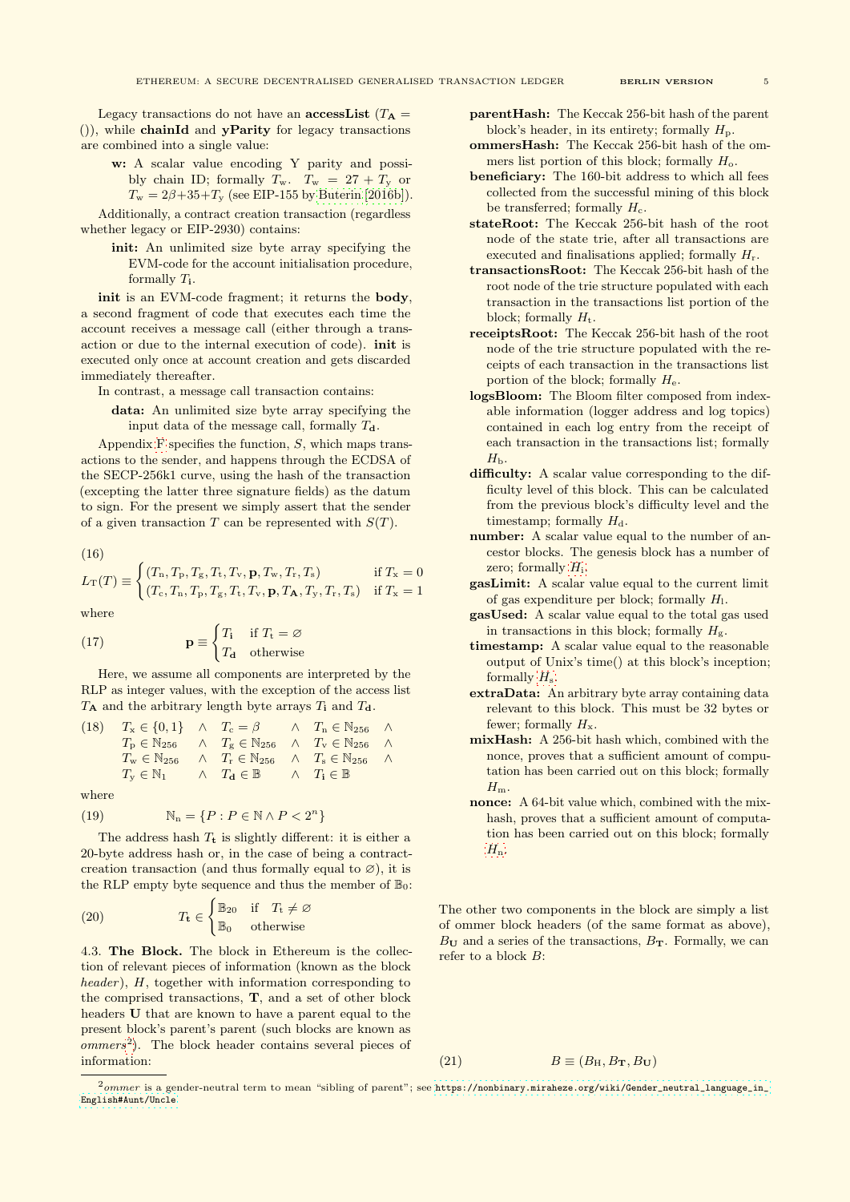Legacy transactions do not have an **accessList** ($T_{\mathbf{A}} = ()$), while **chainId** and **yParity** for legacy transactions are combined into a single value:

- **w:** A scalar value encoding Y parity and possibly chain ID; formally $T_{\mathrm{w}}$. $T_{\mathrm{w}} = 27 + T_{\mathrm{y}}$ or $T_{\mathrm{w}} = 2\beta + 35 + T_{\mathrm{y}}$ (see EIP-155 by Buterin [2016b]).

Additionally, a contract creation transaction (regardless whether legacy or EIP-2930) contains:

- **init:** An unlimited size byte array specifying the EVM-code for the account initialisation procedure, formally $T_{\mathbf{i}}$.

**init** is an EVM-code fragment; it returns the **body**, a second fragment of code that executes each time the account receives a message call (either through a transaction or due to the internal execution of code). **init** is executed only once at account creation and gets discarded immediately thereafter.

In contrast, a message call transaction contains:

- **data:** An unlimited size byte array specifying the input data of the message call, formally $T_{\mathbf{d}}$.

Appendix F specifies the function, $S$, which maps transactions to the sender, and happens through the ECDSA of the SECP-256k1 curve, using the hash of the transaction (excepting the latter three signature fields) as the datum to sign. For the present we simply assert that the sender of a given transaction $T$ can be represented with $S(T)$.

(16)
$$L_{\mathrm{T}}(T) \equiv \begin{cases} (T_{\mathrm{n}}, T_{\mathrm{p}}, T_{\mathrm{g}}, T_{\mathrm{t}}, T_{\mathrm{v}}, \mathbf{p}, T_{\mathrm{w}}, T_{\mathrm{r}}, T_{\mathrm{s}}) & \text{if } T_{\mathrm{x}} = 0 \\ (T_{\mathrm{c}}, T_{\mathrm{n}}, T_{\mathrm{p}}, T_{\mathrm{g}}, T_{\mathrm{t}}, T_{\mathrm{v}}, \mathbf{p}, T_{\mathbf{A}}, T_{\mathrm{y}}, T_{\mathrm{r}}, T_{\mathrm{s}}) & \text{if } T_{\mathrm{x}} = 1 \end{cases}$$

where

$$\mathbf{p} \equiv \begin{cases} T_{\mathbf{i}} & \text{if } T_{\mathrm{t}} = \varnothing \\ T_{\mathbf{d}} & \text{otherwise} \end{cases} \tag{17}$$

Here, we assume all components are interpreted by the RLP as integer values, with the exception of the access list $T_{\mathbf{A}}$ and the arbitrary length byte arrays $T_{\mathbf{i}}$ and $T_{\mathbf{d}}$.

$$\begin{array}{llllll} T_{\mathrm{x}} \in \{0, 1\} & \wedge & T_{\mathrm{c}} = \beta & \wedge & T_{\mathrm{n}} \in \mathbb{N}_{256} & \wedge \\ T_{\mathrm{p}} \in \mathbb{N}_{256} & \wedge & T_{\mathrm{g}} \in \mathbb{N}_{256} & \wedge & T_{\mathrm{v}} \in \mathbb{N}_{256} & \wedge \\ T_{\mathrm{w}} \in \mathbb{N}_{256} & \wedge & T_{\mathrm{r}} \in \mathbb{N}_{256} & \wedge & T_{\mathrm{s}} \in \mathbb{N}_{256} & \wedge \\ T_{\mathrm{y}} \in \mathbb{N}_{1} & \wedge & T_{\mathbf{d}} \in \mathbb{B} & \wedge & T_{\mathbf{i}} \in \mathbb{B} & \end{array} \tag{18}$$

where

$$\mathbb{N}_{\mathrm{n}} = \{P : P \in \mathbb{N} \wedge P < 2^n\} \tag{19}$$

The address hash $T_{\mathbf{t}}$ is slightly different: it is either a 20-byte address hash or, in the case of being a contract-creation transaction (and thus formally equal to $\varnothing$), it is the RLP empty byte sequence and thus the member of $\mathbb{B}_0$:

$$T_{\mathbf{t}} \in \begin{cases} \mathbb{B}_{20} & \text{if} \quad T_{\mathrm{t}} \neq \varnothing \\ \mathbb{B}_{0} & \text{otherwise} \end{cases} \tag{20}$$

### 4.3. The Block.

The block in Ethereum is the collection of relevant pieces of information (known as the block *header*), $H$, together with information corresponding to the comprised transactions, $\mathbf{T}$, and a set of other block headers $\mathbf{U}$ that are known to have a parent equal to the present block's parent's parent (such blocks are known as *ommers*[2]). The block header contains several pieces of information:

- **parentHash:** The Keccak 256-bit hash of the parent block's header, in its entirety; formally $H_{\mathrm{p}}$.
- **ommersHash:** The Keccak 256-bit hash of the ommers list portion of this block; formally $H_{\mathrm{o}}$.
- **beneficiary:** The 160-bit address to which all fees collected from the successful mining of this block be transferred; formally $H_{\mathrm{c}}$.
- **stateRoot:** The Keccak 256-bit hash of the root node of the state trie, after all transactions are executed and finalisations applied; formally $H_{\mathrm{r}}$.
- **transactionsRoot:** The Keccak 256-bit hash of the root node of the trie structure populated with each transaction in the transactions list portion of the block; formally $H_{\mathrm{t}}$.
- **receiptsRoot:** The Keccak 256-bit hash of the root node of the trie structure populated with the receipts of each transaction in the transactions list portion of the block; formally $H_{\mathrm{e}}$.
- **logsBloom:** The Bloom filter composed from indexable information (logger address and log topics) contained in each log entry from the receipt of each transaction in the transactions list; formally $H_{\mathrm{b}}$.
- **difficulty:** A scalar value corresponding to the difficulty level of this block. This can be calculated from the previous block's difficulty level and the timestamp; formally $H_{\mathrm{d}}$.
- **number:** A scalar value equal to the number of ancestor blocks. The genesis block has a number of zero; formally $H_{\mathrm{i}}$.
- **gasLimit:** A scalar value equal to the current limit of gas expenditure per block; formally $H_{\mathrm{l}}$.
- **gasUsed:** A scalar value equal to the total gas used in transactions in this block; formally $H_{\mathrm{g}}$.
- **timestamp:** A scalar value equal to the reasonable output of Unix's time() at this block's inception; formally $H_{\mathrm{s}}$.
- **extraData:** An arbitrary byte array containing data relevant to this block. This must be 32 bytes or fewer; formally $H_{\mathrm{x}}$.
- **mixHash:** A 256-bit hash which, combined with the nonce, proves that a sufficient amount of computation has been carried out on this block; formally $H_{\mathrm{m}}$.
- **nonce:** A 64-bit value which, combined with the mix-hash, proves that a sufficient amount of computation has been carried out on this block; formally $H_{\mathrm{n}}$.

The other two components in the block are simply a list of ommer block headers (of the same format as above), $B_{\mathbf{U}}$ and a series of the transactions, $B_{\mathbf{T}}$. Formally, we can refer to a block $B$:

$$B \equiv (B_{\mathrm{H}}, B_{\mathbf{T}}, B_{\mathbf{U}}) \tag{21}$$

[2] *ommer* is a gender-neutral term to mean "sibling of parent"; see https://nonbinary.miraheze.org/wiki/Gender_neutral_language_in_English#Aunt/Uncle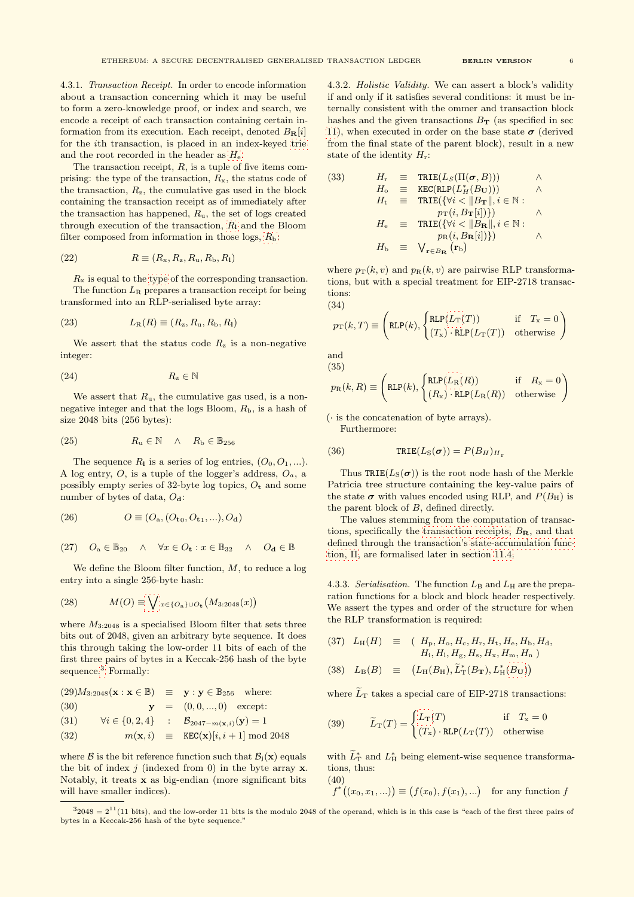4.3.1. *Transaction Receipt.* In order to encode information about a transaction concerning which it may be useful to form a zero-knowledge proof, or index and search, we encode a receipt of each transaction containing certain information from its execution. Each receipt, denoted $B_{\mathbf{R}}[i]$ for the $i$th transaction, is placed in an index-keyed trie and the root recorded in the header as $H_{\mathrm{e}}$.

The transaction receipt, $R$, is a tuple of five items comprising: the type of the transaction, $R_{\mathrm{x}}$, the status code of the transaction, $R_{\mathrm{z}}$, the cumulative gas used in the block containing the transaction receipt as of immediately after the transaction has happened, $R_{\mathrm{u}}$, the set of logs created through execution of the transaction, $R_{\mathbf{l}}$ and the Bloom filter composed from information in those logs, $R_{\mathrm{b}}$:

$$R \equiv (R_{\mathrm{x}}, R_{\mathrm{z}}, R_{\mathrm{u}}, R_{\mathrm{b}}, R_{\mathbf{l}}) \tag{22}$$

$R_{\mathrm{x}}$ is equal to the type of the corresponding transaction.

The function $L_{\mathrm{R}}$ prepares a transaction receipt for being transformed into an RLP-serialised byte array:

$$L_{\mathrm{R}}(R) \equiv (R_{\mathrm{z}}, R_{\mathrm{u}}, R_{\mathrm{b}}, R_{\mathbf{l}}) \tag{23}$$

We assert that the status code $R_{\mathrm{z}}$ is a non-negative integer:

$$R_{\mathrm{z}} \in \mathbb{N} \tag{24}$$

We assert that $R_{\mathrm{u}}$, the cumulative gas used, is a non-negative integer and that the logs Bloom, $R_{\mathrm{b}}$, is a hash of size 2048 bits (256 bytes):

$$R_{\mathrm{u}} \in \mathbb{N} \quad \wedge \quad R_{\mathrm{b}} \in \mathbb{B}_{256} \tag{25}$$

The sequence $R_{\mathbf{l}}$ is a series of log entries, $(O_0, O_1, ...)$. A log entry, $O$, is a tuple of the logger's address, $O_{\mathrm{a}}$, a possibly empty series of 32-byte log topics, $O_{\mathbf{t}}$ and some number of bytes of data, $O_{\mathbf{d}}$:

$$O \equiv (O_{\mathrm{a}}, (O_{\mathbf{t}0}, O_{\mathbf{t}1}, ...), O_{\mathbf{d}}) \tag{26}$$

$$O_{\mathrm{a}} \in \mathbb{B}_{20} \quad \wedge \quad \forall x \in O_{\mathbf{t}} : x \in \mathbb{B}_{32} \quad \wedge \quad O_{\mathbf{d}} \in \mathbb{B} \tag{27}$$

We define the Bloom filter function, $M$, to reduce a log entry into a single 256-byte hash:

$$M(O) \equiv \bigvee_{x \in \{O_{\mathrm{a}}\} \cup O_{\mathbf{t}}} \big( M_{3:2048}(x) \big) \tag{28}$$

where $M_{3:2048}$ is a specialised Bloom filter that sets three bits out of 2048, given an arbitrary byte sequence. It does this through taking the low-order 11 bits of each of the first three pairs of bytes in a Keccak-256 hash of the byte sequence.[3] Formally:

$$\begin{aligned}
M_{3:2048}(\mathbf{x} : \mathbf{x} \in \mathbb{B}) &\equiv \mathbf{y} : \mathbf{y} \in \mathbb{B}_{256} \quad \text{where:} && (29)\\
\mathbf{y} &= (0, 0, ..., 0) \quad \text{except:} && (30)\\
\forall i \in \{0, 2, 4\} &: \mathcal{B}_{2047 - m(\mathbf{x}, i)}(\mathbf{y}) = 1 && (31)\\
m(\mathbf{x}, i) &\equiv \mathtt{KEC}(\mathbf{x})[i, i+1] \bmod 2048 && (32)
\end{aligned}$$

where $\mathcal{B}$ is the bit reference function such that $\mathcal{B}_{\mathrm{j}}(\mathbf{x})$ equals the bit of index $j$ (indexed from 0) in the byte array $\mathbf{x}$. Notably, it treats $\mathbf{x}$ as big-endian (more significant bits will have smaller indices).

4.3.2. *Holistic Validity.* We can assert a block's validity if and only if it satisfies several conditions: it must be internally consistent with the ommer and transaction block hashes and the given transactions $B_{\mathbf{T}}$ (as specified in sec 11), when executed in order on the base state $\boldsymbol{\sigma}$ (derived from the final state of the parent block), result in a new state of the identity $H_{\mathrm{r}}$:

$$\begin{aligned}
H_{\mathrm{r}} &\equiv \mathtt{TRIE}(L_S(\Pi(\boldsymbol{\sigma}, B))) && \wedge\\
H_{\mathrm{o}} &\equiv \mathtt{KEC}(\mathtt{RLP}(L_H^*(B_{\mathbf{U}}))) && \wedge\\
H_{\mathrm{t}} &\equiv \mathtt{TRIE}(\{\forall i < \|B_{\mathbf{T}}\|, i \in \mathbb{N} : \\
&\qquad p_{\mathrm{T}}(i, B_{\mathbf{T}}[i])\}) && \wedge\\
H_{\mathrm{e}} &\equiv \mathtt{TRIE}(\{\forall i < \|B_{\mathbf{R}}\|, i \in \mathbb{N} : \\
&\qquad p_{\mathrm{R}}(i, B_{\mathbf{R}}[i])\}) && \wedge\\
H_{\mathrm{b}} &\equiv \bigvee_{\mathbf{r} \in B_{\mathbf{R}}} \big( \mathbf{r}_{\mathrm{b}} \big)
\end{aligned} \tag{33}$$

where $p_{\mathrm{T}}(k, v)$ and $p_{\mathrm{R}}(k, v)$ are pairwise RLP transformations, but with a special treatment for EIP-2718 transactions:

$$p_{\mathrm{T}}(k, T) \equiv \left( \mathtt{RLP}(k), \begin{cases} \mathtt{RLP}(L_{\mathrm{T}}(T)) & \text{if} \quad T_{\mathrm{x}} = 0 \\ (T_{\mathrm{x}}) \cdot \mathtt{RLP}(L_{\mathrm{T}}(T)) & \text{otherwise} \end{cases} \right) \tag{34}$$

and

$$p_{\mathrm{R}}(k, R) \equiv \left( \mathtt{RLP}(k), \begin{cases} \mathtt{RLP}(L_{\mathrm{R}}(R)) & \text{if} \quad R_{\mathrm{x}} = 0 \\ (R_{\mathrm{x}}) \cdot \mathtt{RLP}(L_{\mathrm{R}}(R)) & \text{otherwise} \end{cases} \right) \tag{35}$$

($\cdot$ is the concatenation of byte arrays).

Furthermore:

$$\mathtt{TRIE}(L_{\mathrm{S}}(\boldsymbol{\sigma})) = P(B_H)_{H_{\mathrm{r}}} \tag{36}$$

Thus $\mathtt{TRIE}(L_{\mathrm{S}}(\boldsymbol{\sigma}))$ is the root node hash of the Merkle Patricia tree structure containing the key-value pairs of the state $\boldsymbol{\sigma}$ with values encoded using RLP, and $P(B_{\mathrm{H}})$ is the parent block of $B$, defined directly.

The values stemming from the computation of transactions, specifically the transaction receipts, $B_{\mathbf{R}}$, and that defined through the transaction's state-accumulation function, $\Pi$, are formalised later in section 11.4.

4.3.3. *Serialisation.* The function $L_{\mathrm{B}}$ and $L_{\mathrm{H}}$ are the preparation functions for a block and block header respectively. We assert the types and order of the structure for when the RLP transformation is required:

$$\begin{aligned}
L_{\mathrm{H}}(H) &\equiv (\ H_{\mathrm{p}}, H_{\mathrm{o}}, H_{\mathrm{c}}, H_{\mathrm{r}}, H_{\mathrm{t}}, H_{\mathrm{e}}, H_{\mathrm{b}}, H_{\mathrm{d}}, \\
&\qquad H_{\mathrm{i}}, H_{\mathrm{l}}, H_{\mathrm{g}}, H_{\mathrm{s}}, H_{\mathrm{x}}, H_{\mathrm{m}}, H_{\mathrm{n}} \ ) && (37)\\
L_{\mathrm{B}}(B) &\equiv \big( L_{\mathrm{H}}(B_{\mathrm{H}}), \widetilde{L}_{\mathrm{T}}^*(B_{\mathbf{T}}), L_{\mathrm{H}}^*(B_{\mathbf{U}}) \big) && (38)
\end{aligned}$$

where $\widetilde{L}_{\mathrm{T}}$ takes a special care of EIP-2718 transactions:

$$\widetilde{L}_{\mathrm{T}}(T) = \begin{cases} L_{\mathrm{T}}(T) & \text{if} \quad T_{\mathrm{x}} = 0 \\ (T_{\mathrm{x}}) \cdot \mathtt{RLP}(L_{\mathrm{T}}(T)) & \text{otherwise} \end{cases} \tag{39}$$

with $\widetilde{L}_{\mathrm{T}}^*$ and $L_{\mathrm{H}}^*$ being element-wise sequence transformations, thus:

$$f^*\big((x_0, x_1, ...)\big) \equiv \big(f(x_0), f(x_1), ...\big) \quad \text{for any function } f \tag{40}$$

---

[3] $2048 = 2^{11}$ (11 bits), and the low-order 11 bits is the modulo 2048 of the operand, which is in this case is "each of the first three pairs of bytes in a Keccak-256 hash of the byte sequence."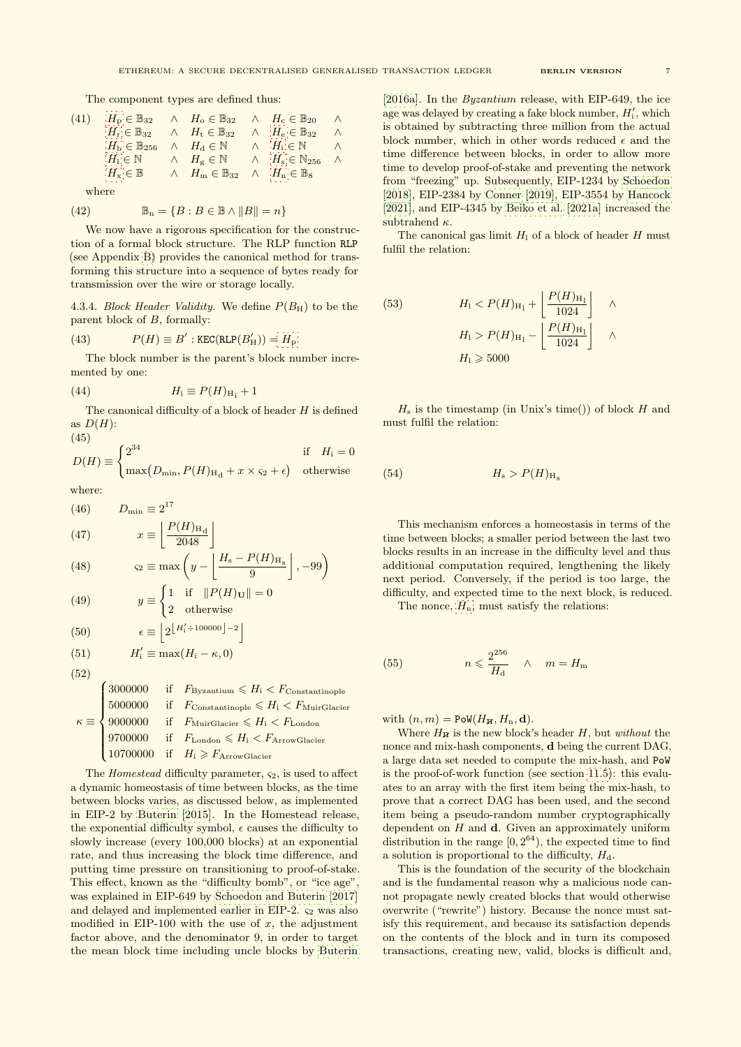The component types are defined thus:

$$
\begin{array}{lllllll}
(41) & H_{\mathrm{p}} \in \mathbb{B}_{32} & \wedge & H_{\mathrm{o}} \in \mathbb{B}_{32} & \wedge & H_{\mathrm{c}} \in \mathbb{B}_{20} & \wedge \\
& H_{\mathrm{r}} \in \mathbb{B}_{32} & \wedge & H_{\mathrm{t}} \in \mathbb{B}_{32} & \wedge & H_{\mathrm{e}} \in \mathbb{B}_{32} & \wedge \\
& H_{\mathrm{b}} \in \mathbb{B}_{256} & \wedge & H_{\mathrm{d}} \in \mathbb{N} & \wedge & H_{\mathrm{i}} \in \mathbb{N} & \wedge \\
& H_{\mathrm{l}} \in \mathbb{N} & \wedge & H_{\mathrm{g}} \in \mathbb{N} & \wedge & H_{\mathrm{s}} \in \mathbb{N}_{256} & \wedge \\
& H_{\mathrm{x}} \in \mathbb{B} & \wedge & H_{\mathrm{m}} \in \mathbb{B}_{32} & \wedge & H_{\mathrm{n}} \in \mathbb{B}_{8} &
\end{array}
$$

where

$$
(42) \qquad \mathbb{B}_{\mathrm{n}} = \{B : B \in \mathbb{B} \wedge \|B\| = n\}
$$

We now have a rigorous specification for the construction of a formal block structure. The RLP function `RLP` (see Appendix B) provides the canonical method for transforming this structure into a sequence of bytes ready for transmission over the wire or storage locally.

4.3.4. *Block Header Validity.* We define $P(B_{\mathrm{H}})$ to be the parent block of $B$, formally:

$$
(43) \qquad P(H) \equiv B' : \mathtt{KEC}(\mathtt{RLP}(B'_{\mathrm{H}})) = H_{\mathrm{p}}
$$

The block number is the parent's block number incremented by one:

$$
(44) \qquad H_{\mathrm{i}} \equiv P(H)_{\mathrm{H_i}} + 1
$$

The canonical difficulty of a block of header $H$ is defined as $D(H)$:

$$
(45) \qquad D(H) \equiv \begin{cases} 2^{34} & \text{if} \quad H_{\mathrm{i}} = 0 \\ \max\big(D_{\min}, P(H)_{\mathrm{H_d}} + x \times \varsigma_2 + \epsilon\big) & \text{otherwise} \end{cases}
$$

where:

$$
(46) \qquad D_{\min} \equiv 2^{17}
$$

$$
(47) \qquad x \equiv \left\lfloor \frac{P(H)_{\mathrm{H_d}}}{2048} \right\rfloor
$$

$$
(48) \qquad \varsigma_2 \equiv \max\left(y - \left\lfloor \frac{H_{\mathrm{s}} - P(H)_{\mathrm{H_s}}}{9} \right\rfloor, -99\right)
$$

$$
(49) \qquad y \equiv \begin{cases} 1 & \text{if} \quad \|P(H)_{\mathbf{U}}\| = 0 \\ 2 & \text{otherwise} \end{cases}
$$

$$
(50) \qquad \epsilon \equiv \left\lfloor 2^{\left\lfloor H'_{\mathrm{i}} \div 100000 \right\rfloor - 2} \right\rfloor
$$

$$
(51) \qquad H'_{\mathrm{i}} \equiv \max(H_{\mathrm{i}} - \kappa, 0)
$$

$$
(52) \qquad \kappa \equiv \begin{cases} 3000000 & \text{if} \quad F_{\mathrm{Byzantium}} \leqslant H_{\mathrm{i}} < F_{\mathrm{Constantinople}} \\ 5000000 & \text{if} \quad F_{\mathrm{Constantinople}} \leqslant H_{\mathrm{i}} < F_{\mathrm{MuirGlacier}} \\ 9000000 & \text{if} \quad F_{\mathrm{MuirGlacier}} \leqslant H_{\mathrm{i}} < F_{\mathrm{London}} \\ 9700000 & \text{if} \quad F_{\mathrm{London}} \leqslant H_{\mathrm{i}} < F_{\mathrm{ArrowGlacier}} \\ 10700000 & \text{if} \quad H_{\mathrm{i}} \geqslant F_{\mathrm{ArrowGlacier}} \end{cases}
$$

The *Homestead* difficulty parameter, $\varsigma_2$, is used to affect a dynamic homeostasis of time between blocks, as the time between blocks varies, as discussed below, as implemented in EIP-2 by Buterin [2015]. In the Homestead release, the exponential difficulty symbol, $\epsilon$ causes the difficulty to slowly increase (every 100,000 blocks) at an exponential rate, and thus increasing the block time difference, and putting time pressure on transitioning to proof-of-stake. This effect, known as the "difficulty bomb", or "ice age", was explained in EIP-649 by Schoedon and Buterin [2017] and delayed and implemented earlier in EIP-2. $\varsigma_2$ was also modified in EIP-100 with the use of $x$, the adjustment factor above, and the denominator 9, in order to target the mean block time including uncle blocks by Buterin [2016a]. In the *Byzantium* release, with EIP-649, the ice age was delayed by creating a fake block number, $H'_{\mathrm{i}}$, which is obtained by subtracting three million from the actual block number, which in other words reduced $\epsilon$ and the time difference between blocks, in order to allow more time to develop proof-of-stake and preventing the network from "freezing" up. Subsequently, EIP-1234 by Schoedon [2018], EIP-2384 by Conner [2019], EIP-3554 by Hancock [2021], and EIP-4345 by Beiko et al. [2021a] increased the subtrahend $\kappa$.

The canonical gas limit $H_{\mathrm{l}}$ of a block of header $H$ must fulfil the relation:

$$
(53) \qquad \begin{aligned} & H_{\mathrm{l}} < P(H)_{\mathrm{H_l}} + \left\lfloor \frac{P(H)_{\mathrm{H_l}}}{1024} \right\rfloor \quad \wedge \\ & H_{\mathrm{l}} > P(H)_{\mathrm{H_l}} - \left\lfloor \frac{P(H)_{\mathrm{H_l}}}{1024} \right\rfloor \quad \wedge \\ & H_{\mathrm{l}} \geqslant 5000 \end{aligned}
$$

$H_{\mathrm{s}}$ is the timestamp (in Unix's time()) of block $H$ and must fulfil the relation:

$$
(54) \qquad H_{\mathrm{s}} > P(H)_{\mathrm{H_s}}
$$

This mechanism enforces a homeostasis in terms of the time between blocks; a smaller period between the last two blocks results in an increase in the difficulty level and thus additional computation required, lengthening the likely next period. Conversely, if the period is too large, the difficulty, and expected time to the next block, is reduced.

The nonce, $H_{\mathrm{n}}$, must satisfy the relations:

$$
(55) \qquad n \leqslant \frac{2^{256}}{H_{\mathrm{d}}} \quad \wedge \quad m = H_{\mathrm{m}}
$$

with $(n, m) = \mathtt{PoW}(H_{\not{n}}, H_{\mathrm{n}}, \mathbf{d})$.

Where $H_{\not{n}}$ is the new block's header $H$, but *without* the nonce and mix-hash components, $\mathbf{d}$ being the current DAG, a large data set needed to compute the mix-hash, and `PoW` is the proof-of-work function (see section 11.5): this evaluates to an array with the first item being the mix-hash, to prove that a correct DAG has been used, and the second item being a pseudo-random number cryptographically dependent on $H$ and $\mathbf{d}$. Given an approximately uniform distribution in the range $[0, 2^{64})$, the expected time to find a solution is proportional to the difficulty, $H_{\mathrm{d}}$.

This is the foundation of the security of the blockchain and is the fundamental reason why a malicious node cannot propagate newly created blocks that would otherwise overwrite ("rewrite") history. Because the nonce must satisfy this requirement, and because its satisfaction depends on the contents of the block and in turn its composed transactions, creating new, valid, blocks is difficult and,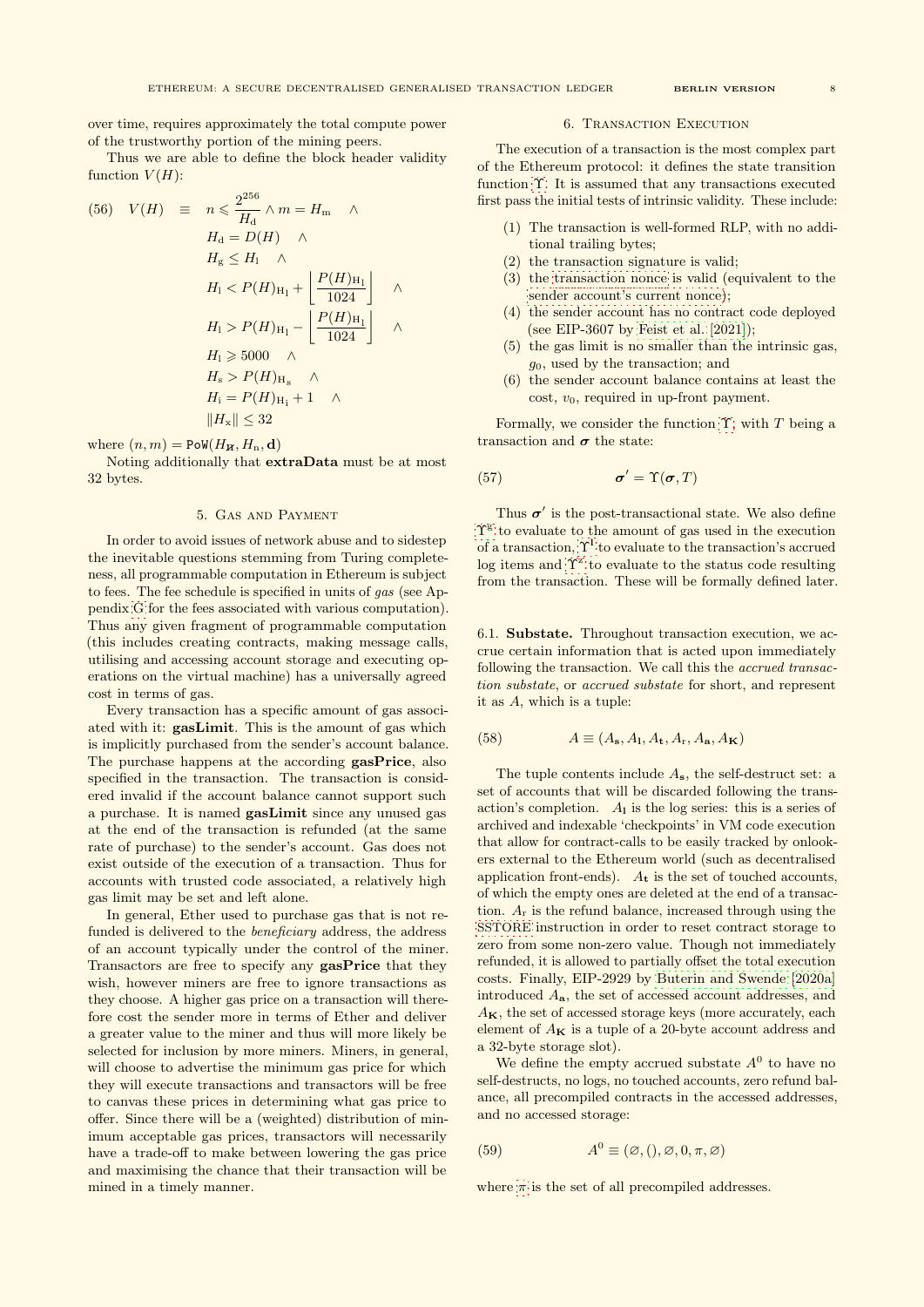over time, requires approximately the total compute power of the trustworthy portion of the mining peers.

Thus we are able to define the block header validity function $V(H)$:

$$
\begin{aligned}
(56) \quad V(H) \quad \equiv \quad & n \leqslant \frac{2^{256}}{H_{\mathrm{d}}} \wedge m = H_{\mathrm{m}} \quad \wedge \\
& H_{\mathrm{d}} = D(H) \quad \wedge \\
& H_{\mathrm{g}} \le H_{\mathrm{l}} \quad \wedge \\
& H_{\mathrm{l}} < P(H)_{H_{\mathrm{l}}} + \left\lfloor \frac{P(H)_{H_{\mathrm{l}}}}{1024} \right\rfloor \quad \wedge \\
& H_{\mathrm{l}} > P(H)_{H_{\mathrm{l}}} - \left\lfloor \frac{P(H)_{H_{\mathrm{l}}}}{1024} \right\rfloor \quad \wedge \\
& H_{\mathrm{l}} \geqslant 5000 \quad \wedge \\
& H_{\mathrm{s}} > P(H)_{H_{\mathrm{s}}} \quad \wedge \\
& H_{\mathrm{i}} = P(H)_{H_{\mathrm{i}}} + 1 \quad \wedge \\
& \lVert H_{\mathrm{x}} \rVert \le 32
\end{aligned}
$$

where $(n, m) = \mathtt{PoW}(H_{\not n}, H_{\mathrm{n}}, \mathbf{d})$

Noting additionally that **extraData** must be at most 32 bytes.

## 5. Gas and Payment

In order to avoid issues of network abuse and to sidestep the inevitable questions stemming from Turing completeness, all programmable computation in Ethereum is subject to fees. The fee schedule is specified in units of *gas* (see Appendix G for the fees associated with various computation). Thus any given fragment of programmable computation (this includes creating contracts, making message calls, utilising and accessing account storage and executing operations on the virtual machine) has a universally agreed cost in terms of gas.

Every transaction has a specific amount of gas associated with it: **gasLimit**. This is the amount of gas which is implicitly purchased from the sender's account balance. The purchase happens at the according **gasPrice**, also specified in the transaction. The transaction is considered invalid if the account balance cannot support such a purchase. It is named **gasLimit** since any unused gas at the end of the transaction is refunded (at the same rate of purchase) to the sender's account. Gas does not exist outside of the execution of a transaction. Thus for accounts with trusted code associated, a relatively high gas limit may be set and left alone.

In general, Ether used to purchase gas that is not refunded is delivered to the *beneficiary* address, the address of an account typically under the control of the miner. Transactors are free to specify any **gasPrice** that they wish, however miners are free to ignore transactions as they choose. A higher gas price on a transaction will therefore cost the sender more in terms of Ether and deliver a greater value to the miner and thus will more likely be selected for inclusion by more miners. Miners, in general, will choose to advertise the minimum gas price for which they will execute transactions and transactors will be free to canvas these prices in determining what gas price to offer. Since there will be a (weighted) distribution of minimum acceptable gas prices, transactors will necessarily have a trade-off to make between lowering the gas price and maximising the chance that their transaction will be mined in a timely manner.

## 6. Transaction Execution

The execution of a transaction is the most complex part of the Ethereum protocol: it defines the state transition function $\Upsilon$. It is assumed that any transactions executed first pass the initial tests of intrinsic validity. These include:

1. The transaction is well-formed RLP, with no additional trailing bytes;
2. the transaction signature is valid;
3. the transaction nonce is valid (equivalent to the sender account's current nonce);
4. the sender account has no contract code deployed (see EIP-3607 by Feist et al. [2021]);
5. the gas limit is no smaller than the intrinsic gas, $g_0$, used by the transaction; and
6. the sender account balance contains at least the cost, $v_0$, required in up-front payment.

Formally, we consider the function $\Upsilon$, with $T$ being a transaction and $\boldsymbol{\sigma}$ the state:

$$(57) \qquad \boldsymbol{\sigma}' = \Upsilon(\boldsymbol{\sigma}, T)$$

Thus $\boldsymbol{\sigma}'$ is the post-transactional state. We also define $\Upsilon^{\mathrm{g}}$ to evaluate to the amount of gas used in the execution of a transaction, $\Upsilon^{\mathbf{l}}$ to evaluate to the transaction's accrued log items and $\Upsilon^{\mathrm{z}}$ to evaluate to the status code resulting from the transaction. These will be formally defined later.

### 6.1. Substate.

Throughout transaction execution, we accrue certain information that is acted upon immediately following the transaction. We call this the *accrued transaction substate*, or *accrued substate* for short, and represent it as $A$, which is a tuple:

$$(58) \qquad A \equiv (A_{\mathbf{s}}, A_{\mathbf{l}}, A_{\mathbf{t}}, A_{\mathrm{r}}, A_{\mathbf{a}}, A_{\mathbf{K}})$$

The tuple contents include $A_{\mathbf{s}}$, the self-destruct set: a set of accounts that will be discarded following the transaction's completion. $A_{\mathbf{l}}$ is the log series: this is a series of archived and indexable 'checkpoints' in VM code execution that allow for contract-calls to be easily tracked by onlookers external to the Ethereum world (such as decentralised application front-ends). $A_{\mathbf{t}}$ is the set of touched accounts, of which the empty ones are deleted at the end of a transaction. $A_{\mathrm{r}}$ is the refund balance, increased through using the SSTORE instruction in order to reset contract storage to zero from some non-zero value. Though not immediately refunded, it is allowed to partially offset the total execution costs. Finally, EIP-2929 by Buterin and Swende [2020a] introduced $A_{\mathbf{a}}$, the set of accessed account addresses, and $A_{\mathbf{K}}$, the set of accessed storage keys (more accurately, each element of $A_{\mathbf{K}}$ is a tuple of a 20-byte account address and a 32-byte storage slot).

We define the empty accrued substate $A^0$ to have no self-destructs, no logs, no touched accounts, zero refund balance, all precompiled contracts in the accessed addresses, and no accessed storage:

$$(59) \qquad A^0 \equiv (\varnothing, (), \varnothing, 0, \pi, \varnothing)$$

where $\pi$ is the set of all precompiled addresses.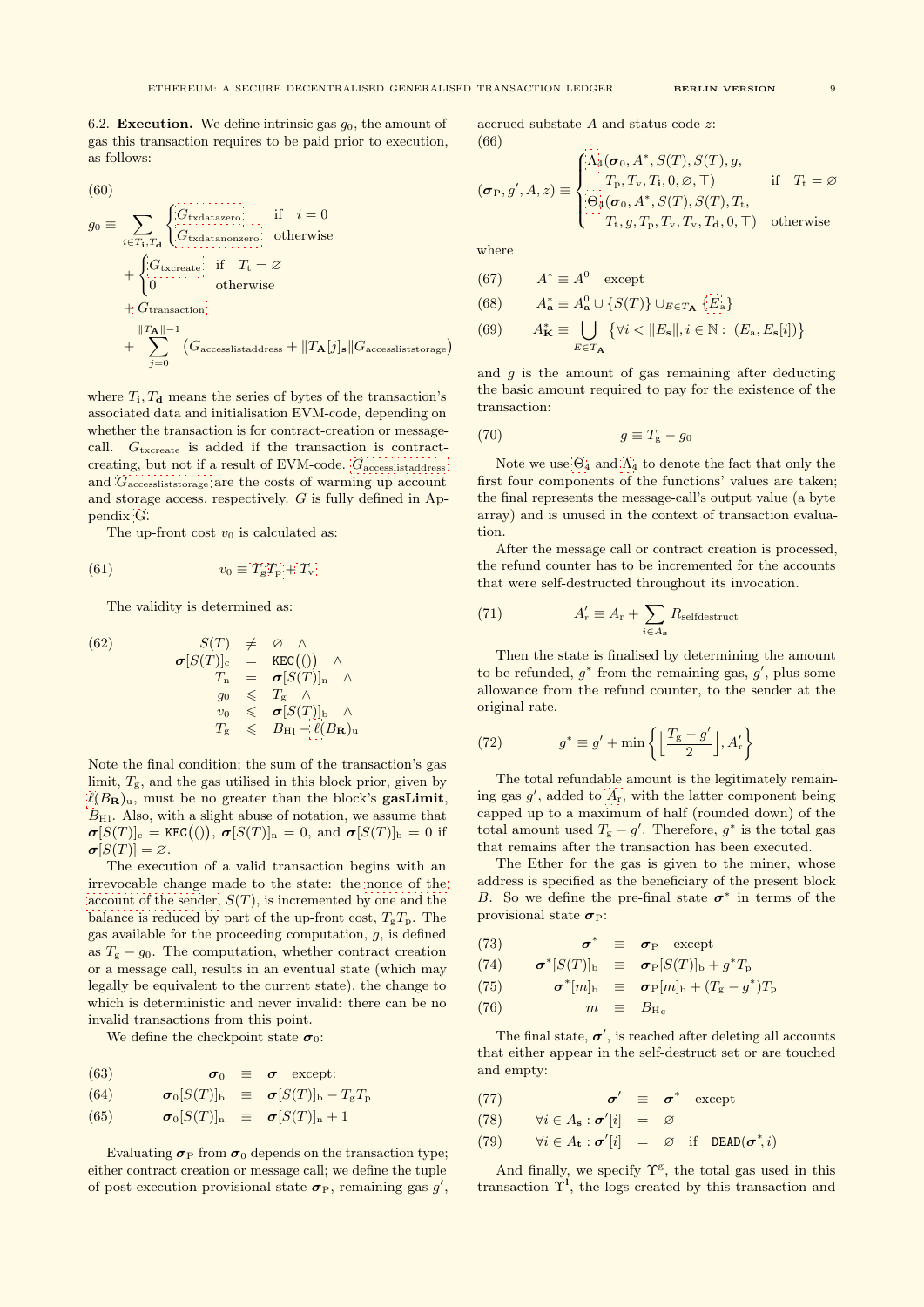6.2. **Execution.** We define intrinsic gas $g_0$, the amount of gas this transaction requires to be paid prior to execution, as follows:

$$(60)\quad g_0 \equiv \sum_{i \in T_{\mathbf{i}}, T_{\mathbf{d}}} \begin{cases} G_{\mathrm{txdatazero}} & \text{if} \quad i = 0 \\ G_{\mathrm{txdatanonzero}} & \text{otherwise} \end{cases} + \begin{cases} G_{\mathrm{txcreate}} & \text{if} \quad T_{\mathrm{t}} = \varnothing \\ 0 & \text{otherwise} \end{cases} + G_{\mathrm{transaction}} + \sum_{j=0}^{\|T_{\mathbf{A}}\|-1} \big( G_{\mathrm{accesslistaddress}} + \|T_{\mathbf{A}}[j]_{\mathbf{s}}\| G_{\mathrm{accessliststorage}} \big)$$

where $T_{\mathbf{i}}, T_{\mathbf{d}}$ means the series of bytes of the transaction's associated data and initialisation EVM-code, depending on whether the transaction is for contract-creation or message-call. $G_{\mathrm{txcreate}}$ is added if the transaction is contract-creating, but not if a result of EVM-code. $G_{\mathrm{accesslistaddress}}$ and $G_{\mathrm{accessliststorage}}$ are the costs of warming up account and storage access, respectively. $G$ is fully defined in Appendix G.

The up-front cost $v_0$ is calculated as:

$$(61)\quad v_0 \equiv T_{\mathrm{g}} T_{\mathrm{p}} + T_{\mathrm{v}}$$

The validity is determined as:

$$(62)\quad \begin{array}{rcl} S(T) & \neq & \varnothing \quad \wedge \\ \boldsymbol{\sigma}[S(T)]_{\mathrm{c}} & = & \mathtt{KEC}\big(()\big) \quad \wedge \\ T_{\mathrm{n}} & = & \boldsymbol{\sigma}[S(T)]_{\mathrm{n}} \quad \wedge \\ g_0 & \leqslant & T_{\mathrm{g}} \quad \wedge \\ v_0 & \leqslant & \boldsymbol{\sigma}[S(T)]_{\mathrm{b}} \quad \wedge \\ T_{\mathrm{g}} & \leqslant & B_{\mathrm{H}\mathrm{l}} - \ell(B_{\mathbf{R}})_{\mathrm{u}} \end{array}$$

Note the final condition; the sum of the transaction's gas limit, $T_{\mathrm{g}}$, and the gas utilised in this block prior, given by $\ell(B_{\mathbf{R}})_{\mathrm{u}}$, must be no greater than the block's **gasLimit**, $B_{\mathrm{H}\mathrm{l}}$. Also, with a slight abuse of notation, we assume that $\boldsymbol{\sigma}[S(T)]_{\mathrm{c}} = \mathtt{KEC}\big(()\big)$, $\boldsymbol{\sigma}[S(T)]_{\mathrm{n}} = 0$, and $\boldsymbol{\sigma}[S(T)]_{\mathrm{b}} = 0$ if $\boldsymbol{\sigma}[S(T)] = \varnothing$.

The execution of a valid transaction begins with an irrevocable change made to the state: the nonce of the account of the sender, $S(T)$, is incremented by one and the balance is reduced by part of the up-front cost, $T_{\mathrm{g}} T_{\mathrm{p}}$. The gas available for the proceeding computation, $g$, is defined as $T_{\mathrm{g}} - g_0$. The computation, whether contract creation or a message call, results in an eventual state (which may legally be equivalent to the current state), the change to which is deterministic and never invalid: there can be no invalid transactions from this point.

We define the checkpoint state $\boldsymbol{\sigma}_0$:

$$(63)\quad \boldsymbol{\sigma}_0 \equiv \boldsymbol{\sigma} \quad \text{except:}$$
$$(64)\quad \boldsymbol{\sigma}_0[S(T)]_{\mathrm{b}} \equiv \boldsymbol{\sigma}[S(T)]_{\mathrm{b}} - T_{\mathrm{g}} T_{\mathrm{p}}$$
$$(65)\quad \boldsymbol{\sigma}_0[S(T)]_{\mathrm{n}} \equiv \boldsymbol{\sigma}[S(T)]_{\mathrm{n}} + 1$$

Evaluating $\boldsymbol{\sigma}_{\mathrm{P}}$ from $\boldsymbol{\sigma}_0$ depends on the transaction type; either contract creation or message call; we define the tuple of post-execution provisional state $\boldsymbol{\sigma}_{\mathrm{P}}$, remaining gas $g'$, accrued substate $A$ and status code $z$:

$$(66)\quad (\boldsymbol{\sigma}_{\mathrm{P}}, g', A, z) \equiv \begin{cases} \Lambda_4(\boldsymbol{\sigma}_0, A^*, S(T), S(T), g, \\ \quad T_{\mathrm{p}}, T_{\mathrm{v}}, T_{\mathbf{i}}, 0, \varnothing, \top) & \text{if} \quad T_{\mathrm{t}} = \varnothing \\ \Theta_4(\boldsymbol{\sigma}_0, A^*, S(T), S(T), T_{\mathrm{t}}, \\ \quad T_{\mathrm{t}}, g, T_{\mathrm{p}}, T_{\mathrm{v}}, T_{\mathrm{v}}, T_{\mathbf{d}}, 0, \top) & \text{otherwise} \end{cases}$$

where

$$(67)\quad A^* \equiv A^0 \quad \text{except}$$
$$(68)\quad A^*_{\mathbf{a}} \equiv A^0_{\mathbf{a}} \cup \{S(T)\} \cup_{E \in T_{\mathbf{A}}} \{E_{\mathrm{a}}\}$$
$$(69)\quad A^*_{\mathbf{K}} \equiv \bigcup_{E \in T_{\mathbf{A}}} \big\{ \forall i < \|E_{\mathbf{s}}\|, i \in \mathbb{N} : \; (E_{\mathrm{a}}, E_{\mathbf{s}}[i]) \big\}$$

and $g$ is the amount of gas remaining after deducting the basic amount required to pay for the existence of the transaction:

$$(70)\quad g \equiv T_{\mathrm{g}} - g_0$$

Note we use $\Theta_4$ and $\Lambda_4$ to denote the fact that only the first four components of the functions' values are taken; the final represents the message-call's output value (a byte array) and is unused in the context of transaction evaluation.

After the message call or contract creation is processed, the refund counter has to be incremented for the accounts that were self-destructed throughout its invocation.

$$(71)\quad A'_{\mathrm{r}} \equiv A_{\mathrm{r}} + \sum_{i \in A_{\mathbf{s}}} R_{\mathrm{selfdestruct}}$$

Then the state is finalised by determining the amount to be refunded, $g^*$ from the remaining gas, $g'$, plus some allowance from the refund counter, to the sender at the original rate.

$$(72)\quad g^* \equiv g' + \min \left\{ \Big\lfloor \frac{T_{\mathrm{g}} - g'}{2} \Big\rfloor, A'_{\mathrm{r}} \right\}$$

The total refundable amount is the legitimately remaining gas $g'$, added to $A_{\mathrm{r}}$, with the latter component being capped up to a maximum of half (rounded down) of the total amount used $T_{\mathrm{g}} - g'$. Therefore, $g^*$ is the total gas that remains after the transaction has been executed.

The Ether for the gas is given to the miner, whose address is specified as the beneficiary of the present block $B$. So we define the pre-final state $\boldsymbol{\sigma}^*$ in terms of the provisional state $\boldsymbol{\sigma}_{\mathrm{P}}$:

$$(73)\quad \boldsymbol{\sigma}^* \equiv \boldsymbol{\sigma}_{\mathrm{P}} \quad \text{except}$$
$$(74)\quad \boldsymbol{\sigma}^*[S(T)]_{\mathrm{b}} \equiv \boldsymbol{\sigma}_{\mathrm{P}}[S(T)]_{\mathrm{b}} + g^* T_{\mathrm{p}}$$
$$(75)\quad \boldsymbol{\sigma}^*[m]_{\mathrm{b}} \equiv \boldsymbol{\sigma}_{\mathrm{P}}[m]_{\mathrm{b}} + (T_{\mathrm{g}} - g^*) T_{\mathrm{p}}$$
$$(76)\quad m \equiv B_{\mathrm{H}_{\mathrm{c}}}$$

The final state, $\boldsymbol{\sigma}'$, is reached after deleting all accounts that either appear in the self-destruct set or are touched and empty:

$$(77)\quad \boldsymbol{\sigma}' \equiv \boldsymbol{\sigma}^* \quad \text{except}$$
$$(78)\quad \forall i \in A_{\mathbf{s}} : \boldsymbol{\sigma}'[i] = \varnothing$$
$$(79)\quad \forall i \in A_{\mathbf{t}} : \boldsymbol{\sigma}'[i] = \varnothing \quad \text{if} \quad \mathtt{DEAD}(\boldsymbol{\sigma}^*, i)$$

And finally, we specify $\Upsilon^{\mathrm{g}}$, the total gas used in this transaction $\Upsilon^{\mathbf{l}}$, the logs created by this transaction and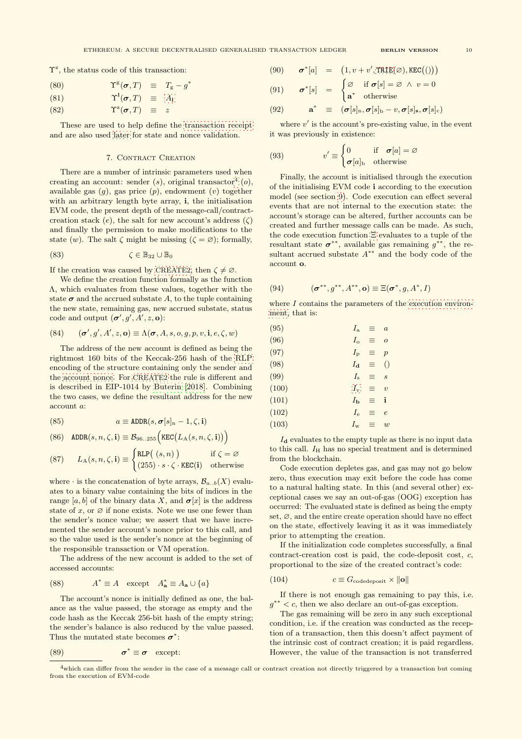$\Upsilon^{\mathrm{z}}$, the status code of this transaction:

$$\Upsilon^{\mathrm{g}}(\boldsymbol{\sigma}, T) \equiv T_{\mathrm{g}} - g^* \tag{80}$$

$$\Upsilon^{\mathbf{l}}(\boldsymbol{\sigma}, T) \equiv A_{\mathbf{l}} \tag{81}$$

$$\Upsilon^{\mathrm{z}}(\boldsymbol{\sigma}, T) \equiv z \tag{82}$$

These are used to help define the transaction receipt and are also used later for state and nonce validation.

## 7. Contract Creation

There are a number of intrinsic parameters used when creating an account: sender ($s$), original transactor[4] ($o$), available gas ($g$), gas price ($p$), endowment ($v$) together with an arbitrary length byte array, $\mathbf{i}$, the initialisation EVM code, the present depth of the message-call/contract-creation stack ($e$), the salt for new account's address ($\zeta$) and finally the permission to make modifications to the state ($w$). The salt $\zeta$ might be missing ($\zeta = \varnothing$); formally,

$$\zeta \in \mathbb{B}_{32} \cup \mathbb{B}_0 \tag{83}$$

If the creation was caused by CREATE2, then $\zeta \neq \varnothing$.

We define the creation function formally as the function $\Lambda$, which evaluates from these values, together with the state $\boldsymbol{\sigma}$ and the accrued substate $A$, to the tuple containing the new state, remaining gas, new accrued substate, status code and output $(\boldsymbol{\sigma}', g', A', z, \mathbf{o})$:

$$(\boldsymbol{\sigma}', g', A', z, \mathbf{o}) \equiv \Lambda(\boldsymbol{\sigma}, A, s, o, g, p, v, \mathbf{i}, e, \zeta, w) \tag{84}$$

The address of the new account is defined as being the rightmost 160 bits of the Keccak-256 hash of the RLP encoding of the structure containing only the sender and the account nonce. For CREATE2 the rule is different and is described in EIP-1014 by Buterin [2018]. Combining the two cases, we define the resultant address for the new account $a$:

$$a \equiv \mathtt{ADDR}(s, \boldsymbol{\sigma}[s]_{\mathrm{n}} - 1, \zeta, \mathbf{i}) \tag{85}$$

$$\mathtt{ADDR}(s, n, \zeta, \mathbf{i}) \equiv \mathcal{B}_{96..255}\Big(\mathtt{KEC}\big(L_{\mathrm{A}}(s, n, \zeta, \mathbf{i})\big)\Big) \tag{86}$$

$$L_{\mathrm{A}}(s, n, \zeta, \mathbf{i}) \equiv \begin{cases} \mathtt{RLP}\big(\;(s, n)\;\big) & \text{if } \zeta = \varnothing \\ (255) \cdot s \cdot \zeta \cdot \mathtt{KEC}(\mathbf{i}) & \text{otherwise} \end{cases} \tag{87}$$

where $\cdot$ is the concatenation of byte arrays, $\mathcal{B}_{a..b}(X)$ evaluates to a binary value containing the bits of indices in the range $[a, b]$ of the binary data $X$, and $\boldsymbol{\sigma}[x]$ is the address state of $x$, or $\varnothing$ if none exists. Note we use one fewer than the sender's nonce value; we assert that we have incremented the sender account's nonce prior to this call, and so the value used is the sender's nonce at the beginning of the responsible transaction or VM operation.

The address of the new account is added to the set of accessed accounts:

$$A^* \equiv A \quad \text{except} \quad A^*_{\mathbf{a}} \equiv A_{\mathbf{a}} \cup \{a\} \tag{88}$$

The account's nonce is initially defined as one, the balance as the value passed, the storage as empty and the code hash as the Keccak 256-bit hash of the empty string; the sender's balance is also reduced by the value passed. Thus the mutated state becomes $\boldsymbol{\sigma}^*$:

$$\boldsymbol{\sigma}^* \equiv \boldsymbol{\sigma} \quad \text{except:} \tag{89}$$

$$\boldsymbol{\sigma}^*[a] = \big(1, v + v', \mathtt{TRIE}(\varnothing), \mathtt{KEC}\big(()\big)\big) \tag{90}$$

$$\boldsymbol{\sigma}^*[s] = \begin{cases} \varnothing & \text{if } \boldsymbol{\sigma}[s] = \varnothing \ \wedge \ v = 0 \\ \mathbf{a}^* & \text{otherwise} \end{cases} \tag{91}$$

$$\mathbf{a}^* \equiv (\boldsymbol{\sigma}[s]_{\mathrm{n}}, \boldsymbol{\sigma}[s]_{\mathrm{b}} - v, \boldsymbol{\sigma}[s]_{\mathbf{s}}, \boldsymbol{\sigma}[s]_{\mathrm{c}}) \tag{92}$$

where $v'$ is the account's pre-existing value, in the event it was previously in existence:

$$v' \equiv \begin{cases} 0 & \text{if } \ \boldsymbol{\sigma}[a] = \varnothing \\ \boldsymbol{\sigma}[a]_{\mathrm{b}} & \text{otherwise} \end{cases} \tag{93}$$

Finally, the account is initialised through the execution of the initialising EVM code $\mathbf{i}$ according to the execution model (see section 9). Code execution can effect several events that are not internal to the execution state: the account's storage can be altered, further accounts can be created and further message calls can be made. As such, the code execution function $\Xi$ evaluates to a tuple of the resultant state $\boldsymbol{\sigma}^{**}$, available gas remaining $g^{**}$, the resultant accrued substate $A^{**}$ and the body code of the account $\mathbf{o}$.

$$(\boldsymbol{\sigma}^{**}, g^{**}, A^{**}, \mathbf{o}) \equiv \Xi(\boldsymbol{\sigma}^*, g, A^*, I) \tag{94}$$

where $I$ contains the parameters of the execution environment, that is:

$$I_{\mathrm{a}} \equiv a \tag{95}$$

$$I_{\mathrm{o}} \equiv o \tag{96}$$

$$I_{\mathrm{p}} \equiv p \tag{97}$$

$$I_{\mathbf{d}} \equiv () \tag{98}$$

$$I_{\mathrm{s}} \equiv s \tag{99}$$

$$I_{\mathrm{v}} \equiv v \tag{100}$$

$$I_{\mathbf{b}} \equiv \mathbf{i} \tag{101}$$

$$I_{\mathrm{e}} \equiv e \tag{102}$$

$$I_{\mathrm{w}} \equiv w \tag{103}$$

$I_{\mathbf{d}}$ evaluates to the empty tuple as there is no input data to this call. $I_{\mathrm{H}}$ has no special treatment and is determined from the blockchain.

Code execution depletes gas, and gas may not go below zero, thus execution may exit before the code has come to a natural halting state. In this (and several other) exceptional cases we say an out-of-gas (OOG) exception has occurred: The evaluated state is defined as being the empty set, $\varnothing$, and the entire create operation should have no effect on the state, effectively leaving it as it was immediately prior to attempting the creation.

If the initialization code completes successfully, a final contract-creation cost is paid, the code-deposit cost, $c$, proportional to the size of the created contract's code:

$$c \equiv G_{\mathrm{codedeposit}} \times \|\mathbf{o}\| \tag{104}$$

If there is not enough gas remaining to pay this, i.e. $g^{**} < c$, then we also declare an out-of-gas exception.

The gas remaining will be zero in any such exceptional condition, i.e. if the creation was conducted as the reception of a transaction, then this doesn't affect payment of the intrinsic cost of contract creation; it is paid regardless. However, the value of the transaction is not transferred

[4] which can differ from the sender in the case of a message call or contract creation not directly triggered by a transaction but coming from the execution of EVM-code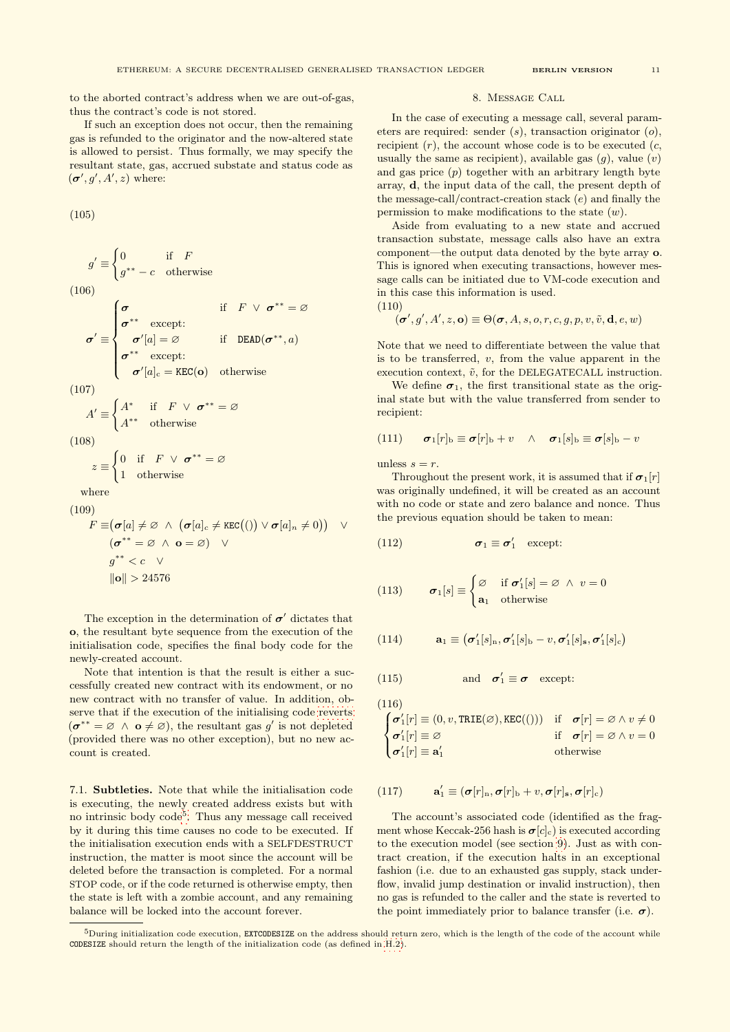to the aborted contract's address when we are out-of-gas, thus the contract's code is not stored.

If such an exception does not occur, then the remaining gas is refunded to the originator and the now-altered state is allowed to persist. Thus formally, we may specify the resultant state, gas, accrued substate and status code as $(\boldsymbol{\sigma}', g', A', z)$ where:

(105)

$$g' \equiv \begin{cases} 0 & \text{if} \quad F \\ g^{**} - c & \text{otherwise} \end{cases}$$

(106)

$$\boldsymbol{\sigma}' \equiv \begin{cases} \boldsymbol{\sigma} & \text{if} \quad F \ \vee \ \boldsymbol{\sigma}^{**} = \varnothing \\ \boldsymbol{\sigma}^{**} \quad \text{except:} & \\ \quad \boldsymbol{\sigma}'[a] = \varnothing & \text{if} \quad \mathtt{DEAD}(\boldsymbol{\sigma}^{**}, a) \\ \boldsymbol{\sigma}^{**} \quad \text{except:} & \\ \quad \boldsymbol{\sigma}'[a]_c = \mathtt{KEC}(\mathbf{o}) & \text{otherwise} \end{cases}$$

(107)

$$A' \equiv \begin{cases} A^* & \text{if} \quad F \ \vee \ \boldsymbol{\sigma}^{**} = \varnothing \\ A^{**} & \text{otherwise} \end{cases}$$

(108)

$$z \equiv \begin{cases} 0 & \text{if} \quad F \ \vee \ \boldsymbol{\sigma}^{**} = \varnothing \\ 1 & \text{otherwise} \end{cases}$$

where

(109)

$$\begin{aligned} F \equiv & \big(\boldsymbol{\sigma}[a] \neq \varnothing \ \wedge \ \big(\boldsymbol{\sigma}[a]_c \neq \mathtt{KEC}\big(()\big) \vee \boldsymbol{\sigma}[a]_n \neq 0\big)\big) \quad \vee \\ & (\boldsymbol{\sigma}^{**} = \varnothing \ \wedge \ \mathbf{o} = \varnothing) \quad \vee \\ & g^{**} < c \quad \vee \\ & \|\mathbf{o}\| > 24576 \end{aligned}$$

The exception in the determination of $\boldsymbol{\sigma}'$ dictates that $\mathbf{o}$, the resultant byte sequence from the execution of the initialisation code, specifies the final body code for the newly-created account.

Note that intention is that the result is either a successfully created new contract with its endowment, or no new contract with no transfer of value. In addition, observe that if the execution of the initialising code reverts ($\boldsymbol{\sigma}^{**} = \varnothing \ \wedge \ \mathbf{o} \neq \varnothing$), the resultant gas $g'$ is not depleted (provided there was no other exception), but no new account is created.

### 7.1. Subtleties.

Note that while the initialisation code is executing, the newly created address exists but with no intrinsic body code[5]. Thus any message call received by it during this time causes no code to be executed. If the initialisation execution ends with a SELFDESTRUCT instruction, the matter is moot since the account will be deleted before the transaction is completed. For a normal STOP code, or if the code returned is otherwise empty, then the state is left with a zombie account, and any remaining balance will be locked into the account forever.

## 8. Message Call

In the case of executing a message call, several parameters are required: sender ($s$), transaction originator ($o$), recipient ($r$), the account whose code is to be executed ($c$, usually the same as recipient), available gas ($g$), value ($v$) and gas price ($p$) together with an arbitrary length byte array, $\mathbf{d}$, the input data of the call, the present depth of the message-call/contract-creation stack ($e$) and finally the permission to make modifications to the state ($w$).

Aside from evaluating to a new state and accrued transaction substate, message calls also have an extra component—the output data denoted by the byte array $\mathbf{o}$. This is ignored when executing transactions, however message calls can be initiated due to VM-code execution and in this case this information is used.

(110)

$$(\boldsymbol{\sigma}', g', A', z, \mathbf{o}) \equiv \Theta(\boldsymbol{\sigma}, A, s, o, r, c, g, p, v, \tilde{v}, \mathbf{d}, e, w)$$

Note that we need to differentiate between the value that is to be transferred, $v$, from the value apparent in the execution context, $\tilde{v}$, for the DELEGATECALL instruction.

We define $\boldsymbol{\sigma}_1$, the first transitional state as the original state but with the value transferred from sender to recipient:

$$(111) \qquad \boldsymbol{\sigma}_1[r]_b \equiv \boldsymbol{\sigma}[r]_b + v \quad \wedge \quad \boldsymbol{\sigma}_1[s]_b \equiv \boldsymbol{\sigma}[s]_b - v$$

unless $s = r$.

Throughout the present work, it is assumed that if $\boldsymbol{\sigma}_1[r]$ was originally undefined, it will be created as an account with no code or state and zero balance and nonce. Thus the previous equation should be taken to mean:

$$(112) \qquad \boldsymbol{\sigma}_1 \equiv \boldsymbol{\sigma}'_1 \quad \text{except:}$$

$$(113) \qquad \boldsymbol{\sigma}_1[s] \equiv \begin{cases} \varnothing & \text{if } \boldsymbol{\sigma}'_1[s] = \varnothing \ \wedge \ v = 0 \\ \mathbf{a}_1 & \text{otherwise} \end{cases}$$

$$(114) \qquad \mathbf{a}_1 \equiv \big(\boldsymbol{\sigma}'_1[s]_n, \boldsymbol{\sigma}'_1[s]_b - v, \boldsymbol{\sigma}'_1[s]_s, \boldsymbol{\sigma}'_1[s]_c\big)$$

$$(115) \qquad \text{and} \quad \boldsymbol{\sigma}'_1 \equiv \boldsymbol{\sigma} \quad \text{except:}$$

(116)

$$\begin{cases} \boldsymbol{\sigma}'_1[r] \equiv (0, v, \mathtt{TRIE}(\varnothing), \mathtt{KEC}(())) & \text{if} \quad \boldsymbol{\sigma}[r] = \varnothing \wedge v \neq 0 \\ \boldsymbol{\sigma}'_1[r] \equiv \varnothing & \text{if} \quad \boldsymbol{\sigma}[r] = \varnothing \wedge v = 0 \\ \boldsymbol{\sigma}'_1[r] \equiv \mathbf{a}'_1 & \text{otherwise} \end{cases}$$

$$(117) \qquad \mathbf{a}'_1 \equiv (\boldsymbol{\sigma}[r]_n, \boldsymbol{\sigma}[r]_b + v, \boldsymbol{\sigma}[r]_s, \boldsymbol{\sigma}[r]_c)$$

The account's associated code (identified as the fragment whose Keccak-256 hash is $\boldsymbol{\sigma}[c]_c$) is executed according to the execution model (see section 9). Just as with contract creation, if the execution halts in an exceptional fashion (i.e. due to an exhausted gas supply, stack underflow, invalid jump destination or invalid instruction), then no gas is refunded to the caller and the state is reverted to the point immediately prior to balance transfer (i.e. $\boldsymbol{\sigma}$).

---

[5] During initialization code execution, `EXTCODESIZE` on the address should return zero, which is the length of the code of the account while `CODESIZE` should return the length of the initialization code (as defined in H.2).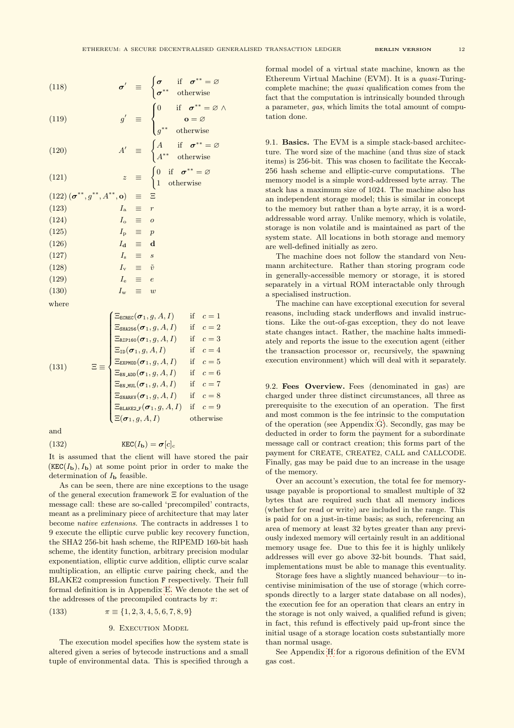$$(118) \qquad \boldsymbol{\sigma}' \equiv \begin{cases} \boldsymbol{\sigma} & \text{if} \quad \boldsymbol{\sigma}^{**} = \varnothing \\ \boldsymbol{\sigma}^{**} & \text{otherwise} \end{cases}$$

$$(119) \qquad g' \equiv \begin{cases} 0 & \text{if} \quad \boldsymbol{\sigma}^{**} = \varnothing \ \wedge \\ & \quad \mathbf{o} = \varnothing \\ g^{**} & \text{otherwise} \end{cases}$$

$$(120) \qquad A' \equiv \begin{cases} A & \text{if} \quad \boldsymbol{\sigma}^{**} = \varnothing \\ A^{**} & \text{otherwise} \end{cases}$$

$$(121) \qquad z \equiv \begin{cases} 0 & \text{if} \quad \boldsymbol{\sigma}^{**} = \varnothing \\ 1 & \text{otherwise} \end{cases}$$

$$(122) \qquad (\boldsymbol{\sigma}^{**}, g^{**}, A^{**}, \mathbf{o}) \equiv \Xi$$

$$(123) \qquad I_{\mathrm{a}} \equiv r$$

$$(124) \qquad I_{\mathrm{o}} \equiv o$$

$$(125) \qquad I_{\mathrm{p}} \equiv p$$

$$(126) \qquad I_{\mathbf{d}} \equiv \mathbf{d}$$

$$(127) \qquad I_{\mathrm{s}} \equiv s$$

$$(128) \qquad I_{\mathrm{v}} \equiv \tilde{v}$$

$$(129) \qquad I_{\mathrm{e}} \equiv e$$

$$(130) \qquad I_{\mathrm{w}} \equiv w$$

where

$$(131) \qquad \Xi \equiv \begin{cases} \Xi_{\mathtt{ECREC}}(\boldsymbol{\sigma}_1, g, A, I) & \text{if} \quad c = 1 \\ \Xi_{\mathtt{SHA256}}(\boldsymbol{\sigma}_1, g, A, I) & \text{if} \quad c = 2 \\ \Xi_{\mathtt{RIP160}}(\boldsymbol{\sigma}_1, g, A, I) & \text{if} \quad c = 3 \\ \Xi_{\mathtt{ID}}(\boldsymbol{\sigma}_1, g, A, I) & \text{if} \quad c = 4 \\ \Xi_{\mathtt{EXPMOD}}(\boldsymbol{\sigma}_1, g, A, I) & \text{if} \quad c = 5 \\ \Xi_{\mathtt{BN\_ADD}}(\boldsymbol{\sigma}_1, g, A, I) & \text{if} \quad c = 6 \\ \Xi_{\mathtt{BN\_MUL}}(\boldsymbol{\sigma}_1, g, A, I) & \text{if} \quad c = 7 \\ \Xi_{\mathtt{SNARKV}}(\boldsymbol{\sigma}_1, g, A, I) & \text{if} \quad c = 8 \\ \Xi_{\mathtt{BLAKE2\_F}}(\boldsymbol{\sigma}_1, g, A, I) & \text{if} \quad c = 9 \\ \Xi(\boldsymbol{\sigma}_1, g, A, I) & \text{otherwise} \end{cases}$$

and

$$(132) \qquad \mathtt{KEC}(I_{\mathbf{b}}) = \boldsymbol{\sigma}[c]_{\mathrm{c}}$$

It is assumed that the client will have stored the pair $(\mathtt{KEC}(I_{\mathbf{b}}), I_{\mathbf{b}})$ at some point prior in order to make the determination of $I_{\mathbf{b}}$ feasible.

As can be seen, there are nine exceptions to the usage of the general execution framework $\Xi$ for evaluation of the message call: these are so-called 'precompiled' contracts, meant as a preliminary piece of architecture that may later become *native extensions*. The contracts in addresses 1 to 9 execute the elliptic curve public key recovery function, the SHA2 256-bit hash scheme, the RIPEMD 160-bit hash scheme, the identity function, arbitrary precision modular exponentiation, elliptic curve addition, elliptic curve scalar multiplication, an elliptic curve pairing check, and the BLAKE2 compression function $\mathtt{F}$ respectively. Their full formal definition is in Appendix E. We denote the set of the addresses of the precompiled contracts by $\pi$:

$$(133) \qquad \pi \equiv \{1, 2, 3, 4, 5, 6, 7, 8, 9\}$$

## 9. Execution Model

The execution model specifies how the system state is altered given a series of bytecode instructions and a small tuple of environmental data. This is specified through a formal model of a virtual state machine, known as the Ethereum Virtual Machine (EVM). It is a *quasi*-Turing-complete machine; the *quasi* qualification comes from the fact that the computation is intrinsically bounded through a parameter, *gas*, which limits the total amount of computation done.

**9.1. Basics.** The EVM is a simple stack-based architecture. The word size of the machine (and thus size of stack items) is 256-bit. This was chosen to facilitate the Keccak-256 hash scheme and elliptic-curve computations. The memory model is a simple word-addressed byte array. The stack has a maximum size of 1024. The machine also has an independent storage model; this is similar in concept to the memory but rather than a byte array, it is a word-addressable word array. Unlike memory, which is volatile, storage is non volatile and is maintained as part of the system state. All locations in both storage and memory are well-defined initially as zero.

The machine does not follow the standard von Neumann architecture. Rather than storing program code in generally-accessible memory or storage, it is stored separately in a virtual ROM interactable only through a specialised instruction.

The machine can have exceptional execution for several reasons, including stack underflows and invalid instructions. Like the out-of-gas exception, they do not leave state changes intact. Rather, the machine halts immediately and reports the issue to the execution agent (either the transaction processor or, recursively, the spawning execution environment) which will deal with it separately.

**9.2. Fees Overview.** Fees (denominated in gas) are charged under three distinct circumstances, all three as prerequisite to the execution of an operation. The first and most common is the fee intrinsic to the computation of the operation (see Appendix G). Secondly, gas may be deducted in order to form the payment for a subordinate message call or contract creation; this forms part of the payment for CREATE, CREATE2, CALL and CALLCODE. Finally, gas may be paid due to an increase in the usage of the memory.

Over an account's execution, the total fee for memory-usage payable is proportional to smallest multiple of 32 bytes that are required such that all memory indices (whether for read or write) are included in the range. This is paid for on a just-in-time basis; as such, referencing an area of memory at least 32 bytes greater than any previously indexed memory will certainly result in an additional memory usage fee. Due to this fee it is highly unlikely addresses will ever go above 32-bit bounds. That said, implementations must be able to manage this eventuality.

Storage fees have a slightly nuanced behaviour—to incentivise minimisation of the use of storage (which corresponds directly to a larger state database on all nodes), the execution fee for an operation that clears an entry in the storage is not only waived, a qualified refund is given; in fact, this refund is effectively paid up-front since the initial usage of a storage location costs substantially more than normal usage.

See Appendix H for a rigorous definition of the EVM gas cost.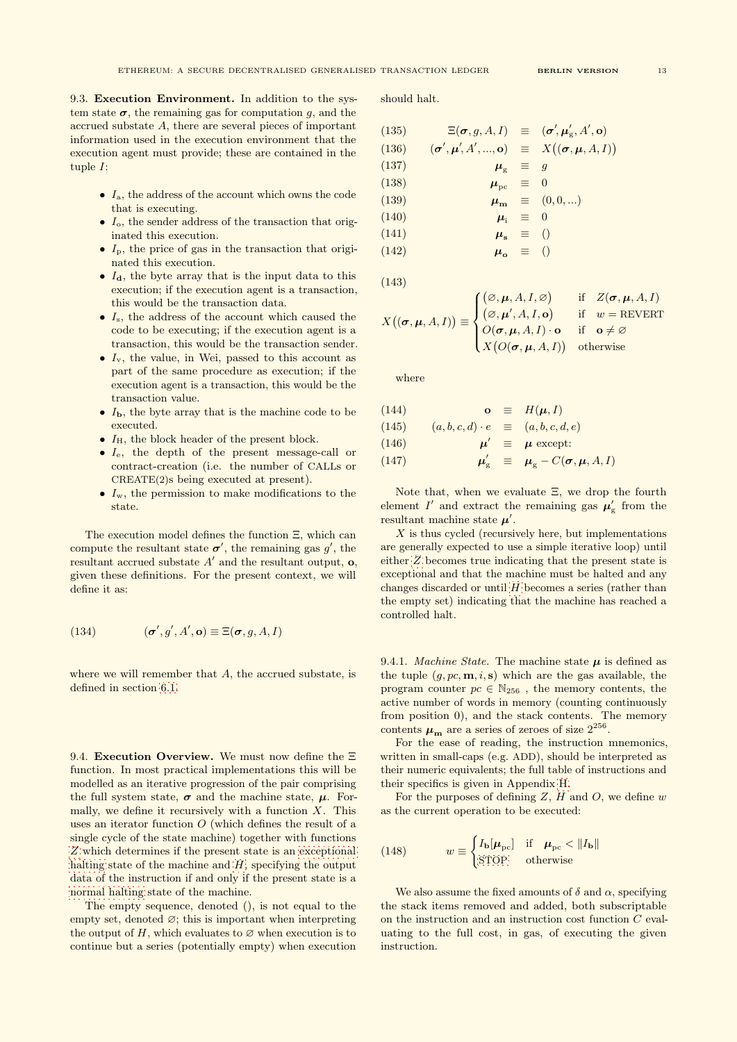9.3. **Execution Environment.** In addition to the system state $\boldsymbol{\sigma}$, the remaining gas for computation $g$, and the accrued substate $A$, there are several pieces of important information used in the execution environment that the execution agent must provide; these are contained in the tuple $I$:

- $I_{\mathrm{a}}$, the address of the account which owns the code that is executing.
- $I_{\mathrm{o}}$, the sender address of the transaction that originated this execution.
- $I_{\mathrm{p}}$, the price of gas in the transaction that originated this execution.
- $I_{\mathbf{d}}$, the byte array that is the input data to this execution; if the execution agent is a transaction, this would be the transaction data.
- $I_{\mathrm{s}}$, the address of the account which caused the code to be executing; if the execution agent is a transaction, this would be the transaction sender.
- $I_{\mathrm{v}}$, the value, in Wei, passed to this account as part of the same procedure as execution; if the execution agent is a transaction, this would be the transaction value.
- $I_{\mathbf{b}}$, the byte array that is the machine code to be executed.
- $I_{\mathrm{H}}$, the block header of the present block.
- $I_{\mathrm{e}}$, the depth of the present message-call or contract-creation (i.e. the number of CALLs or CREATE(2)s being executed at present).
- $I_{\mathrm{w}}$, the permission to make modifications to the state.

The execution model defines the function $\Xi$, which can compute the resultant state $\boldsymbol{\sigma}'$, the remaining gas $g'$, the resultant accrued substate $A'$ and the resultant output, $\mathbf{o}$, given these definitions. For the present context, we will define it as:

$$(\boldsymbol{\sigma}', g', A', \mathbf{o}) \equiv \Xi(\boldsymbol{\sigma}, g, A, I) \tag{134}$$

where we will remember that $A$, the accrued substate, is defined in section 6.1.

9.4. **Execution Overview.** We must now define the $\Xi$ function. In most practical implementations this will be modelled as an iterative progression of the pair comprising the full system state, $\boldsymbol{\sigma}$ and the machine state, $\boldsymbol{\mu}$. Formally, we define it recursively with a function $X$. This uses an iterator function $O$ (which defines the result of a single cycle of the state machine) together with functions $Z$ which determines if the present state is an exceptional halting state of the machine and $H$, specifying the output data of the instruction if and only if the present state is a normal halting state of the machine.

The empty sequence, denoted $()$, is not equal to the empty set, denoted $\varnothing$; this is important when interpreting the output of $H$, which evaluates to $\varnothing$ when execution is to continue but a series (potentially empty) when execution should halt.

$$\Xi(\boldsymbol{\sigma}, g, A, I) \equiv (\boldsymbol{\sigma}', \boldsymbol{\mu}'_{\mathrm{g}}, A', \mathbf{o}) \tag{135}$$

$$(\boldsymbol{\sigma}', \boldsymbol{\mu}', A', ..., \mathbf{o}) \equiv X\big((\boldsymbol{\sigma}, \boldsymbol{\mu}, A, I)\big) \tag{136}$$

$$\boldsymbol{\mu}_{\mathrm{g}} \equiv g \tag{137}$$

$$\boldsymbol{\mu}_{\mathrm{pc}} \equiv 0 \tag{138}$$

$$\boldsymbol{\mu}_{\mathbf{m}} \equiv (0, 0, ...) \tag{139}$$

$$\boldsymbol{\mu}_{\mathrm{i}} \equiv 0 \tag{140}$$

$$\boldsymbol{\mu}_{\mathbf{s}} \equiv () \tag{141}$$

$$\boldsymbol{\mu}_{\mathbf{o}} \equiv () \tag{142}$$

$$X\big((\boldsymbol{\sigma}, \boldsymbol{\mu}, A, I)\big) \equiv \begin{cases} \big(\varnothing, \boldsymbol{\mu}, A, I, \varnothing\big) & \text{if} \quad Z(\boldsymbol{\sigma}, \boldsymbol{\mu}, A, I) \\ \big(\varnothing, \boldsymbol{\mu}', A, I, \mathbf{o}\big) & \text{if} \quad w = \text{REVERT} \\ O(\boldsymbol{\sigma}, \boldsymbol{\mu}, A, I) \cdot \mathbf{o} & \text{if} \quad \mathbf{o} \neq \varnothing \\ X\big(O(\boldsymbol{\sigma}, \boldsymbol{\mu}, A, I)\big) & \text{otherwise} \end{cases} \tag{143}$$

where

$$\mathbf{o} \equiv H(\boldsymbol{\mu}, I) \tag{144}$$

$$(a, b, c, d) \cdot e \equiv (a, b, c, d, e) \tag{145}$$

$$\boldsymbol{\mu}' \equiv \boldsymbol{\mu} \text{ except:} \tag{146}$$

$$\boldsymbol{\mu}'_{\mathrm{g}} \equiv \boldsymbol{\mu}_{\mathrm{g}} - C(\boldsymbol{\sigma}, \boldsymbol{\mu}, A, I) \tag{147}$$

Note that, when we evaluate $\Xi$, we drop the fourth element $I'$ and extract the remaining gas $\boldsymbol{\mu}'_{\mathrm{g}}$ from the resultant machine state $\boldsymbol{\mu}'$.

$X$ is thus cycled (recursively here, but implementations are generally expected to use a simple iterative loop) until either $Z$ becomes true indicating that the present state is exceptional and that the machine must be halted and any changes discarded or until $H$ becomes a series (rather than the empty set) indicating that the machine has reached a controlled halt.

9.4.1. *Machine State.* The machine state $\boldsymbol{\mu}$ is defined as the tuple $(g, pc, \mathbf{m}, i, \mathbf{s})$ which are the gas available, the program counter $pc \in \mathbb{N}_{256}$ , the memory contents, the active number of words in memory (counting continuously from position 0), and the stack contents. The memory contents $\boldsymbol{\mu}_{\mathbf{m}}$ are a series of zeroes of size $2^{256}$.

For the ease of reading, the instruction mnemonics, written in small-caps (e.g. ADD), should be interpreted as their numeric equivalents; the full table of instructions and their specifics is given in Appendix H.

For the purposes of defining $Z$, $H$ and $O$, we define $w$ as the current operation to be executed:

$$w \equiv \begin{cases} I_{\mathbf{b}}[\boldsymbol{\mu}_{\mathrm{pc}}] & \text{if} \quad \boldsymbol{\mu}_{\mathrm{pc}} < \|I_{\mathbf{b}}\| \\ \text{STOP} & \text{otherwise} \end{cases} \tag{148}$$

We also assume the fixed amounts of $\delta$ and $\alpha$, specifying the stack items removed and added, both subscriptable on the instruction and an instruction cost function $C$ evaluating to the full cost, in gas, of executing the given instruction.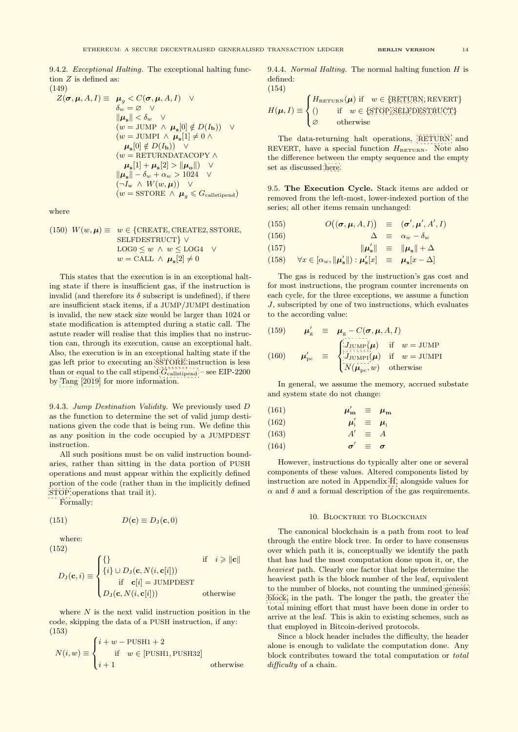9.4.2. *Exceptional Halting.* The exceptional halting function $Z$ is defined as:

(149)

$$
\begin{aligned}
Z(\boldsymbol{\sigma}, \boldsymbol{\mu}, A, I) \equiv \;& \boldsymbol{\mu}_g < C(\boldsymbol{\sigma}, \boldsymbol{\mu}, A, I) \quad \vee \\
& \delta_w = \varnothing \quad \vee \\
& \|\boldsymbol{\mu}_\mathbf{s}\| < \delta_w \quad \vee \\
& (w = \text{JUMP} \;\wedge\; \boldsymbol{\mu}_\mathbf{s}[0] \notin D(I_\mathbf{b})) \quad \vee \\
& (w = \text{JUMPI} \;\wedge\; \boldsymbol{\mu}_\mathbf{s}[1] \neq 0 \;\wedge \\
& \quad \boldsymbol{\mu}_\mathbf{s}[0] \notin D(I_\mathbf{b})) \quad \vee \\
& (w = \text{RETURNDATACOPY} \;\wedge \\
& \quad \boldsymbol{\mu}_\mathbf{s}[1] + \boldsymbol{\mu}_\mathbf{s}[2] > \|\boldsymbol{\mu}_\mathbf{o}\|) \quad \vee \\
& \|\boldsymbol{\mu}_\mathbf{s}\| - \delta_w + \alpha_w > 1024 \quad \vee \\
& (\neg I_\mathrm{w} \;\wedge\; W(w, \boldsymbol{\mu})) \quad \vee \\
& (w = \text{SSTORE} \;\wedge\; \boldsymbol{\mu}_g \leqslant G_\text{callstipend})
\end{aligned}
$$

where

$$
\begin{aligned}
(150)\quad W(w, \boldsymbol{\mu}) \equiv \;& w \in \{\text{CREATE}, \text{CREATE2}, \text{SSTORE}, \\
& \text{SELFDESTRUCT}\} \;\vee \\
& \text{LOG0} \leq w \;\wedge\; w \leq \text{LOG4} \quad \vee \\
& w = \text{CALL} \;\wedge\; \boldsymbol{\mu}_\mathbf{s}[2] \neq 0
\end{aligned}
$$

This states that the execution is in an exceptional halting state if there is insufficient gas, if the instruction is invalid (and therefore its $\delta$ subscript is undefined), if there are insufficient stack items, if a JUMP/JUMPI destination is invalid, the new stack size would be larger than 1024 or state modification is attempted during a static call. The astute reader will realise that this implies that no instruction can, through its execution, cause an exceptional halt. Also, the execution is in an exceptional halting state if the gas left prior to executing an SSTORE instruction is less than or equal to the call stipend $G_\text{callstipend}$ – see EIP-2200 by Tang [2019] for more information.

9.4.3. *Jump Destination Validity.* We previously used $D$ as the function to determine the set of valid jump destinations given the code that is being run. We define this as any position in the code occupied by a JUMPDEST instruction.

All such positions must be on valid instruction boundaries, rather than sitting in the data portion of PUSH operations and must appear within the explicitly defined portion of the code (rather than in the implicitly defined STOP operations that trail it).

Formally:

$$
(151)\qquad D(\mathbf{c}) \equiv D_\mathrm{J}(\mathbf{c}, 0)
$$

where:

(152)

$$
D_\mathrm{J}(\mathbf{c}, i) \equiv \begin{cases} \{\} & \text{if} \quad i \geqslant \|\mathbf{c}\| \\ \{i\} \cup D_\mathrm{J}(\mathbf{c}, N(i, \mathbf{c}[i])) & \\ \qquad \text{if} \quad \mathbf{c}[i] = \text{JUMPDEST} & \\ D_\mathrm{J}(\mathbf{c}, N(i, \mathbf{c}[i])) & \text{otherwise} \end{cases}
$$

where $N$ is the next valid instruction position in the code, skipping the data of a PUSH instruction, if any:

(153)

$$
N(i, w) \equiv \begin{cases} i + w - \text{PUSH1} + 2 & \\ \qquad \text{if} \quad w \in [\text{PUSH1}, \text{PUSH32}] & \\ i + 1 & \text{otherwise} \end{cases}
$$

9.4.4. *Normal Halting.* The normal halting function $H$ is defined:

(154)

$$
H(\boldsymbol{\mu}, I) \equiv \begin{cases} H_\text{RETURN}(\boldsymbol{\mu}) & \text{if} \quad w \in \{\text{RETURN}, \text{REVERT}\} \\ () & \text{if} \quad w \in \{\text{STOP}, \text{SELFDESTRUCT}\} \\ \varnothing & \text{otherwise} \end{cases}
$$

The data-returning halt operations, RETURN and REVERT, have a special function $H_\text{RETURN}$. Note also the difference between the empty sequence and the empty set as discussed here.

## 9.5. The Execution Cycle.

Stack items are added or removed from the left-most, lower-indexed portion of the series; all other items remain unchanged:

$$
\begin{aligned}
(155)\qquad O\big((\boldsymbol{\sigma}, \boldsymbol{\mu}, A, I)\big) \;&\equiv\; (\boldsymbol{\sigma}', \boldsymbol{\mu}', A', I) \\
(156)\qquad \Delta \;&\equiv\; \alpha_w - \delta_w \\
(157)\qquad \|\boldsymbol{\mu}'_\mathbf{s}\| \;&\equiv\; \|\boldsymbol{\mu}_\mathbf{s}\| + \Delta \\
(158)\qquad \forall x \in [\alpha_w, \|\boldsymbol{\mu}'_\mathbf{s}\|) : \boldsymbol{\mu}'_\mathbf{s}[x] \;&\equiv\; \boldsymbol{\mu}_\mathbf{s}[x - \Delta]
\end{aligned}
$$

The gas is reduced by the instruction's gas cost and for most instructions, the program counter increments on each cycle, for the three exceptions, we assume a function $J$, subscripted by one of two instructions, which evaluates to the according value:

$$
\begin{aligned}
(159)\qquad \boldsymbol{\mu}'_\mathrm{g} \;&\equiv\; \boldsymbol{\mu}_\mathrm{g} - C(\boldsymbol{\sigma}, \boldsymbol{\mu}, A, I) \\
(160)\qquad \boldsymbol{\mu}'_\mathrm{pc} \;&\equiv\; \begin{cases} J_\text{JUMP}(\boldsymbol{\mu}) & \text{if} \quad w = \text{JUMP} \\ J_\text{JUMPI}(\boldsymbol{\mu}) & \text{if} \quad w = \text{JUMPI} \\ N(\boldsymbol{\mu}_\mathrm{pc}, w) & \text{otherwise} \end{cases}
\end{aligned}
$$

In general, we assume the memory, accrued substate and system state do not change:

$$
\begin{aligned}
(161)\qquad \boldsymbol{\mu}'_\mathbf{m} \;&\equiv\; \boldsymbol{\mu}_\mathbf{m} \\
(162)\qquad \boldsymbol{\mu}'_\mathrm{i} \;&\equiv\; \boldsymbol{\mu}_\mathrm{i} \\
(163)\qquad A' \;&\equiv\; A \\
(164)\qquad \boldsymbol{\sigma}' \;&\equiv\; \boldsymbol{\sigma}
\end{aligned}
$$

However, instructions do typically alter one or several components of these values. Altered components listed by instruction are noted in Appendix H, alongside values for $\alpha$ and $\delta$ and a formal description of the gas requirements.

# 10. Blocktree to Blockchain

The canonical blockchain is a path from root to leaf through the entire block tree. In order to have consensus over which path it is, conceptually we identify the path that has had the most computation done upon it, or, the *heaviest* path. Clearly one factor that helps determine the heaviest path is the block number of the leaf, equivalent to the number of blocks, not counting the unmined genesis block, in the path. The longer the path, the greater the total mining effort that must have been done in order to arrive at the leaf. This is akin to existing schemes, such as that employed in Bitcoin-derived protocols.

Since a block header includes the difficulty, the header alone is enough to validate the computation done. Any block contributes toward the total computation or *total difficulty* of a chain.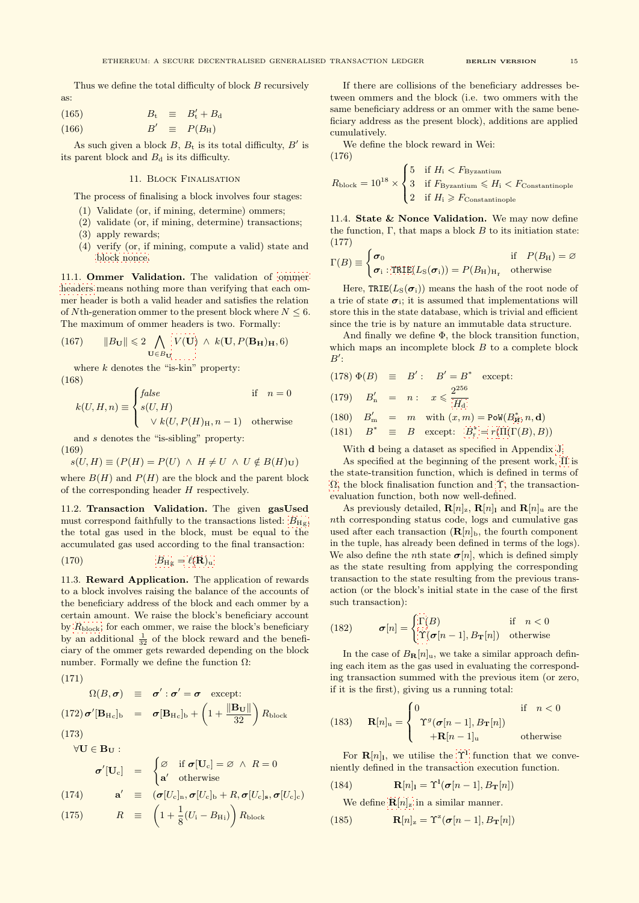Thus we define the total difficulty of block $B$ recursively as:

$$B_t \equiv B'_t + B_d \tag{165}$$

$$B' \equiv P(B_H) \tag{166}$$

As such given a block $B$, $B_t$ is its total difficulty, $B'$ is its parent block and $B_d$ is its difficulty.

## 11. Block Finalisation

The process of finalising a block involves four stages:

(1) Validate (or, if mining, determine) ommers;
(2) validate (or, if mining, determine) transactions;
(3) apply rewards;
(4) verify (or, if mining, compute a valid) state and block nonce.

**11.1. Ommer Validation.** The validation of ommer headers means nothing more than verifying that each ommer header is both a valid header and satisfies the relation of $N$th-generation ommer to the present block where $N \leq 6$. The maximum of ommer headers is two. Formally:

$$\lVert B_{\mathbf{U}} \rVert \leqslant 2 \bigwedge_{\mathbf{U} \in B_{\mathbf{U}}} V(\mathbf{U}) \;\wedge\; k(\mathbf{U}, P(\mathbf{B_H})_{\mathbf{H}}, 6) \tag{167}$$

where $k$ denotes the "is-kin" property:

$$k(U, H, n) \equiv \begin{cases} \mathit{false} & \text{if} \quad n = 0 \\ s(U, H) & \\ \quad \vee\; k(U, P(H)_H, n-1) & \text{otherwise} \end{cases} \tag{168}$$

and $s$ denotes the "is-sibling" property:

$$s(U, H) \equiv (P(H) = P(U) \;\wedge\; H \neq U \;\wedge\; U \notin B(H)_{\mathbf{U}}) \tag{169}$$

where $B(H)$ and $P(H)$ are the block and the parent block of the corresponding header $H$ respectively.

**11.2. Transaction Validation.** The given **gasUsed** must correspond faithfully to the transactions listed: $B_{H_g}$, the total gas used in the block, must be equal to the accumulated gas used according to the final transaction:

$$B_{H_g} = \ell(\mathbf{R})_u \tag{170}$$

**11.3. Reward Application.** The application of rewards to a block involves raising the balance of the accounts of the beneficiary address of the block and each ommer by a certain amount. We raise the block's beneficiary account by $R_{\text{block}}$; for each ommer, we raise the block's beneficiary by an additional $\frac{1}{32}$ of the block reward and the beneficiary of the ommer gets rewarded depending on the block number. Formally we define the function $\Omega$:

$$\Omega(B, \boldsymbol{\sigma}) \equiv \boldsymbol{\sigma}' : \boldsymbol{\sigma}' = \boldsymbol{\sigma} \quad \text{except:} \tag{171}$$

$$\boldsymbol{\sigma}'[\mathbf{B}_{H_c}]_b = \boldsymbol{\sigma}[\mathbf{B}_{H_c}]_b + \left(1 + \frac{\lVert \mathbf{B_U} \rVert}{32}\right) R_{\text{block}} \tag{172}$$

$$\forall \mathbf{U} \in \mathbf{B_U}: \quad \boldsymbol{\sigma}'[\mathbf{U}_c] = \begin{cases} \varnothing & \text{if } \boldsymbol{\sigma}[\mathbf{U}_c] = \varnothing \;\wedge\; R = 0 \\ \mathbf{a}' & \text{otherwise} \end{cases} \tag{173}$$

$$\mathbf{a}' \equiv (\boldsymbol{\sigma}[U_c]_n, \boldsymbol{\sigma}[U_c]_b + R, \boldsymbol{\sigma}[U_c]_{\mathbf{s}}, \boldsymbol{\sigma}[U_c]_c) \tag{174}$$

$$R \equiv \left(1 + \frac{1}{8}(U_i - B_{H_i})\right) R_{\text{block}} \tag{175}$$

If there are collisions of the beneficiary addresses between ommers and the block (i.e. two ommers with the same beneficiary address or an ommer with the same beneficiary address as the present block), additions are applied cumulatively.

We define the block reward in Wei:

$$R_{\text{block}} = 10^{18} \times \begin{cases} 5 & \text{if } H_i < F_{\text{Byzantium}} \\ 3 & \text{if } F_{\text{Byzantium}} \leqslant H_i < F_{\text{Constantinople}} \\ 2 & \text{if } H_i \geqslant F_{\text{Constantinople}} \end{cases} \tag{176}$$

**11.4. State & Nonce Validation.** We may now define the function, $\Gamma$, that maps a block $B$ to its initiation state:

$$\Gamma(B) \equiv \begin{cases} \boldsymbol{\sigma}_0 & \text{if} \quad P(B_H) = \varnothing \\ \boldsymbol{\sigma}_i : \texttt{TRIE}(L_S(\boldsymbol{\sigma}_i)) = P(B_H)_{H_r} & \text{otherwise} \end{cases} \tag{177}$$

Here, $\texttt{TRIE}(L_S(\boldsymbol{\sigma}_i))$ means the hash of the root node of a trie of state $\boldsymbol{\sigma}_i$; it is assumed that implementations will store this in the state database, which is trivial and efficient since the trie is by nature an immutable data structure.

And finally we define $\Phi$, the block transition function, which maps an incomplete block $B$ to a complete block $B'$:

$$\Phi(B) \equiv B' : \quad B' = B^* \quad \text{except:} \tag{178}$$

$$B'_n = n : \quad x \leqslant \frac{2^{256}}{H_d} \tag{179}$$

$$B'_m = m \quad \text{with } (x, m) = \texttt{PoW}(B^*_{\not H}, n, \mathbf{d}) \tag{180}$$

$$B^* \equiv B \quad \text{except:} \quad B^*_r = r(\Pi(\Gamma(B), B)) \tag{181}$$

With $\mathbf{d}$ being a dataset as specified in Appendix J.

As specified at the beginning of the present work, $\Pi$ is the state-transition function, which is defined in terms of $\Omega$, the block finalisation function and $\Upsilon$, the transaction-evaluation function, both now well-defined.

As previously detailed, $\mathbf{R}[n]_z$, $\mathbf{R}[n]_{\mathbf{l}}$ and $\mathbf{R}[n]_u$ are the $n$th corresponding status code, logs and cumulative gas used after each transaction ($\mathbf{R}[n]_b$, the fourth component in the tuple, has already been defined in terms of the logs). We also define the $n$th state $\boldsymbol{\sigma}[n]$, which is defined simply as the state resulting from applying the corresponding transaction to the state resulting from the previous transaction (or the block's initial state in the case of the first such transaction):

$$\boldsymbol{\sigma}[n] = \begin{cases} \Gamma(B) & \text{if} \quad n < 0 \\ \Upsilon(\boldsymbol{\sigma}[n-1], B_{\mathbf{T}}[n]) & \text{otherwise} \end{cases} \tag{182}$$

In the case of $B_{\mathbf{R}}[n]_u$, we take a similar approach defining each item as the gas used in evaluating the corresponding transaction summed with the previous item (or zero, if it is the first), giving us a running total:

$$\mathbf{R}[n]_u = \begin{cases} 0 & \text{if} \quad n < 0 \\ \Upsilon^g(\boldsymbol{\sigma}[n-1], B_{\mathbf{T}}[n]) & \\ \quad + \mathbf{R}[n-1]_u & \text{otherwise} \end{cases} \tag{183}$$

For $\mathbf{R}[n]_{\mathbf{l}}$, we utilise the $\Upsilon^{\mathbf{l}}$ function that we conveniently defined in the transaction execution function.

$$\mathbf{R}[n]_{\mathbf{l}} = \Upsilon^{\mathbf{l}}(\boldsymbol{\sigma}[n-1], B_{\mathbf{T}}[n]) \tag{184}$$

We define $\mathbf{R}[n]_z$ in a similar manner.

$$\mathbf{R}[n]_z = \Upsilon^z(\boldsymbol{\sigma}[n-1], B_{\mathbf{T}}[n]) \tag{185}$$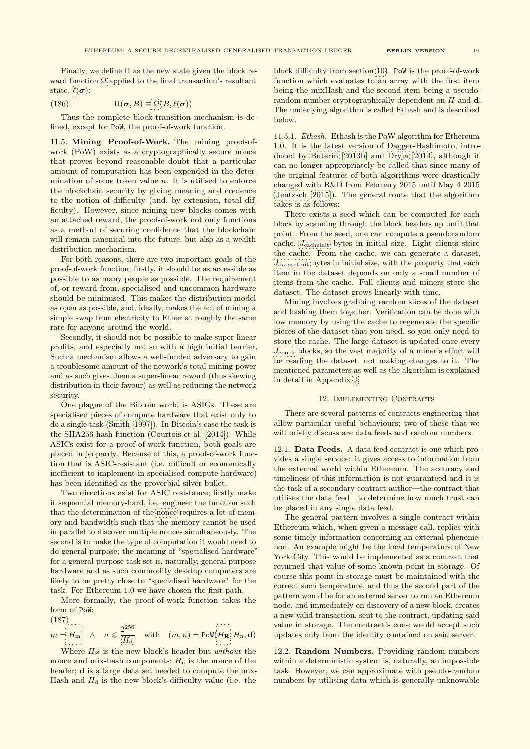Finally, we define $\Pi$ as the new state given the block reward function $\Omega$ applied to the final transaction's resultant state, $\ell(\boldsymbol{\sigma})$:

$$\Pi(\boldsymbol{\sigma}, B) \equiv \Omega(B, \ell(\boldsymbol{\sigma})) \tag{186}$$

Thus the complete block-transition mechanism is defined, except for `PoW`, the proof-of-work function.

### 11.5. Mining Proof-of-Work.

The mining proof-of-work (PoW) exists as a cryptographically secure nonce that proves beyond reasonable doubt that a particular amount of computation has been expended in the determination of some token value $n$. It is utilised to enforce the blockchain security by giving meaning and credence to the notion of difficulty (and, by extension, total difficulty). However, since mining new blocks comes with an attached reward, the proof-of-work not only functions as a method of securing confidence that the blockchain will remain canonical into the future, but also as a wealth distribution mechanism.

For both reasons, there are two important goals of the proof-of-work function; firstly, it should be as accessible as possible to as many people as possible. The requirement of, or reward from, specialised and uncommon hardware should be minimised. This makes the distribution model as open as possible, and, ideally, makes the act of mining a simple swap from electricity to Ether at roughly the same rate for anyone around the world.

Secondly, it should not be possible to make super-linear profits, and especially not so with a high initial barrier. Such a mechanism allows a well-funded adversary to gain a troublesome amount of the network's total mining power and as such gives them a super-linear reward (thus skewing distribution in their favour) as well as reducing the network security.

One plague of the Bitcoin world is ASICs. These are specialised pieces of compute hardware that exist only to do a single task (Smith [1997]). In Bitcoin's case the task is the SHA256 hash function (Courtois et al. [2014]). While ASICs exist for a proof-of-work function, both goals are placed in jeopardy. Because of this, a proof-of-work function that is ASIC-resistant (i.e. difficult or economically inefficient to implement in specialised compute hardware) has been identified as the proverbial silver bullet.

Two directions exist for ASIC resistance; firstly make it sequential memory-hard, i.e. engineer the function such that the determination of the nonce requires a lot of memory and bandwidth such that the memory cannot be used in parallel to discover multiple nonces simultaneously. The second is to make the type of computation it would need to do general-purpose; the meaning of "specialised hardware" for a general-purpose task set is, naturally, general purpose hardware and as such commodity desktop computers are likely to be pretty close to "specialised hardware" for the task. For Ethereum 1.0 we have chosen the first path.

More formally, the proof-of-work function takes the form of `PoW`:

$$m = H_{\mathrm{m}} \quad \wedge \quad n \leqslant \frac{2^{256}}{H_{\mathrm{d}}} \quad \text{with} \quad (m, n) = \texttt{PoW}(H_{\not{n}}, H_{\mathrm{n}}, \mathbf{d}) \tag{187}$$

Where $H_{\not{n}}$ is the new block's header but *without* the nonce and mix-hash components; $H_{\mathrm{n}}$ is the nonce of the header; $\mathbf{d}$ is a large data set needed to compute the mixHash and $H_{\mathrm{d}}$ is the new block's difficulty value (i.e. the block difficulty from section 10). `PoW` is the proof-of-work function which evaluates to an array with the first item being the mixHash and the second item being a pseudo-random number cryptographically dependent on $H$ and $\mathbf{d}$. The underlying algorithm is called Ethash and is described below.

#### 11.5.1. *Ethash.*

Ethash is the PoW algorithm for Ethereum 1.0. It is the latest version of Dagger-Hashimoto, introduced by Buterin [2013b] and Dryja [2014], although it can no longer appropriately be called that since many of the original features of both algorithms were drastically changed with R&D from February 2015 until May 4 2015 (Jentzsch [2015]). The general route that the algorithm takes is as follows:

There exists a seed which can be computed for each block by scanning through the block headers up until that point. From the seed, one can compute a pseudorandom cache, $J_{\mathrm{cacheinit}}$ bytes in initial size. Light clients store the cache. From the cache, we can generate a dataset, $J_{\mathrm{datasetinit}}$ bytes in initial size, with the property that each item in the dataset depends on only a small number of items from the cache. Full clients and miners store the dataset. The dataset grows linearly with time.

Mining involves grabbing random slices of the dataset and hashing them together. Verification can be done with low memory by using the cache to regenerate the specific pieces of the dataset that you need, so you only need to store the cache. The large dataset is updated once every $J_{\mathrm{epoch}}$ blocks, so the vast majority of a miner's effort will be reading the dataset, not making changes to it. The mentioned parameters as well as the algorithm is explained in detail in Appendix J.

## 12. Implementing Contracts

There are several patterns of contracts engineering that allow particular useful behaviours; two of these that we will briefly discuss are data feeds and random numbers.

### 12.1. Data Feeds.

A data feed contract is one which provides a single service: it gives access to information from the external world within Ethereum. The accuracy and timeliness of this information is not guaranteed and it is the task of a secondary contract author—the contract that utilises the data feed—to determine how much trust can be placed in any single data feed.

The general pattern involves a single contract within Ethereum which, when given a message call, replies with some timely information concerning an external phenomenon. An example might be the local temperature of New York City. This would be implemented as a contract that returned that value of some known point in storage. Of course this point in storage must be maintained with the correct such temperature, and thus the second part of the pattern would be for an external server to run an Ethereum node, and immediately on discovery of a new block, creates a new valid transaction, sent to the contract, updating said value in storage. The contract's code would accept such updates only from the identity contained on said server.

### 12.2. Random Numbers.

Providing random numbers within a deterministic system is, naturally, an impossible task. However, we can approximate with pseudo-random numbers by utilising data which is generally unknowable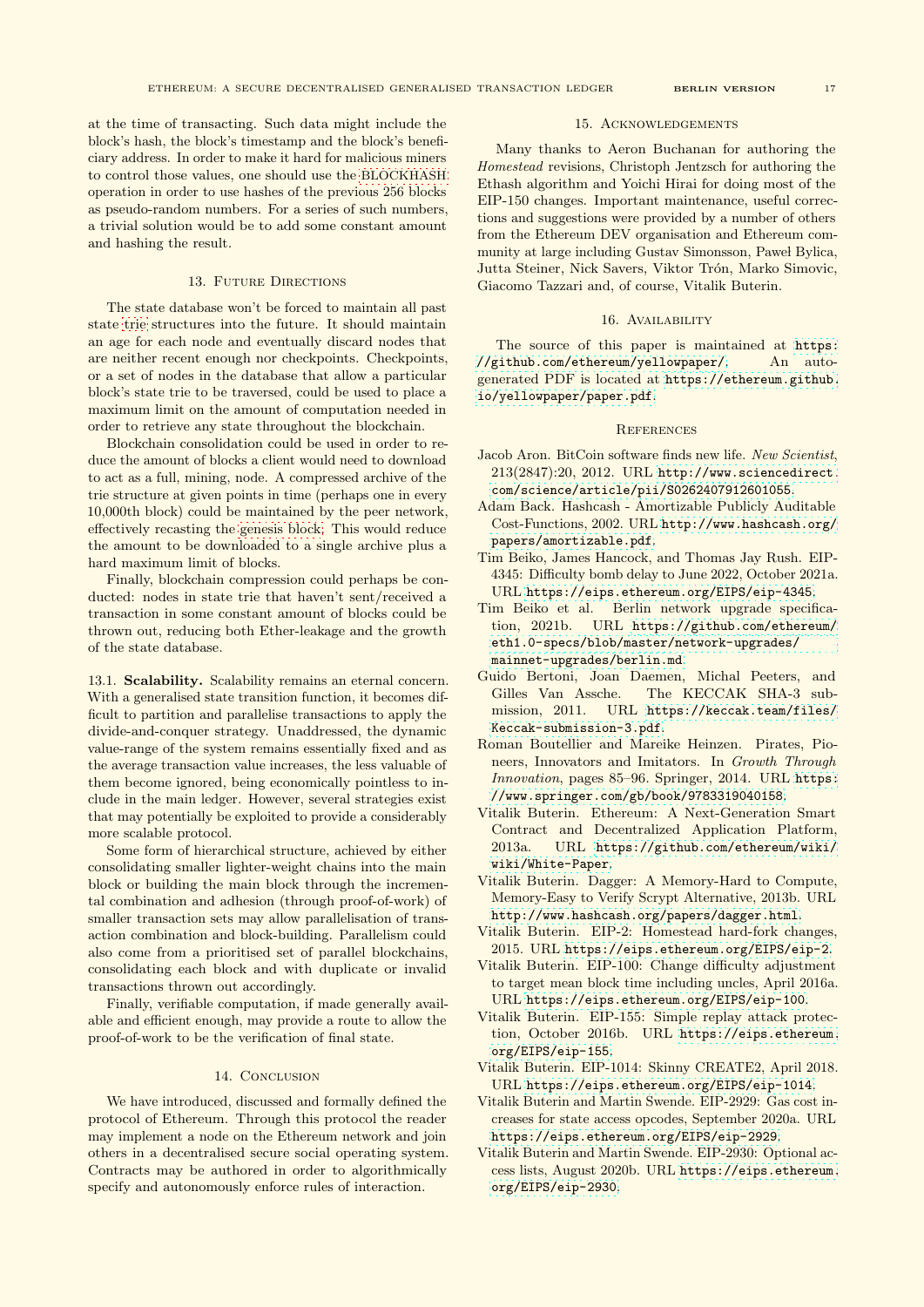at the time of transacting. Such data might include the block's hash, the block's timestamp and the block's beneficiary address. In order to make it hard for malicious miners to control those values, one should use the BLOCKHASH operation in order to use hashes of the previous 256 blocks as pseudo-random numbers. For a series of such numbers, a trivial solution would be to add some constant amount and hashing the result.

## 13. Future Directions

The state database won't be forced to maintain all past state trie structures into the future. It should maintain an age for each node and eventually discard nodes that are neither recent enough nor checkpoints. Checkpoints, or a set of nodes in the database that allow a particular block's state trie to be traversed, could be used to place a maximum limit on the amount of computation needed in order to retrieve any state throughout the blockchain.

Blockchain consolidation could be used in order to reduce the amount of blocks a client would need to download to act as a full, mining, node. A compressed archive of the trie structure at given points in time (perhaps one in every 10,000th block) could be maintained by the peer network, effectively recasting the genesis block. This would reduce the amount to be downloaded to a single archive plus a hard maximum limit of blocks.

Finally, blockchain compression could perhaps be conducted: nodes in state trie that haven't sent/received a transaction in some constant amount of blocks could be thrown out, reducing both Ether-leakage and the growth of the state database.

13.1. **Scalability.** Scalability remains an eternal concern. With a generalised state transition function, it becomes difficult to partition and parallelise transactions to apply the divide-and-conquer strategy. Unaddressed, the dynamic value-range of the system remains essentially fixed and as the average transaction value increases, the less valuable of them become ignored, being economically pointless to include in the main ledger. However, several strategies exist that may potentially be exploited to provide a considerably more scalable protocol.

Some form of hierarchical structure, achieved by either consolidating smaller lighter-weight chains into the main block or building the main block through the incremental combination and adhesion (through proof-of-work) of smaller transaction sets may allow parallelisation of transaction combination and block-building. Parallelism could also come from a prioritised set of parallel blockchains, consolidating each block and with duplicate or invalid transactions thrown out accordingly.

Finally, verifiable computation, if made generally available and efficient enough, may provide a route to allow the proof-of-work to be the verification of final state.

## 14. Conclusion

We have introduced, discussed and formally defined the protocol of Ethereum. Through this protocol the reader may implement a node on the Ethereum network and join others in a decentralised secure social operating system. Contracts may be authored in order to algorithmically specify and autonomously enforce rules of interaction.

## 15. Acknowledgements

Many thanks to Aeron Buchanan for authoring the *Homestead* revisions, Christoph Jentzsch for authoring the Ethash algorithm and Yoichi Hirai for doing most of the EIP-150 changes. Important maintenance, useful corrections and suggestions were provided by a number of others from the Ethereum DEV organisation and Ethereum community at large including Gustav Simonsson, Paweł Bylica, Jutta Steiner, Nick Savers, Viktor Trón, Marko Simovic, Giacomo Tazzari and, of course, Vitalik Buterin.

## 16. Availability

The source of this paper is maintained at https://github.com/ethereum/yellowpaper/. An auto-generated PDF is located at https://ethereum.github.io/yellowpaper/paper.pdf.

## References

Jacob Aron. BitCoin software finds new life. *New Scientist*, 213(2847):20, 2012. URL http://www.sciencedirect.com/science/article/pii/S0262407912601055.

Adam Back. Hashcash - Amortizable Publicly Auditable Cost-Functions, 2002. URL http://www.hashcash.org/papers/amortizable.pdf.

Tim Beiko, James Hancock, and Thomas Jay Rush. EIP-4345: Difficulty bomb delay to June 2022, October 2021a. URL https://eips.ethereum.org/EIPS/eip-4345.

Tim Beiko et al. Berlin network upgrade specification, 2021b. URL https://github.com/ethereum/eth1.0-specs/blob/master/network-upgrades/mainnet-upgrades/berlin.md.

Guido Bertoni, Joan Daemen, Michal Peeters, and Gilles Van Assche. The KECCAK SHA-3 submission, 2011. URL https://keccak.team/files/Keccak-submission-3.pdf.

Roman Boutellier and Mareike Heinzen. Pirates, Pioneers, Innovators and Imitators. In *Growth Through Innovation*, pages 85–96. Springer, 2014. URL https://www.springer.com/gb/book/9783319040158.

Vitalik Buterin. Ethereum: A Next-Generation Smart Contract and Decentralized Application Platform, 2013a. URL https://github.com/ethereum/wiki/wiki/White-Paper.

Vitalik Buterin. Dagger: A Memory-Hard to Compute, Memory-Easy to Verify Scrypt Alternative, 2013b. URL http://www.hashcash.org/papers/dagger.html.

Vitalik Buterin. EIP-2: Homestead hard-fork changes, 2015. URL https://eips.ethereum.org/EIPS/eip-2.

Vitalik Buterin. EIP-100: Change difficulty adjustment to target mean block time including uncles, April 2016a. URL https://eips.ethereum.org/EIPS/eip-100.

Vitalik Buterin. EIP-155: Simple replay attack protection, October 2016b. URL https://eips.ethereum.org/EIPS/eip-155.

Vitalik Buterin. EIP-1014: Skinny CREATE2, April 2018. URL https://eips.ethereum.org/EIPS/eip-1014.

Vitalik Buterin and Martin Swende. EIP-2929: Gas cost increases for state access opcodes, September 2020a. URL https://eips.ethereum.org/EIPS/eip-2929.

Vitalik Buterin and Martin Swende. EIP-2930: Optional access lists, August 2020b. URL https://eips.ethereum.org/EIPS/eip-2930.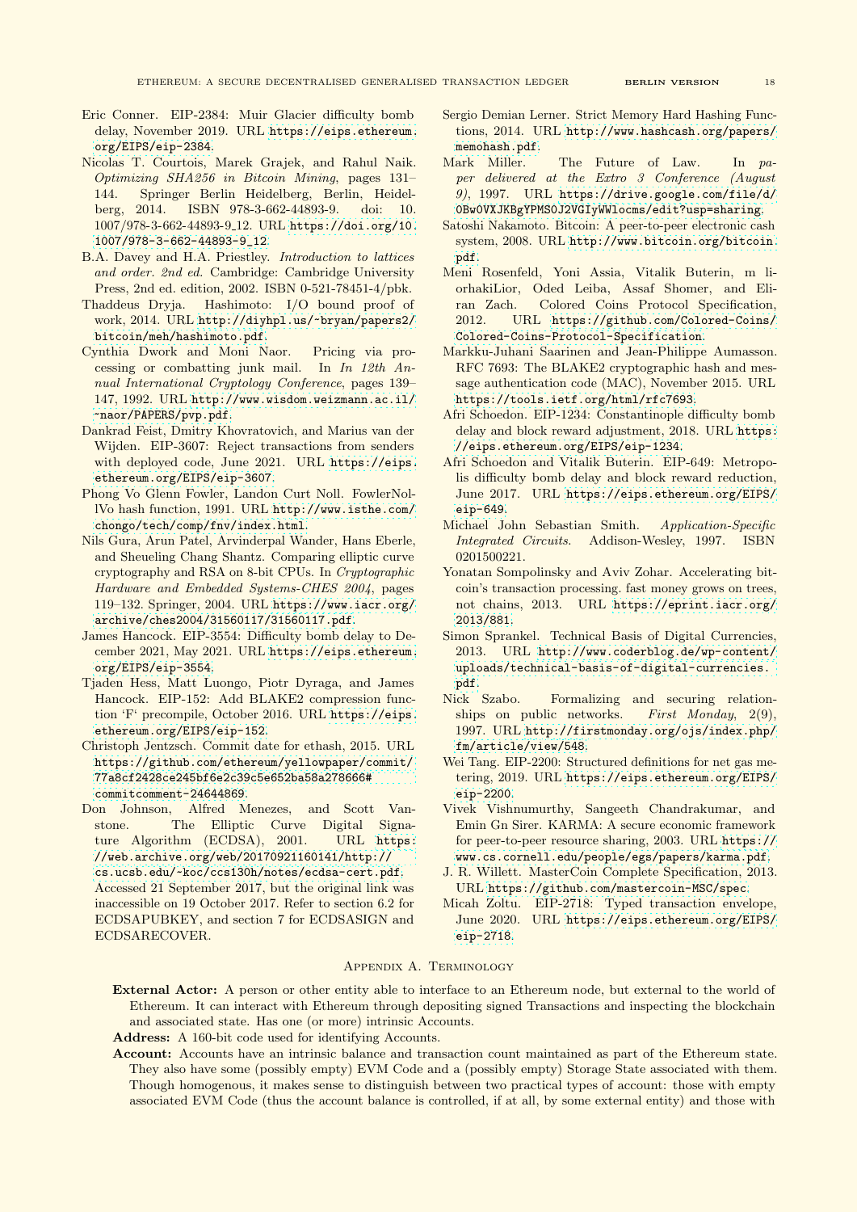Eric Conner. EIP-2384: Muir Glacier difficulty bomb delay, November 2019. URL https://eips.ethereum.org/EIPS/eip-2384.

Nicolas T. Courtois, Marek Grajek, and Rahul Naik. *Optimizing SHA256 in Bitcoin Mining*, pages 131–144. Springer Berlin Heidelberg, Berlin, Heidelberg, 2014. ISBN 978-3-662-44893-9. doi: 10.1007/978-3-662-44893-9_12. URL https://doi.org/10.1007/978-3-662-44893-9_12.

B.A. Davey and H.A. Priestley. *Introduction to lattices and order. 2nd ed.* Cambridge: Cambridge University Press, 2nd ed. edition, 2002. ISBN 0-521-78451-4/pbk.

Thaddeus Dryja. Hashimoto: I/O bound proof of work, 2014. URL http://diyhpl.us/~bryan/papers2/bitcoin/meh/hashimoto.pdf.

Cynthia Dwork and Moni Naor. Pricing via processing or combatting junk mail. In *In 12th Annual International Cryptology Conference*, pages 139–147, 1992. URL http://www.wisdom.weizmann.ac.il/~naor/PAPERS/pvp.pdf.

Dankrad Feist, Dmitry Khovratovich, and Marius van der Wijden. EIP-3607: Reject transactions from senders with deployed code, June 2021. URL https://eips.ethereum.org/EIPS/eip-3607.

Phong Vo Glenn Fowler, Landon Curt Noll. FowlerNollVo hash function, 1991. URL http://www.isthe.com/chongo/tech/comp/fnv/index.html.

Nils Gura, Arun Patel, Arvinderpal Wander, Hans Eberle, and Sheueling Chang Shantz. Comparing elliptic curve cryptography and RSA on 8-bit CPUs. In *Cryptographic Hardware and Embedded Systems-CHES 2004*, pages 119–132. Springer, 2004. URL https://www.iacr.org/archive/ches2004/31560117/31560117.pdf.

James Hancock. EIP-3554: Difficulty bomb delay to December 2021, May 2021. URL https://eips.ethereum.org/EIPS/eip-3554.

Tjaden Hess, Matt Luongo, Piotr Dyraga, and James Hancock. EIP-152: Add BLAKE2 compression function 'F' precompile, October 2016. URL https://eips.ethereum.org/EIPS/eip-152.

Christoph Jentzsch. Commit date for ethash, 2015. URL https://github.com/ethereum/yellowpaper/commit/77a8cf2428ce245bf6e2c39c5e652ba58a278666#commitcomment-24644869.

Don Johnson, Alfred Menezes, and Scott Vanstone. The Elliptic Curve Digital Signature Algorithm (ECDSA), 2001. URL https://web.archive.org/web/20170921160141/http://cs.ucsb.edu/~koc/ccs130h/notes/ecdsa-cert.pdf. Accessed 21 September 2017, but the original link was inaccessible on 19 October 2017. Refer to section 6.2 for ECDSAPUBKEY, and section 7 for ECDSASIGN and ECDSARECOVER.

Sergio Demian Lerner. Strict Memory Hard Hashing Functions, 2014. URL http://www.hashcash.org/papers/memohash.pdf.

Mark Miller. The Future of Law. In *paper delivered at the Extro 3 Conference (August 9)*, 1997. URL https://drive.google.com/file/d/0Bw0VXJKBgYPMS0J2VGIyWWlocms/edit?usp=sharing.

Satoshi Nakamoto. Bitcoin: A peer-to-peer electronic cash system, 2008. URL http://www.bitcoin.org/bitcoin.pdf.

Meni Rosenfeld, Yoni Assia, Vitalik Buterin, m liorhakiLior, Oded Leiba, Assaf Shomer, and Eliran Zach. Colored Coins Protocol Specification, 2012. URL https://github.com/Colored-Coins/Colored-Coins-Protocol-Specification.

Markku-Juhani Saarinen and Jean-Philippe Aumasson. RFC 7693: The BLAKE2 cryptographic hash and message authentication code (MAC), November 2015. URL https://tools.ietf.org/html/rfc7693.

Afri Schoedon. EIP-1234: Constantinople difficulty bomb delay and block reward adjustment, 2018. URL https://eips.ethereum.org/EIPS/eip-1234.

Afri Schoedon and Vitalik Buterin. EIP-649: Metropolis difficulty bomb delay and block reward reduction, June 2017. URL https://eips.ethereum.org/EIPS/eip-649.

Michael John Sebastian Smith. *Application-Specific Integrated Circuits*. Addison-Wesley, 1997. ISBN 0201500221.

Yonatan Sompolinsky and Aviv Zohar. Accelerating bitcoin's transaction processing. fast money grows on trees, not chains, 2013. URL https://eprint.iacr.org/2013/881.

Simon Sprankel. Technical Basis of Digital Currencies, 2013. URL http://www.coderblog.de/wp-content/uploads/technical-basis-of-digital-currencies.pdf.

Nick Szabo. Formalizing and securing relationships on public networks. *First Monday*, 2(9), 1997. URL http://firstmonday.org/ojs/index.php/fm/article/view/548.

Wei Tang. EIP-2200: Structured definitions for net gas metering, 2019. URL https://eips.ethereum.org/EIPS/eip-2200.

Vivek Vishnumurthy, Sangeeth Chandrakumar, and Emin Gn Sirer. KARMA: A secure economic framework for peer-to-peer resource sharing, 2003. URL https://www.cs.cornell.edu/people/egs/papers/karma.pdf.

J. R. Willett. MasterCoin Complete Specification, 2013. URL https://github.com/mastercoin-MSC/spec.

Micah Zoltu. EIP-2718: Typed transaction envelope, June 2020. URL https://eips.ethereum.org/EIPS/eip-2718.

## Appendix A. Terminology

**External Actor:** A person or other entity able to interface to an Ethereum node, but external to the world of Ethereum. It can interact with Ethereum through depositing signed Transactions and inspecting the blockchain and associated state. Has one (or more) intrinsic Accounts.

**Address:** A 160-bit code used for identifying Accounts.

**Account:** Accounts have an intrinsic balance and transaction count maintained as part of the Ethereum state. They also have some (possibly empty) EVM Code and a (possibly empty) Storage State associated with them. Though homogenous, it makes sense to distinguish between two practical types of account: those with empty associated EVM Code (thus the account balance is controlled, if at all, by some external entity) and those with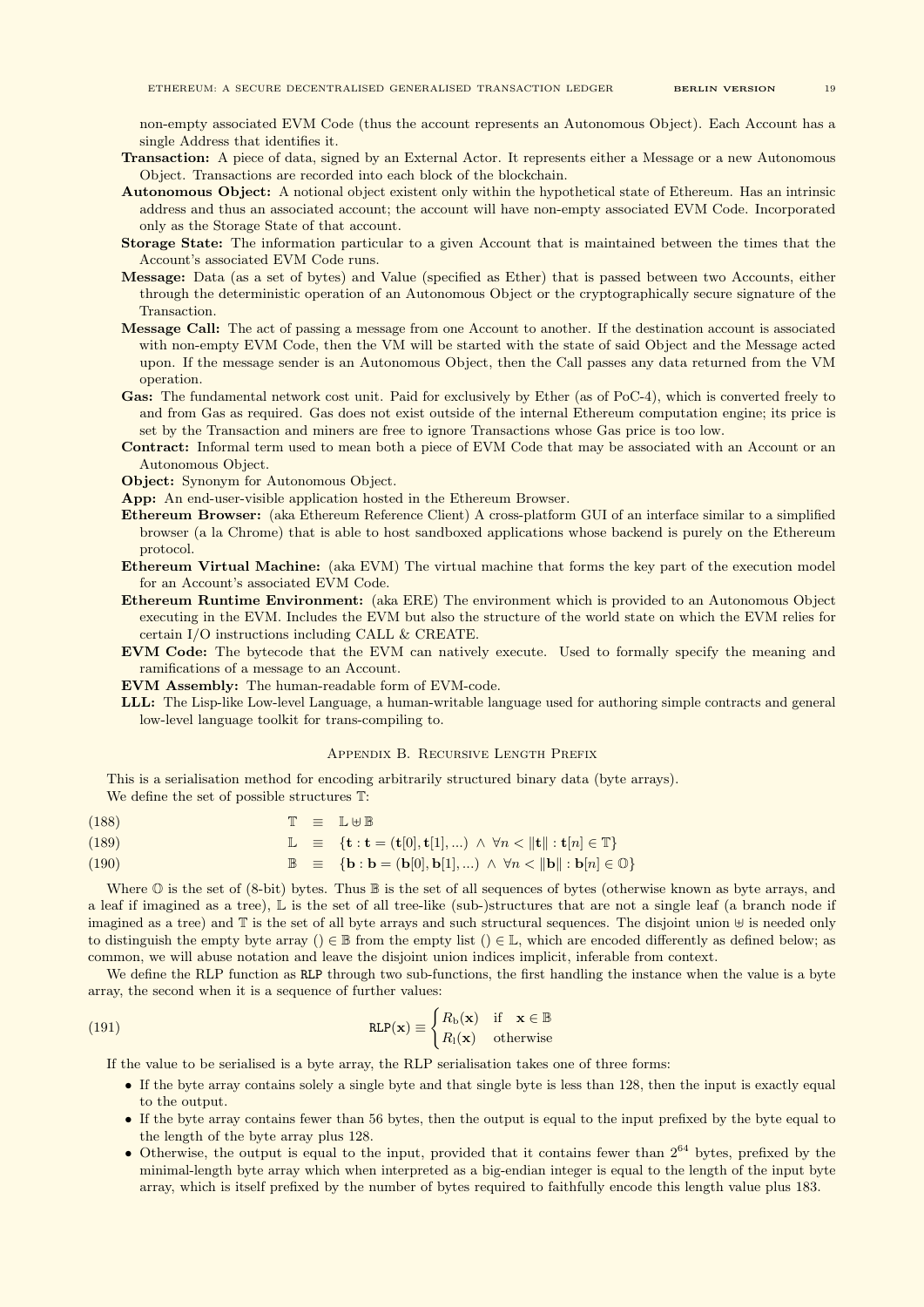non-empty associated EVM Code (thus the account represents an Autonomous Object). Each Account has a single Address that identifies it.

**Transaction:** A piece of data, signed by an External Actor. It represents either a Message or a new Autonomous Object. Transactions are recorded into each block of the blockchain.

**Autonomous Object:** A notional object existent only within the hypothetical state of Ethereum. Has an intrinsic address and thus an associated account; the account will have non-empty associated EVM Code. Incorporated only as the Storage State of that account.

**Storage State:** The information particular to a given Account that is maintained between the times that the Account's associated EVM Code runs.

**Message:** Data (as a set of bytes) and Value (specified as Ether) that is passed between two Accounts, either through the deterministic operation of an Autonomous Object or the cryptographically secure signature of the Transaction.

**Message Call:** The act of passing a message from one Account to another. If the destination account is associated with non-empty EVM Code, then the VM will be started with the state of said Object and the Message acted upon. If the message sender is an Autonomous Object, then the Call passes any data returned from the VM operation.

**Gas:** The fundamental network cost unit. Paid for exclusively by Ether (as of PoC-4), which is converted freely to and from Gas as required. Gas does not exist outside of the internal Ethereum computation engine; its price is set by the Transaction and miners are free to ignore Transactions whose Gas price is too low.

**Contract:** Informal term used to mean both a piece of EVM Code that may be associated with an Account or an Autonomous Object.

**Object:** Synonym for Autonomous Object.

**App:** An end-user-visible application hosted in the Ethereum Browser.

**Ethereum Browser:** (aka Ethereum Reference Client) A cross-platform GUI of an interface similar to a simplified browser (a la Chrome) that is able to host sandboxed applications whose backend is purely on the Ethereum protocol.

**Ethereum Virtual Machine:** (aka EVM) The virtual machine that forms the key part of the execution model for an Account's associated EVM Code.

**Ethereum Runtime Environment:** (aka ERE) The environment which is provided to an Autonomous Object executing in the EVM. Includes the EVM but also the structure of the world state on which the EVM relies for certain I/O instructions including CALL & CREATE.

**EVM Code:** The bytecode that the EVM can natively execute. Used to formally specify the meaning and ramifications of a message to an Account.

**EVM Assembly:** The human-readable form of EVM-code.

**LLL:** The Lisp-like Low-level Language, a human-writable language used for authoring simple contracts and general low-level language toolkit for trans-compiling to.

## Appendix B. Recursive Length Prefix

This is a serialisation method for encoding arbitrarily structured binary data (byte arrays).

We define the set of possible structures $\mathbb{T}$:

$$\mathbb{T} \equiv \mathbb{L} \uplus \mathbb{B} \tag{188}$$

$$\mathbb{L} \equiv \{\mathbf{t} : \mathbf{t} = (\mathbf{t}[0], \mathbf{t}[1], ...) \land \forall n < \|\mathbf{t}\| : \mathbf{t}[n] \in \mathbb{T}\} \tag{189}$$

$$\mathbb{B} \equiv \{\mathbf{b} : \mathbf{b} = (\mathbf{b}[0], \mathbf{b}[1], ...) \land \forall n < \|\mathbf{b}\| : \mathbf{b}[n] \in \mathbb{O}\} \tag{190}$$

Where $\mathbb{O}$ is the set of (8-bit) bytes. Thus $\mathbb{B}$ is the set of all sequences of bytes (otherwise known as byte arrays, and a leaf if imagined as a tree), $\mathbb{L}$ is the set of all tree-like (sub-)structures that are not a single leaf (a branch node if imagined as a tree) and $\mathbb{T}$ is the set of all byte arrays and such structural sequences. The disjoint union $\uplus$ is needed only to distinguish the empty byte array $() \in \mathbb{B}$ from the empty list $() \in \mathbb{L}$, which are encoded differently as defined below; as common, we will abuse notation and leave the disjoint union indices implicit, inferable from context.

We define the RLP function as $\mathtt{RLP}$ through two sub-functions, the first handling the instance when the value is a byte array, the second when it is a sequence of further values:

$$\mathtt{RLP}(\mathbf{x}) \equiv \begin{cases} R_{\mathrm{b}}(\mathbf{x}) & \text{if} \quad \mathbf{x} \in \mathbb{B} \\ R_{\mathrm{l}}(\mathbf{x}) & \text{otherwise} \end{cases} \tag{191}$$

If the value to be serialised is a byte array, the RLP serialisation takes one of three forms:

- If the byte array contains solely a single byte and that single byte is less than 128, then the input is exactly equal to the output.
- If the byte array contains fewer than 56 bytes, then the output is equal to the input prefixed by the byte equal to the length of the byte array plus 128.
- Otherwise, the output is equal to the input, provided that it contains fewer than $2^{64}$ bytes, prefixed by the minimal-length byte array which when interpreted as a big-endian integer is equal to the length of the input byte array, which is itself prefixed by the number of bytes required to faithfully encode this length value plus 183.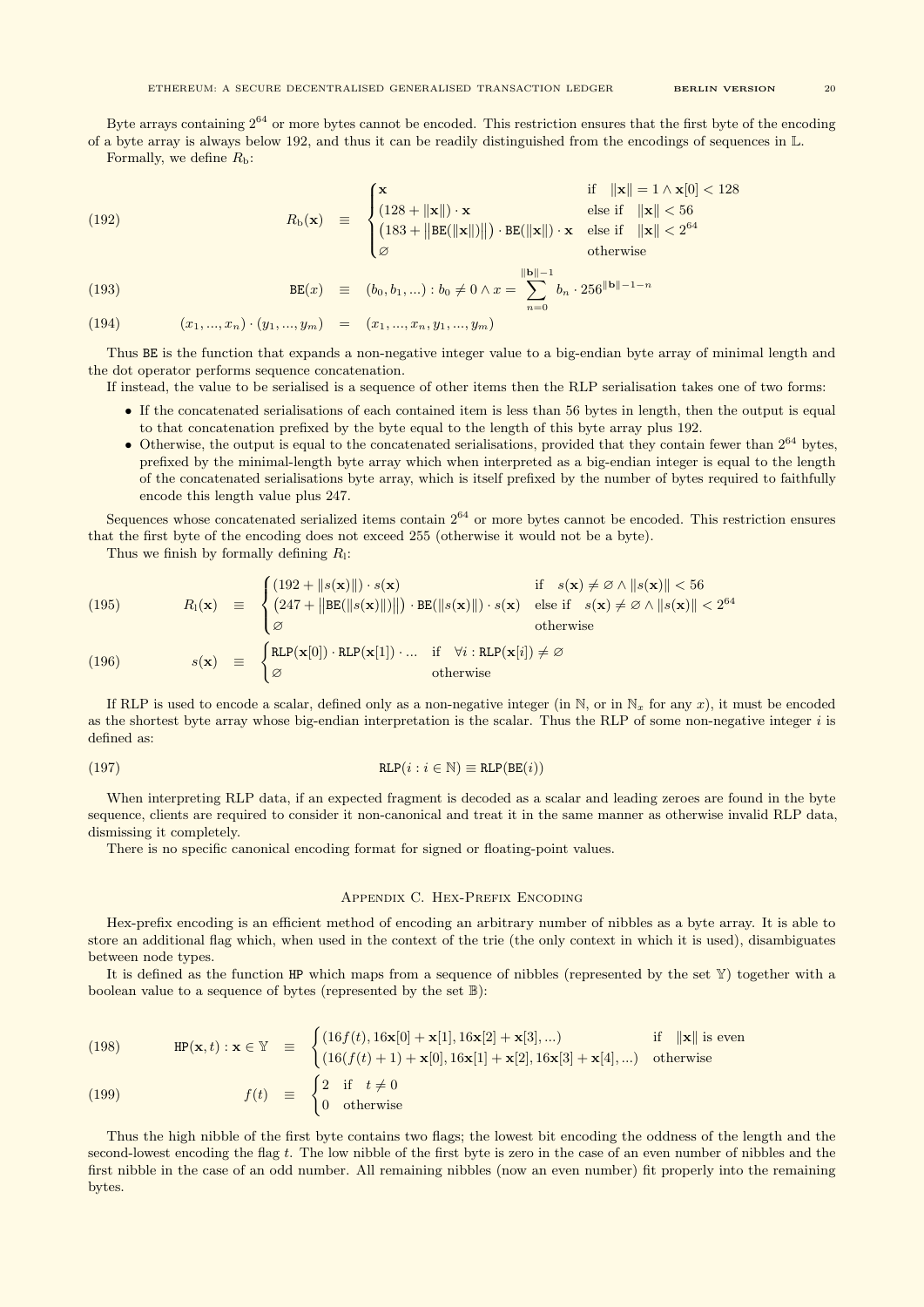Byte arrays containing $2^{64}$ or more bytes cannot be encoded. This restriction ensures that the first byte of the encoding of a byte array is always below 192, and thus it can be readily distinguished from the encodings of sequences in $\mathbb{L}$.

Formally, we define $R_{\mathrm{b}}$:

$$
R_{\mathrm{b}}(\mathbf{x}) \equiv \begin{cases} \mathbf{x} & \text{if} \quad \|\mathbf{x}\| = 1 \wedge \mathbf{x}[0] < 128 \\ (128 + \|\mathbf{x}\|) \cdot \mathbf{x} & \text{else if} \quad \|\mathbf{x}\| < 56 \\ \big(183 + \big\|\mathtt{BE}(\|\mathbf{x}\|)\big\|\big) \cdot \mathtt{BE}(\|\mathbf{x}\|) \cdot \mathbf{x} & \text{else if} \quad \|\mathbf{x}\| < 2^{64} \\ \varnothing & \text{otherwise} \end{cases} \tag{192}
$$

$$
\mathtt{BE}(x) \equiv (b_0, b_1, ...) : b_0 \neq 0 \wedge x = \sum_{n=0}^{\|\mathbf{b}\|-1} b_n \cdot 256^{\|\mathbf{b}\|-1-n} \tag{193}
$$

$$
(x_1, ..., x_n) \cdot (y_1, ..., y_m) = (x_1, ..., x_n, y_1, ..., y_m) \tag{194}
$$

Thus BE is the function that expands a non-negative integer value to a big-endian byte array of minimal length and the dot operator performs sequence concatenation.

If instead, the value to be serialised is a sequence of other items then the RLP serialisation takes one of two forms:

- If the concatenated serialisations of each contained item is less than 56 bytes in length, then the output is equal to that concatenation prefixed by the byte equal to the length of this byte array plus 192.
- Otherwise, the output is equal to the concatenated serialisations, provided that they contain fewer than $2^{64}$ bytes, prefixed by the minimal-length byte array which when interpreted as a big-endian integer is equal to the length of the concatenated serialisations byte array, which is itself prefixed by the number of bytes required to faithfully encode this length value plus 247.

Sequences whose concatenated serialized items contain $2^{64}$ or more bytes cannot be encoded. This restriction ensures that the first byte of the encoding does not exceed 255 (otherwise it would not be a byte).

Thus we finish by formally defining $R_{\mathrm{l}}$:

$$
R_{\mathrm{l}}(\mathbf{x}) \equiv \begin{cases} (192 + \|s(\mathbf{x})\|) \cdot s(\mathbf{x}) & \text{if} \quad s(\mathbf{x}) \neq \varnothing \wedge \|s(\mathbf{x})\| < 56 \\ \big(247 + \big\|\mathtt{BE}(\|s(\mathbf{x})\|)\big\|\big) \cdot \mathtt{BE}(\|s(\mathbf{x})\|) \cdot s(\mathbf{x}) & \text{else if} \quad s(\mathbf{x}) \neq \varnothing \wedge \|s(\mathbf{x})\| < 2^{64} \\ \varnothing & \text{otherwise} \end{cases} \tag{195}
$$

$$
s(\mathbf{x}) \equiv \begin{cases} \mathtt{RLP}(\mathbf{x}[0]) \cdot \mathtt{RLP}(\mathbf{x}[1]) \cdot ... & \text{if} \quad \forall i : \mathtt{RLP}(\mathbf{x}[i]) \neq \varnothing \\ \varnothing & \text{otherwise} \end{cases} \tag{196}
$$

If RLP is used to encode a scalar, defined only as a non-negative integer (in $\mathbb{N}$, or in $\mathbb{N}_x$ for any $x$), it must be encoded as the shortest byte array whose big-endian interpretation is the scalar. Thus the RLP of some non-negative integer $i$ is defined as:

$$
\mathtt{RLP}(i : i \in \mathbb{N}) \equiv \mathtt{RLP}(\mathtt{BE}(i)) \tag{197}
$$

When interpreting RLP data, if an expected fragment is decoded as a scalar and leading zeroes are found in the byte sequence, clients are required to consider it non-canonical and treat it in the same manner as otherwise invalid RLP data, dismissing it completely.

There is no specific canonical encoding format for signed or floating-point values.

## Appendix C. Hex-Prefix Encoding

Hex-prefix encoding is an efficient method of encoding an arbitrary number of nibbles as a byte array. It is able to store an additional flag which, when used in the context of the trie (the only context in which it is used), disambiguates between node types.

It is defined as the function HP which maps from a sequence of nibbles (represented by the set $\mathbb{Y}$) together with a boolean value to a sequence of bytes (represented by the set $\mathbb{B}$):

$$
\mathtt{HP}(\mathbf{x}, t) : \mathbf{x} \in \mathbb{Y} \equiv \begin{cases} (16f(t), 16\mathbf{x}[0] + \mathbf{x}[1], 16\mathbf{x}[2] + \mathbf{x}[3], ...) & \text{if} \quad \|\mathbf{x}\| \text{ is even} \\ (16(f(t) + 1) + \mathbf{x}[0], 16\mathbf{x}[1] + \mathbf{x}[2], 16\mathbf{x}[3] + \mathbf{x}[4], ...) & \text{otherwise} \end{cases} \tag{198}
$$

$$
f(t) \equiv \begin{cases} 2 & \text{if} \quad t \neq 0 \\ 0 & \text{otherwise} \end{cases} \tag{199}
$$

Thus the high nibble of the first byte contains two flags; the lowest bit encoding the oddness of the length and the second-lowest encoding the flag $t$. The low nibble of the first byte is zero in the case of an even number of nibbles and the first nibble in the case of an odd number. All remaining nibbles (now an even number) fit properly into the remaining bytes.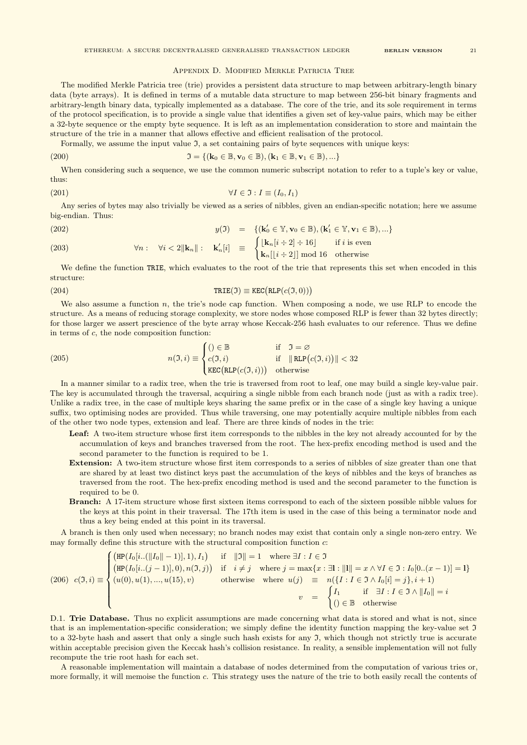## Appendix D. Modified Merkle Patricia Tree

The modified Merkle Patricia tree (trie) provides a persistent data structure to map between arbitrary-length binary data (byte arrays). It is defined in terms of a mutable data structure to map between 256-bit binary fragments and arbitrary-length binary data, typically implemented as a database. The core of the trie, and its sole requirement in terms of the protocol specification, is to provide a single value that identifies a given set of key-value pairs, which may be either a 32-byte sequence or the empty byte sequence. It is left as an implementation consideration to store and maintain the structure of the trie in a manner that allows effective and efficient realisation of the protocol.

Formally, we assume the input value $\mathfrak{I}$, a set containing pairs of byte sequences with unique keys:

$$\mathfrak{I} = \{(\mathbf{k}_0 \in \mathbb{B}, \mathbf{v}_0 \in \mathbb{B}), (\mathbf{k}_1 \in \mathbb{B}, \mathbf{v}_1 \in \mathbb{B}), ...\} \tag{200}$$

When considering such a sequence, we use the common numeric subscript notation to refer to a tuple's key or value, thus:

$$\forall I \in \mathfrak{I} : I \equiv (I_0, I_1) \tag{201}$$

Any series of bytes may also trivially be viewed as a series of nibbles, given an endian-specific notation; here we assume big-endian. Thus:

$$y(\mathfrak{I}) = \{(\mathbf{k}'_0 \in \mathbb{Y}, \mathbf{v}_0 \in \mathbb{B}), (\mathbf{k}'_1 \in \mathbb{Y}, \mathbf{v}_1 \in \mathbb{B}), ...\} \tag{202}$$

$$\forall n: \quad \forall i < 2\|\mathbf{k}_n\| : \quad \mathbf{k}'_n[i] \equiv \begin{cases} \lfloor \mathbf{k}_n[i \div 2] \div 16 \rfloor & \text{if } i \text{ is even} \\ \mathbf{k}_n[\lfloor i \div 2 \rfloor] \bmod 16 & \text{otherwise} \end{cases} \tag{203}$$

We define the function $\texttt{TRIE}$, which evaluates to the root of the trie that represents this set when encoded in this structure:

$$\texttt{TRIE}(\mathfrak{I}) \equiv \texttt{KEC}\big(\texttt{RLP}(c(\mathfrak{I}, 0))\big) \tag{204}$$

We also assume a function $n$, the trie's node cap function. When composing a node, we use RLP to encode the structure. As a means of reducing storage complexity, we store nodes whose composed RLP is fewer than 32 bytes directly; for those larger we assert prescience of the byte array whose Keccak-256 hash evaluates to our reference. Thus we define in terms of $c$, the node composition function:

$$n(\mathfrak{I}, i) \equiv \begin{cases} () \in \mathbb{B} & \text{if} \quad \mathfrak{I} = \varnothing \\ c(\mathfrak{I}, i) & \text{if} \quad \|\texttt{RLP}\big(c(\mathfrak{I}, i)\big)\| < 32 \\ \texttt{KEC}\big(\texttt{RLP}(c(\mathfrak{I}, i))\big) & \text{otherwise} \end{cases} \tag{205}$$

In a manner similar to a radix tree, when the trie is traversed from root to leaf, one may build a single key-value pair. The key is accumulated through the traversal, acquiring a single nibble from each branch node (just as with a radix tree). Unlike a radix tree, in the case of multiple keys sharing the same prefix or in the case of a single key having a unique suffix, two optimising nodes are provided. Thus while traversing, one may potentially acquire multiple nibbles from each of the other two node types, extension and leaf. There are three kinds of nodes in the trie:

- **Leaf:** A two-item structure whose first item corresponds to the nibbles in the key not already accounted for by the accumulation of keys and branches traversed from the root. The hex-prefix encoding method is used and the second parameter to the function is required to be 1.
- **Extension:** A two-item structure whose first item corresponds to a series of nibbles of size greater than one that are shared by at least two distinct keys past the accumulation of the keys of nibbles and the keys of branches as traversed from the root. The hex-prefix encoding method is used and the second parameter to the function is required to be 0.
- **Branch:** A 17-item structure whose first sixteen items correspond to each of the sixteen possible nibble values for the keys at this point in their traversal. The 17th item is used in the case of this being a terminator node and thus a key being ended at this point in its traversal.

A branch is then only used when necessary; no branch nodes may exist that contain only a single non-zero entry. We may formally define this structure with the structural composition function $c$:

$$c(\mathfrak{I}, i) \equiv \begin{cases} \big(\texttt{HP}(I_0[i..(\|I_0\| - 1)], 1), I_1\big) & \text{if} \quad \|\mathfrak{I}\| = 1 \quad \text{where } \exists I : I \in \mathfrak{I} \\ \big(\texttt{HP}(I_0[i..(j-1)], 0), n(\mathfrak{I}, j)\big) & \text{if} \quad i \neq j \quad \text{where } j = \max\{x : \exists \mathbf{l} : \|\mathbf{l}\| = x \land \forall I \in \mathfrak{I} : I_0[0..(x-1)] = \mathbf{l}\} \\ (u(0), u(1), ..., u(15), v) & \text{otherwise} \quad \text{where } \begin{array}{rcl} u(j) & \equiv & n(\{I : I \in \mathfrak{I} \land I_0[i] = j\}, i+1) \\ v & = & \begin{cases} I_1 & \text{if} \quad \exists I : I \in \mathfrak{I} \land \|I_0\| = i \\ () \in \mathbb{B} & \text{otherwise} \end{cases} \end{array} \end{cases} \tag{206}$$

### D.1. Trie Database.

Thus no explicit assumptions are made concerning what data is stored and what is not, since that is an implementation-specific consideration; we simply define the identity function mapping the key-value set $\mathfrak{I}$ to a 32-byte hash and assert that only a single such hash exists for any $\mathfrak{I}$, which though not strictly true is accurate within acceptable precision given the Keccak hash's collision resistance. In reality, a sensible implementation will not fully recompute the trie root hash for each set.

A reasonable implementation will maintain a database of nodes determined from the computation of various tries or, more formally, it will memoise the function $c$. This strategy uses the nature of the trie to both easily recall the contents of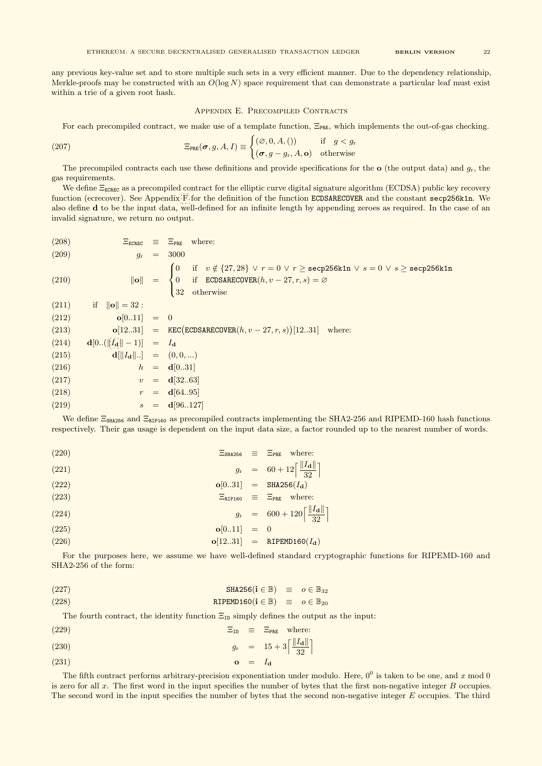any previous key-value set and to store multiple such sets in a very efficient manner. Due to the dependency relationship, Merkle-proofs may be constructed with an $O(\log N)$ space requirement that can demonstrate a particular leaf must exist within a trie of a given root hash.

## Appendix E. Precompiled Contracts

For each precompiled contract, we make use of a template function, $\Xi_{\text{PRE}}$, which implements the out-of-gas checking.

$$\Xi_{\text{PRE}}(\boldsymbol{\sigma}, g, A, I) \equiv \begin{cases} (\varnothing, 0, A, ()) & \text{if} \quad g < g_{\mathrm{r}} \\ (\boldsymbol{\sigma}, g - g_{\mathrm{r}}, A, \mathbf{o}) & \text{otherwise} \end{cases} \tag{207}$$

The precompiled contracts each use these definitions and provide specifications for the $\mathbf{o}$ (the output data) and $g_{\mathrm{r}}$, the gas requirements.

We define $\Xi_{\text{ECREC}}$ as a precompiled contract for the elliptic curve digital signature algorithm (ECDSA) public key recovery function (ecrecover). See Appendix F for the definition of the function ECDSARECOVER and the constant secp256k1n. We also define $\mathbf{d}$ to be the input data, well-defined for an infinite length by appending zeroes as required. In the case of an invalid signature, we return no output.

$$\Xi_{\text{ECREC}} \equiv \Xi_{\text{PRE}} \quad \text{where:} \tag{208}$$

$$g_{\mathrm{r}} = 3000 \tag{209}$$

$$\|\mathbf{o}\| = \begin{cases} 0 & \text{if} \quad v \notin \{27, 28\} \lor r = 0 \lor r \geq \texttt{secp256k1n} \lor s = 0 \lor s \geq \texttt{secp256k1n} \\ 0 & \text{if} \quad \texttt{ECDSARECOVER}(h, v - 27, r, s) = \varnothing \\ 32 & \text{otherwise} \end{cases} \tag{210}$$

$$\text{if} \quad \|\mathbf{o}\| = 32: \tag{211}$$

$$\mathbf{o}[0..11] = 0 \tag{212}$$

$$\mathbf{o}[12..31] = \texttt{KEC}\big(\texttt{ECDSARECOVER}(h, v - 27, r, s)\big)[12..31] \quad \text{where:} \tag{213}$$

$$\mathbf{d}[0..(\|I_{\mathbf{d}}\| - 1)] = I_{\mathbf{d}} \tag{214}$$

$$\mathbf{d}[\|I_{\mathbf{d}}\|..] = (0, 0, ...) \tag{215}$$

$$h = \mathbf{d}[0..31] \tag{216}$$

$$v = \mathbf{d}[32..63] \tag{217}$$

$$r = \mathbf{d}[64..95] \tag{218}$$

$$s = \mathbf{d}[96..127] \tag{219}$$

We define $\Xi_{\text{SHA256}}$ and $\Xi_{\text{RIP160}}$ as precompiled contracts implementing the SHA2-256 and RIPEMD-160 hash functions respectively. Their gas usage is dependent on the input data size, a factor rounded up to the nearest number of words.

$$\Xi_{\text{SHA256}} \equiv \Xi_{\text{PRE}} \quad \text{where:} \tag{220}$$

$$g_{\mathrm{r}} = 60 + 12\Big\lceil \frac{\|I_{\mathbf{d}}\|}{32} \Big\rceil \tag{221}$$

$$\mathbf{o}[0..31] = \texttt{SHA256}(I_{\mathbf{d}}) \tag{222}$$

$$\Xi_{\text{RIP160}} \equiv \Xi_{\text{PRE}} \quad \text{where:} \tag{223}$$

$$g_{\mathrm{r}} = 600 + 120\Big\lceil \frac{\|I_{\mathbf{d}}\|}{32} \Big\rceil \tag{224}$$

$$\mathbf{o}[0..11] = 0 \tag{225}$$

$$\mathbf{o}[12..31] = \texttt{RIPEMD160}(I_{\mathbf{d}}) \tag{226}$$

For the purposes here, we assume we have well-defined standard cryptographic functions for RIPEMD-160 and SHA2-256 of the form:

$$\texttt{SHA256}(\mathbf{i} \in \mathbb{B}) \equiv o \in \mathbb{B}_{32} \tag{227}$$

$$\texttt{RIPEMD160}(\mathbf{i} \in \mathbb{B}) \equiv o \in \mathbb{B}_{20} \tag{228}$$

The fourth contract, the identity function $\Xi_{\text{ID}}$ simply defines the output as the input:

$$\Xi_{\text{ID}} \equiv \Xi_{\text{PRE}} \quad \text{where:} \tag{229}$$

$$g_{\mathrm{r}} = 15 + 3\Big\lceil \frac{\|I_{\mathbf{d}}\|}{32} \Big\rceil \tag{230}$$

$$\mathbf{o} = I_{\mathbf{d}} \tag{231}$$

The fifth contract performs arbitrary-precision exponentiation under modulo. Here, $0^0$ is taken to be one, and $x \bmod 0$ is zero for all $x$. The first word in the input specifies the number of bytes that the first non-negative integer $B$ occupies. The second word in the input specifies the number of bytes that the second non-negative integer $E$ occupies. The third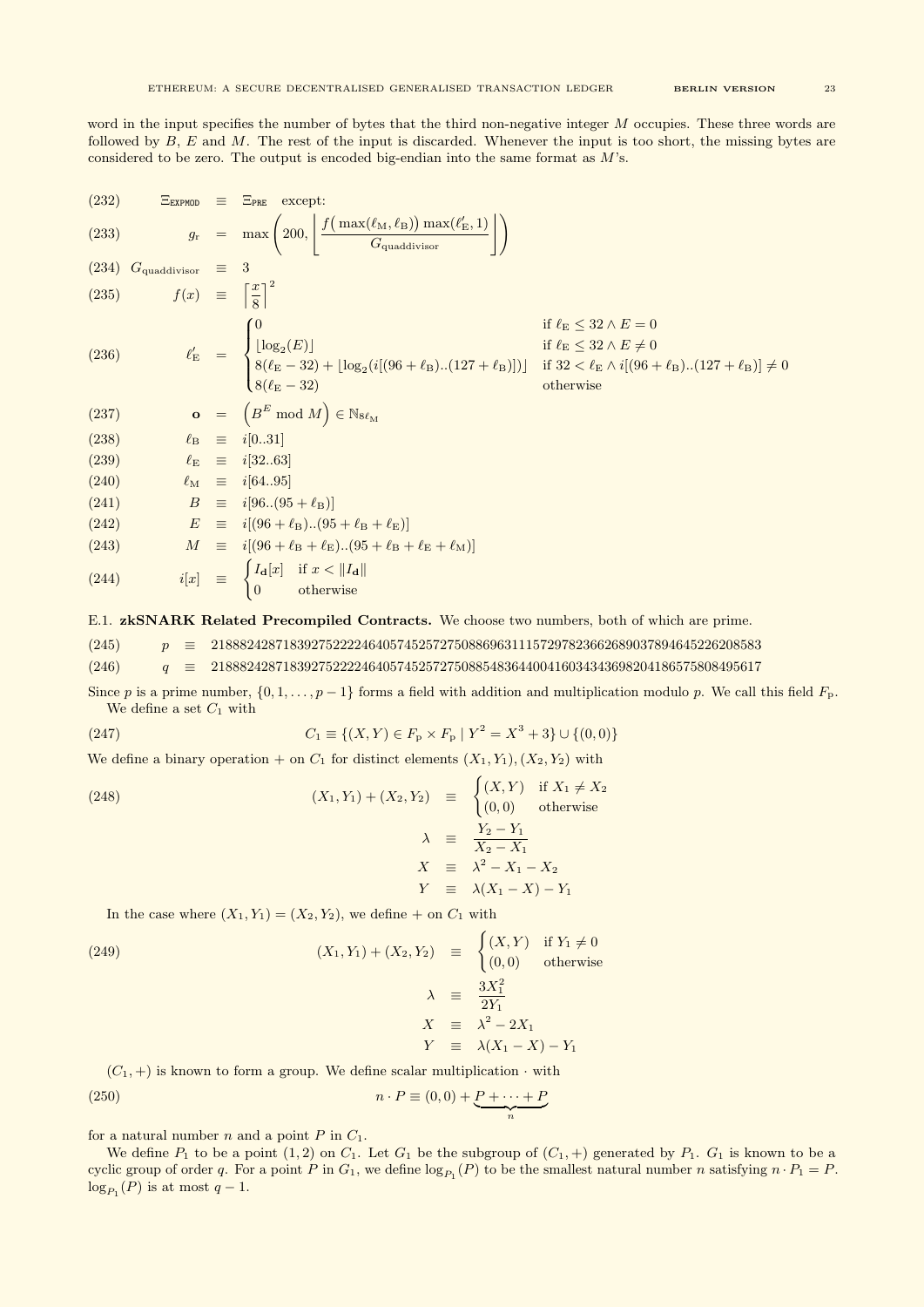word in the input specifies the number of bytes that the third non-negative integer $M$ occupies. These three words are followed by $B$, $E$ and $M$. The rest of the input is discarded. Whenever the input is too short, the missing bytes are considered to be zero. The output is encoded big-endian into the same format as $M$'s.

$$(232) \quad \Xi_{\mathtt{EXPMOD}} \equiv \Xi_{\mathtt{PRE}} \quad \text{except:}$$

$$(233) \quad g_{\mathrm{r}} = \max\left(200, \left\lfloor \frac{f\big(\max(\ell_{\mathrm{M}}, \ell_{\mathrm{B}})\big) \max(\ell'_{\mathrm{E}}, 1)}{G_{\mathrm{quaddivisor}}} \right\rfloor\right)$$

$$(234) \quad G_{\mathrm{quaddivisor}} \equiv 3$$

$$(235) \quad f(x) \equiv \left\lceil \frac{x}{8} \right\rceil^2$$

$$(236) \quad \ell'_{\mathrm{E}} = \begin{cases} 0 & \text{if } \ell_{\mathrm{E}} \leq 32 \wedge E = 0 \\ \lfloor \log_2(E) \rfloor & \text{if } \ell_{\mathrm{E}} \leq 32 \wedge E \neq 0 \\ 8(\ell_{\mathrm{E}} - 32) + \lfloor \log_2(i[(96 + \ell_{\mathrm{B}})..(127 + \ell_{\mathrm{B}})]) \rfloor & \text{if } 32 < \ell_{\mathrm{E}} \wedge i[(96 + \ell_{\mathrm{B}})..(127 + \ell_{\mathrm{B}})] \neq 0 \\ 8(\ell_{\mathrm{E}} - 32) & \text{otherwise} \end{cases}$$

$$(237) \quad \mathbf{o} = \left(B^E \bmod M\right) \in \mathbb{N}_{8\ell_{\mathrm{M}}}$$

$$(238) \quad \ell_{\mathrm{B}} \equiv i[0..31]$$

$$(239) \quad \ell_{\mathrm{E}} \equiv i[32..63]$$

$$(240) \quad \ell_{\mathrm{M}} \equiv i[64..95]$$

$$(241) \quad B \equiv i[96..(95 + \ell_{\mathrm{B}})]$$

$$(242) \quad E \equiv i[(96 + \ell_{\mathrm{B}})..(95 + \ell_{\mathrm{B}} + \ell_{\mathrm{E}})]$$

$$(243) \quad M \equiv i[(96 + \ell_{\mathrm{B}} + \ell_{\mathrm{E}})..(95 + \ell_{\mathrm{B}} + \ell_{\mathrm{E}} + \ell_{\mathrm{M}})]$$

$$(244) \quad i[x] \equiv \begin{cases} I_{\mathbf{d}}[x] & \text{if } x < \|I_{\mathbf{d}}\| \\ 0 & \text{otherwise} \end{cases}$$

### E.1. zkSNARK Related Precompiled Contracts.

We choose two numbers, both of which are prime.

$$(245) \quad p \equiv 21888242871839275222246405745257275088696311157297823662689037894645226208583$$

$$(246) \quad q \equiv 21888242871839275222246405745257275088548364400416034343698204186575808495617$$

Since $p$ is a prime number, $\{0, 1, \ldots, p-1\}$ forms a field with addition and multiplication modulo $p$. We call this field $F_{\mathrm{p}}$.

We define a set $C_1$ with

$$(247) \quad C_1 \equiv \{(X, Y) \in F_{\mathrm{p}} \times F_{\mathrm{p}} \mid Y^2 = X^3 + 3\} \cup \{(0, 0)\}$$

We define a binary operation $+$ on $C_1$ for distinct elements $(X_1, Y_1), (X_2, Y_2)$ with

$$(248) \quad (X_1, Y_1) + (X_2, Y_2) \equiv \begin{cases} (X, Y) & \text{if } X_1 \neq X_2 \\ (0, 0) & \text{otherwise} \end{cases}$$

$$\lambda \equiv \frac{Y_2 - Y_1}{X_2 - X_1}$$

$$X \equiv \lambda^2 - X_1 - X_2$$

$$Y \equiv \lambda(X_1 - X) - Y_1$$

In the case where $(X_1, Y_1) = (X_2, Y_2)$, we define $+$ on $C_1$ with

$$(249) \quad (X_1, Y_1) + (X_2, Y_2) \equiv \begin{cases} (X, Y) & \text{if } Y_1 \neq 0 \\ (0, 0) & \text{otherwise} \end{cases}$$

$$\lambda \equiv \frac{3X_1^2}{2Y_1}$$

$$X \equiv \lambda^2 - 2X_1$$

$$Y \equiv \lambda(X_1 - X) - Y_1$$

$(C_1, +)$ is known to form a group. We define scalar multiplication $\cdot$ with

$$(250) \quad n \cdot P \equiv (0, 0) + \underbrace{P + \cdots + P}_{n}$$

for a natural number $n$ and a point $P$ in $C_1$.

We define $P_1$ to be a point $(1, 2)$ on $C_1$. Let $G_1$ be the subgroup of $(C_1, +)$ generated by $P_1$. $G_1$ is known to be a cyclic group of order $q$. For a point $P$ in $G_1$, we define $\log_{P_1}(P)$ to be the smallest natural number $n$ satisfying $n \cdot P_1 = P$. $\log_{P_1}(P)$ is at most $q - 1$.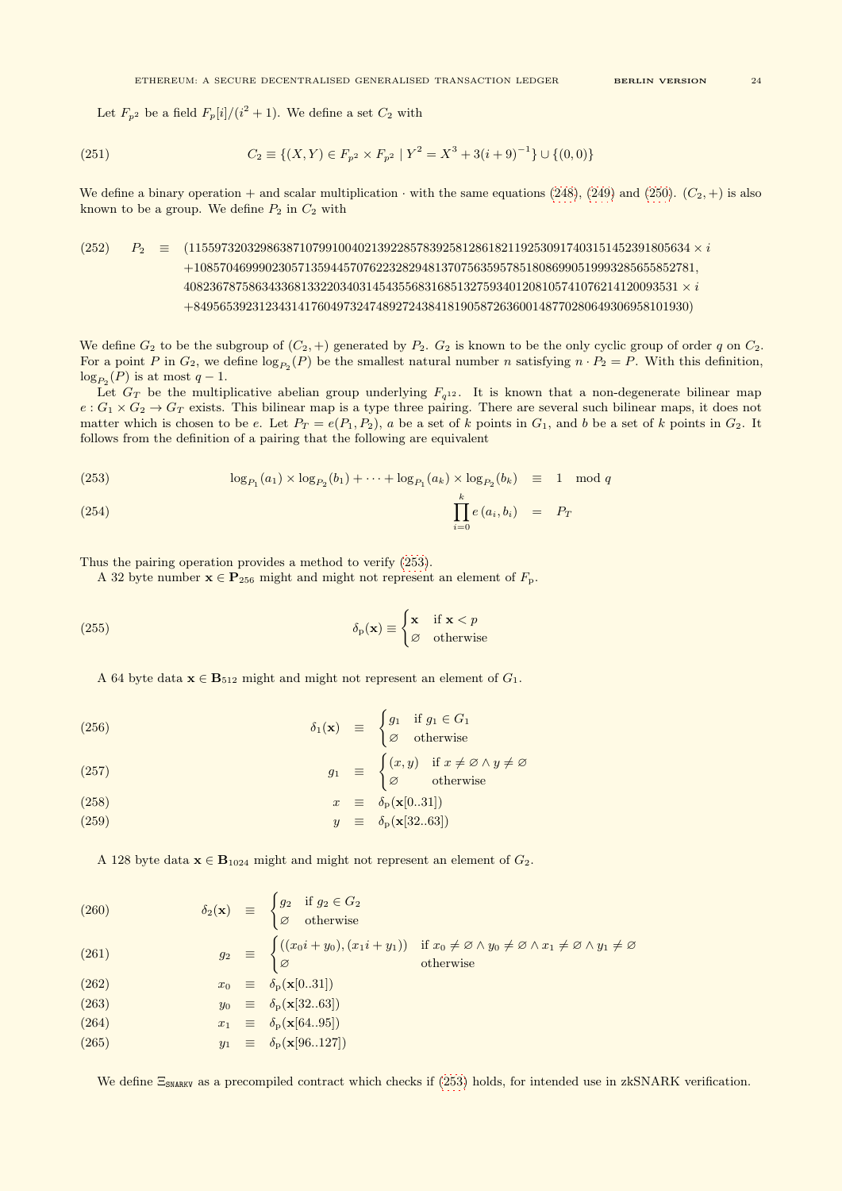Let $F_{p^2}$ be a field $F_p[i]/(i^2+1)$. We define a set $C_2$ with

$$C_2 \equiv \{(X,Y) \in F_{p^2} \times F_{p^2} \mid Y^2 = X^3 + 3(i+9)^{-1}\} \cup \{(0,0)\} \tag{251}$$

We define a binary operation $+$ and scalar multiplication $\cdot$ with the same equations (248), (249) and (250). $(C_2,+)$ is also known to be a group. We define $P_2$ in $C_2$ with

$$\begin{aligned}
P_2 \quad \equiv \quad & (11559732032986387107991004021392285783925812861821192530917403151452391805634 \times i \\
& +10857046999023057135944570762232829481370756359578518086990519993285655852781, \\
& 4082367875863433681332203403145435568316851327593401208105741076214120093531 \times i \\
& +8495653923123431417604973247489272438418190587263600148770280649306958101930)
\end{aligned} \tag{252}$$

We define $G_2$ to be the subgroup of $(C_2,+)$ generated by $P_2$. $G_2$ is known to be the only cyclic group of order $q$ on $C_2$. For a point $P$ in $G_2$, we define $\log_{P_2}(P)$ be the smallest natural number $n$ satisfying $n \cdot P_2 = P$. With this definition, $\log_{P_2}(P)$ is at most $q-1$.

Let $G_T$ be the multiplicative abelian group underlying $F_{q^{12}}$. It is known that a non-degenerate bilinear map $e : G_1 \times G_2 \to G_T$ exists. This bilinear map is a type three pairing. There are several such bilinear maps, it does not matter which is chosen to be $e$. Let $P_T = e(P_1, P_2)$, $a$ be a set of $k$ points in $G_1$, and $b$ be a set of $k$ points in $G_2$. It follows from the definition of a pairing that the following are equivalent

$$\log_{P_1}(a_1) \times \log_{P_2}(b_1) + \cdots + \log_{P_1}(a_k) \times \log_{P_2}(b_k) \quad \equiv \quad 1 \mod q \tag{253}$$

$$\prod_{i=0}^{k} e\left(a_i, b_i\right) \quad = \quad P_T \tag{254}$$

Thus the pairing operation provides a method to verify (253).

A 32 byte number $\mathbf{x} \in \mathbf{P}_{256}$ might and might not represent an element of $F_{\mathrm{p}}$.

$$\delta_{\mathrm{p}}(\mathbf{x}) \equiv \begin{cases} \mathbf{x} & \text{if } \mathbf{x} < p \\ \varnothing & \text{otherwise} \end{cases} \tag{255}$$

A 64 byte data $\mathbf{x} \in \mathbf{B}_{512}$ might and might not represent an element of $G_1$.

$$\delta_1(\mathbf{x}) \quad \equiv \quad \begin{cases} g_1 & \text{if } g_1 \in G_1 \\ \varnothing & \text{otherwise} \end{cases} \tag{256}$$

$$g_1 \quad \equiv \quad \begin{cases} (x,y) & \text{if } x \neq \varnothing \wedge y \neq \varnothing \\ \varnothing & \text{otherwise} \end{cases} \tag{257}$$

$$x \quad \equiv \quad \delta_{\mathrm{p}}(\mathbf{x}[0..31]) \tag{258}$$

$$y \quad \equiv \quad \delta_{\mathrm{p}}(\mathbf{x}[32..63]) \tag{259}$$

A 128 byte data $\mathbf{x} \in \mathbf{B}_{1024}$ might and might not represent an element of $G_2$.

$$\delta_2(\mathbf{x}) \quad \equiv \quad \begin{cases} g_2 & \text{if } g_2 \in G_2 \\ \varnothing & \text{otherwise} \end{cases} \tag{260}$$

$$g_2 \quad \equiv \quad \begin{cases} ((x_0 i + y_0), (x_1 i + y_1)) & \text{if } x_0 \neq \varnothing \wedge y_0 \neq \varnothing \wedge x_1 \neq \varnothing \wedge y_1 \neq \varnothing \\ \varnothing & \text{otherwise} \end{cases} \tag{261}$$

$$x_0 \quad \equiv \quad \delta_{\mathrm{p}}(\mathbf{x}[0..31]) \tag{262}$$

$$y_0 \quad \equiv \quad \delta_{\mathrm{p}}(\mathbf{x}[32..63]) \tag{263}$$

$$x_1 \quad \equiv \quad \delta_{\mathrm{p}}(\mathbf{x}[64..95]) \tag{264}$$

$$y_1 \quad \equiv \quad \delta_{\mathrm{p}}(\mathbf{x}[96..127]) \tag{265}$$

We define $\Xi_{\mathtt{SNARKV}}$ as a precompiled contract which checks if (253) holds, for intended use in zkSNARK verification.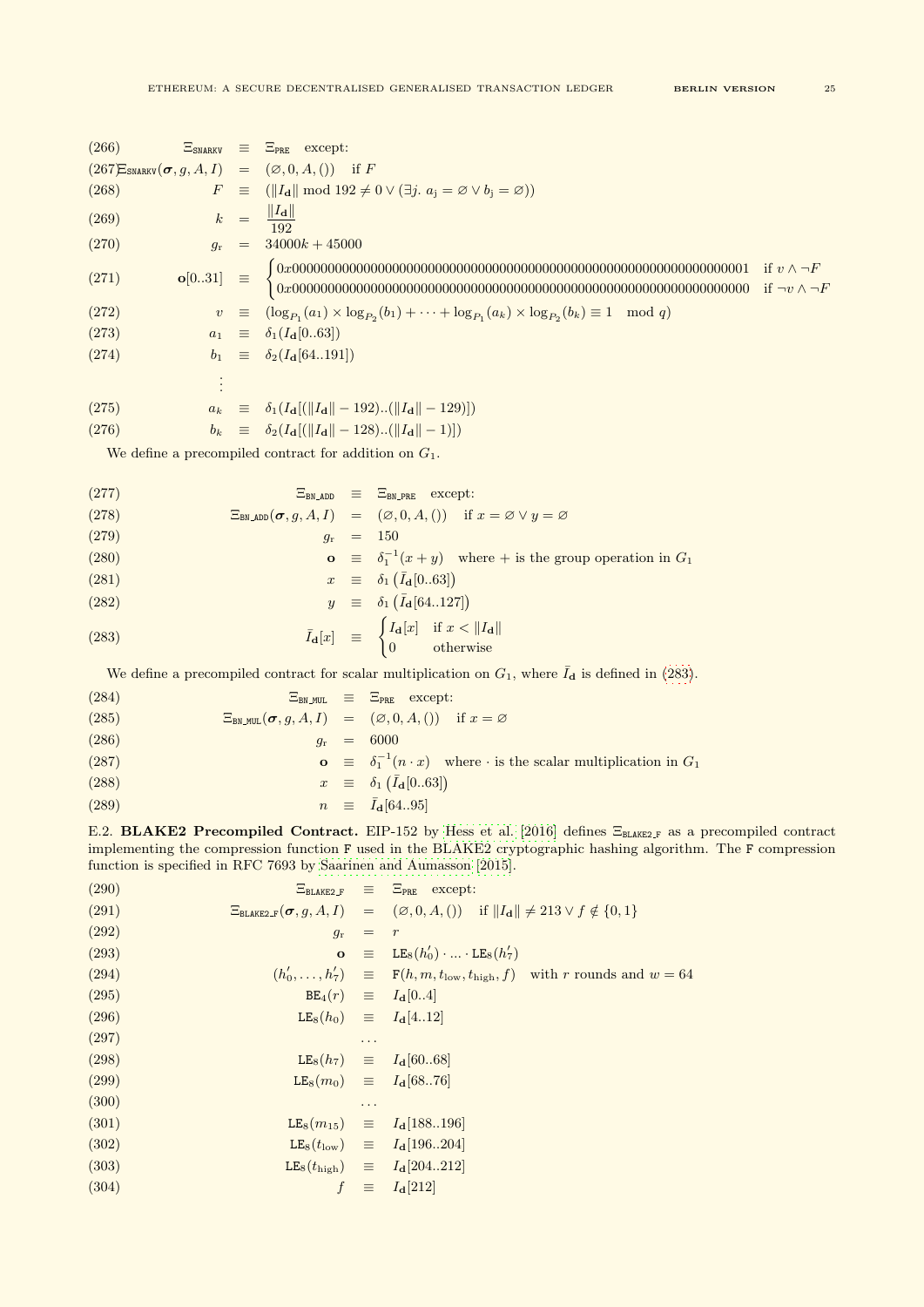$$\Xi_{\mathtt{SNARKV}} \equiv \Xi_{\mathtt{PRE}} \quad \text{except:} \tag{266}$$

$$\Xi_{\mathtt{SNARKV}}(\boldsymbol{\sigma}, g, A, I) = (\varnothing, 0, A, ()) \quad \text{if } F \tag{267}$$

$$F \equiv (\|I_{\mathbf{d}}\| \bmod 192 \neq 0 \vee (\exists j.\ a_j = \varnothing \vee b_j = \varnothing)) \tag{268}$$

$$k = \frac{\|I_{\mathbf{d}}\|}{192} \tag{269}$$

$$g_{\mathrm{r}} = 34000k + 45000 \tag{270}$$

$$\mathbf{o}[0..31] \equiv \begin{cases} 0x0000000000000000000000000000000000000000000000000000000000000001 & \text{if } v \wedge \neg F \\ 0x0000000000000000000000000000000000000000000000000000000000000000 & \text{if } \neg v \wedge \neg F \end{cases} \tag{271}$$

$$v \equiv (\log_{P_1}(a_1) \times \log_{P_2}(b_1) + \cdots + \log_{P_1}(a_k) \times \log_{P_2}(b_k) \equiv 1 \mod q) \tag{272}$$

$$a_1 \equiv \delta_1(I_{\mathbf{d}}[0..63]) \tag{273}$$

$$b_1 \equiv \delta_2(I_{\mathbf{d}}[64..191]) \tag{274}$$

$$\vdots$$

$$a_k \equiv \delta_1(I_{\mathbf{d}}[(\|I_{\mathbf{d}}\| - 192)..(\|I_{\mathbf{d}}\| - 129)]) \tag{275}$$

$$b_k \equiv \delta_2(I_{\mathbf{d}}[(\|I_{\mathbf{d}}\| - 128)..(\|I_{\mathbf{d}}\| - 1)]) \tag{276}$$

We define a precompiled contract for addition on $G_1$.

$$\Xi_{\mathtt{BN\_ADD}} \equiv \Xi_{\mathtt{BN\_PRE}} \quad \text{except:} \tag{277}$$

$$\Xi_{\mathtt{BN\_ADD}}(\boldsymbol{\sigma}, g, A, I) = (\varnothing, 0, A, ()) \quad \text{if } x = \varnothing \vee y = \varnothing \tag{278}$$

$$g_{\mathrm{r}} = 150 \tag{279}$$

$$\mathbf{o} \equiv \delta_1^{-1}(x + y) \quad \text{where } + \text{ is the group operation in } G_1 \tag{280}$$

$$x \equiv \delta_1\left(\bar{I}_{\mathbf{d}}[0..63]\right) \tag{281}$$

$$y \equiv \delta_1\left(\bar{I}_{\mathbf{d}}[64..127]\right) \tag{282}$$

$$\bar{I}_{\mathbf{d}}[x] \equiv \begin{cases} I_{\mathbf{d}}[x] & \text{if } x < \|I_{\mathbf{d}}\| \\ 0 & \text{otherwise} \end{cases} \tag{283}$$

We define a precompiled contract for scalar multiplication on $G_1$, where $\bar{I}_{\mathbf{d}}$ is defined in (283).

$$\Xi_{\mathtt{BN\_MUL}} \equiv \Xi_{\mathtt{PRE}} \quad \text{except:} \tag{284}$$

$$\Xi_{\mathtt{BN\_MUL}}(\boldsymbol{\sigma}, g, A, I) = (\varnothing, 0, A, ()) \quad \text{if } x = \varnothing \tag{285}$$

$$g_{\mathrm{r}} = 6000 \tag{286}$$

$$\mathbf{o} \equiv \delta_1^{-1}(n \cdot x) \quad \text{where } \cdot \text{ is the scalar multiplication in } G_1 \tag{287}$$

$$x \equiv \delta_1\left(\bar{I}_{\mathbf{d}}[0..63]\right) \tag{288}$$

$$n \equiv \bar{I}_{\mathbf{d}}[64..95] \tag{289}$$

E.2. **BLAKE2 Precompiled Contract.** EIP-152 by Hess et al. [2016] defines $\Xi_{\mathtt{BLAKE2\_F}}$ as a precompiled contract implementing the compression function $\mathtt{F}$ used in the BLAKE2 cryptographic hashing algorithm. The $\mathtt{F}$ compression function is specified in RFC 7693 by Saarinen and Aumasson [2015].

$$\Xi_{\mathtt{BLAKE2\_F}} \equiv \Xi_{\mathtt{PRE}} \quad \text{except:} \tag{290}$$

$$\Xi_{\mathtt{BLAKE2\_F}}(\boldsymbol{\sigma}, g, A, I) = (\varnothing, 0, A, ()) \quad \text{if } \|I_{\mathbf{d}}\| \neq 213 \vee f \notin \{0, 1\} \tag{291}$$

$$g_{\mathrm{r}} = r \tag{292}$$

$$\mathbf{o} \equiv \mathtt{LE}_8(h'_0) \cdot \ldots \cdot \mathtt{LE}_8(h'_7) \tag{293}$$

$$(h'_0, \ldots, h'_7) \equiv \mathtt{F}(h, m, t_{\mathrm{low}}, t_{\mathrm{high}}, f) \quad \text{with } r \text{ rounds and } w = 64 \tag{294}$$

$$\mathtt{BE}_4(r) \equiv I_{\mathbf{d}}[0..4] \tag{295}$$

$$\mathtt{LE}_8(h_0) \equiv I_{\mathbf{d}}[4..12] \tag{296}$$

$$\ldots \tag{297}$$

$$\mathtt{LE}_8(h_7) \equiv I_{\mathbf{d}}[60..68] \tag{298}$$

$$\mathtt{LE}_8(m_0) \equiv I_{\mathbf{d}}[68..76] \tag{299}$$

$$\ldots \tag{300}$$

$$\mathtt{LE}_8(m_{15}) \equiv I_{\mathbf{d}}[188..196] \tag{301}$$

$$\mathtt{LE}_8(t_{\mathrm{low}}) \equiv I_{\mathbf{d}}[196..204] \tag{302}$$

$$\mathtt{LE}_8(t_{\mathrm{high}}) \equiv I_{\mathbf{d}}[204..212] \tag{303}$$

$$f \equiv I_{\mathbf{d}}[212] \tag{304}$$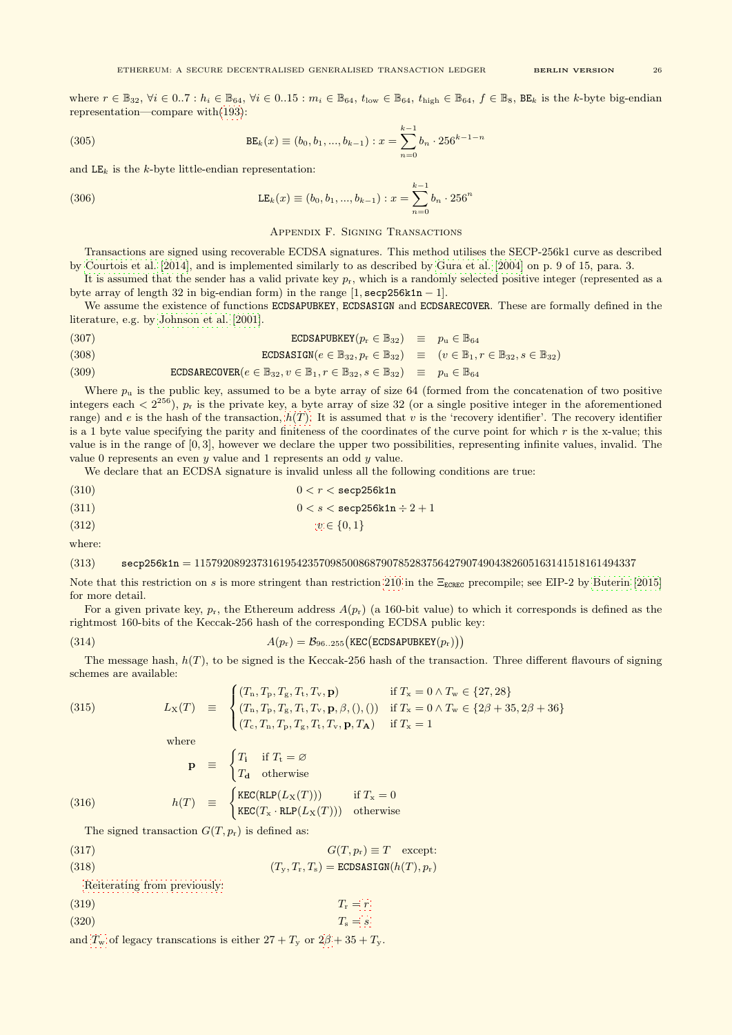where $r \in \mathbb{B}_{32}$, $\forall i \in 0..7 : h_i \in \mathbb{B}_{64}$, $\forall i \in 0..15 : m_i \in \mathbb{B}_{64}$, $t_{\text{low}} \in \mathbb{B}_{64}$, $t_{\text{high}} \in \mathbb{B}_{64}$, $f \in \mathbb{B}_8$, $\texttt{BE}_k$ is the $k$-byte big-endian representation—compare with (193):

$$\texttt{BE}_k(x) \equiv (b_0, b_1, ..., b_{k-1}) : x = \sum_{n=0}^{k-1} b_n \cdot 256^{k-1-n} \tag{305}$$

and $\texttt{LE}_k$ is the $k$-byte little-endian representation:

$$\texttt{LE}_k(x) \equiv (b_0, b_1, ..., b_{k-1}) : x = \sum_{n=0}^{k-1} b_n \cdot 256^n \tag{306}$$

## Appendix F. Signing Transactions

Transactions are signed using recoverable ECDSA signatures. This method utilises the SECP-256k1 curve as described by Courtois et al. [2014], and is implemented similarly to as described by Gura et al. [2004] on p. 9 of 15, para. 3.

It is assumed that the sender has a valid private key $p_r$, which is a randomly selected positive integer (represented as a byte array of length 32 in big-endian form) in the range $[1, \texttt{secp256k1n} - 1]$.

We assume the existence of functions ECDSAPUBKEY, ECDSASIGN and ECDSARECOVER. These are formally defined in the literature, e.g. by Johnson et al. [2001].

$$\texttt{ECDSAPUBKEY}(p_r \in \mathbb{B}_{32}) \equiv p_u \in \mathbb{B}_{64} \tag{307}$$

$$\texttt{ECDSASIGN}(e \in \mathbb{B}_{32}, p_r \in \mathbb{B}_{32}) \equiv (v \in \mathbb{B}_1, r \in \mathbb{B}_{32}, s \in \mathbb{B}_{32}) \tag{308}$$

$$\texttt{ECDSARECOVER}(e \in \mathbb{B}_{32}, v \in \mathbb{B}_1, r \in \mathbb{B}_{32}, s \in \mathbb{B}_{32}) \equiv p_u \in \mathbb{B}_{64} \tag{309}$$

Where $p_u$ is the public key, assumed to be a byte array of size 64 (formed from the concatenation of two positive integers each $< 2^{256}$), $p_r$ is the private key, a byte array of size 32 (or a single positive integer in the aforementioned range) and $e$ is the hash of the transaction, $h(T)$. It is assumed that $v$ is the 'recovery identifier'. The recovery identifier is a 1 byte value specifying the parity and finiteness of the coordinates of the curve point for which $r$ is the x-value; this value is in the range of $[0, 3]$, however we declare the upper two possibilities, representing infinite values, invalid. The value 0 represents an even $y$ value and 1 represents an odd $y$ value.

We declare that an ECDSA signature is invalid unless all the following conditions are true:

$$0 < r < \texttt{secp256k1n} \tag{310}$$

$$0 < s < \texttt{secp256k1n} \div 2 + 1 \tag{311}$$

$$v \in \{0, 1\} \tag{312}$$

where:

$$\texttt{secp256k1n} = 115792089237316195423570985008687907852837564279074904382605163141518161494337 \tag{313}$$

Note that this restriction on $s$ is more stringent than restriction 210 in the $\Xi_{\texttt{ECREC}}$ precompile; see EIP-2 by Buterin [2015] for more detail.

For a given private key, $p_r$, the Ethereum address $A(p_r)$ (a 160-bit value) to which it corresponds is defined as the rightmost 160-bits of the Keccak-256 hash of the corresponding ECDSA public key:

$$A(p_r) = \mathcal{B}_{96..255}\big(\texttt{KEC}\big(\texttt{ECDSAPUBKEY}(p_r)\big)\big) \tag{314}$$

The message hash, $h(T)$, to be signed is the Keccak-256 hash of the transaction. Three different flavours of signing schemes are available:

$$L_X(T) \equiv \begin{cases} (T_n, T_p, T_g, T_t, T_v, \mathbf{p}) & \text{if } T_x = 0 \wedge T_w \in \{27, 28\} \\ (T_n, T_p, T_g, T_t, T_v, \mathbf{p}, \beta, (), ()) & \text{if } T_x = 0 \wedge T_w \in \{2\beta + 35, 2\beta + 36\} \\ (T_c, T_n, T_p, T_g, T_t, T_v, \mathbf{p}, T_{\mathbf{A}}) & \text{if } T_x = 1 \end{cases} \tag{315}$$

where

$$\mathbf{p} \equiv \begin{cases} T_{\mathbf{i}} & \text{if } T_t = \varnothing \\ T_{\mathbf{d}} & \text{otherwise} \end{cases}$$

$$h(T) \equiv \begin{cases} \texttt{KEC}(\texttt{RLP}(L_X(T))) & \text{if } T_x = 0 \\ \texttt{KEC}(T_x \cdot \texttt{RLP}(L_X(T))) & \text{otherwise} \end{cases} \tag{316}$$

The signed transaction $G(T, p_r)$ is defined as:

$$G(T, p_r) \equiv T \quad \text{except:} \tag{317}$$

$$(T_y, T_r, T_s) = \texttt{ECDSASIGN}(h(T), p_r) \tag{318}$$

Reiterating from previously:

$$T_r = r \tag{319}$$

$$T_s = s \tag{320}$$

and $T_w$ of legacy transcations is either $27 + T_y$ or $2\beta + 35 + T_y$.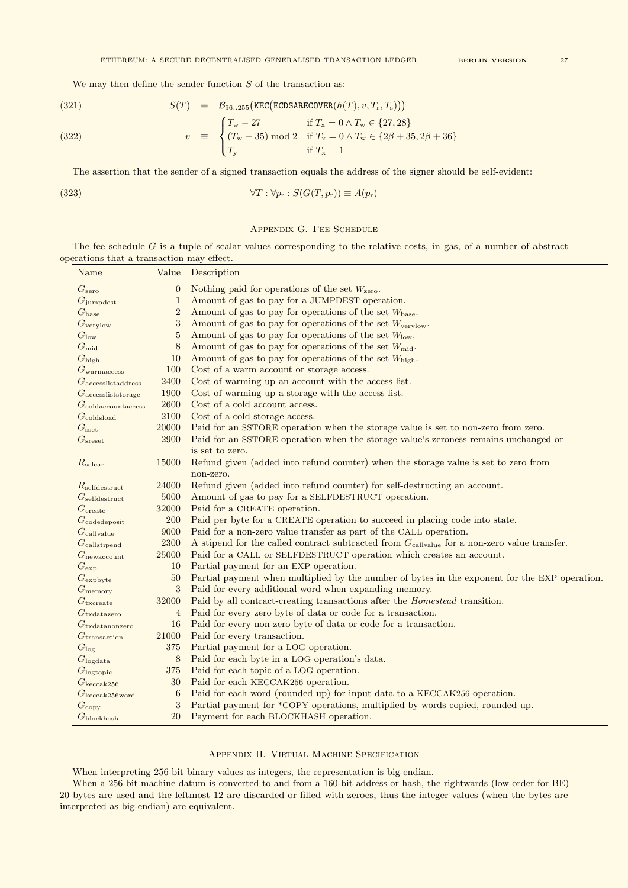We may then define the sender function $S$ of the transaction as:

$$S(T) \equiv \mathcal{B}_{96..255}\big(\mathtt{KEC}\big(\mathtt{ECDSARECOVER}(h(T), v, T_{\mathrm{r}}, T_{\mathrm{s}})\big)\big) \tag{321}$$

$$v \equiv \begin{cases} T_{\mathrm{w}} - 27 & \text{if } T_{\mathrm{x}} = 0 \wedge T_{\mathrm{w}} \in \{27, 28\} \\ (T_{\mathrm{w}} - 35) \bmod 2 & \text{if } T_{\mathrm{x}} = 0 \wedge T_{\mathrm{w}} \in \{2\beta + 35, 2\beta + 36\} \\ T_{\mathrm{y}} & \text{if } T_{\mathrm{x}} = 1 \end{cases} \tag{322}$$

The assertion that the sender of a signed transaction equals the address of the signer should be self-evident:

$$\forall T : \forall p_{\mathrm{r}} : S(G(T, p_{\mathrm{r}})) \equiv A(p_{\mathrm{r}}) \tag{323}$$

## Appendix G. Fee Schedule

The fee schedule $G$ is a tuple of scalar values corresponding to the relative costs, in gas, of a number of abstract operations that a transaction may effect.

| Name | Value | Description |
|---|---|---|
| $G_{\mathrm{zero}}$ | 0 | Nothing paid for operations of the set $W_{\mathrm{zero}}$. |
| $G_{\mathrm{jumpdest}}$ | 1 | Amount of gas to pay for a JUMPDEST operation. |
| $G_{\mathrm{base}}$ | 2 | Amount of gas to pay for operations of the set $W_{\mathrm{base}}$. |
| $G_{\mathrm{verylow}}$ | 3 | Amount of gas to pay for operations of the set $W_{\mathrm{verylow}}$. |
| $G_{\mathrm{low}}$ | 5 | Amount of gas to pay for operations of the set $W_{\mathrm{low}}$. |
| $G_{\mathrm{mid}}$ | 8 | Amount of gas to pay for operations of the set $W_{\mathrm{mid}}$. |
| $G_{\mathrm{high}}$ | 10 | Amount of gas to pay for operations of the set $W_{\mathrm{high}}$. |
| $G_{\mathrm{warmaccess}}$ | 100 | Cost of a warm account or storage access. |
| $G_{\mathrm{accesslistaddress}}$ | 2400 | Cost of warming up an account with the access list. |
| $G_{\mathrm{accessliststorage}}$ | 1900 | Cost of warming up a storage with the access list. |
| $G_{\mathrm{coldaccountaccess}}$ | 2600 | Cost of a cold account access. |
| $G_{\mathrm{coldsload}}$ | 2100 | Cost of a cold storage access. |
| $G_{\mathrm{sset}}$ | 20000 | Paid for an SSTORE operation when the storage value is set to non-zero from zero. |
| $G_{\mathrm{sreset}}$ | 2900 | Paid for an SSTORE operation when the storage value's zeroness remains unchanged or is set to zero. |
| $R_{\mathrm{sclear}}$ | 15000 | Refund given (added into refund counter) when the storage value is set to zero from non-zero. |
| $R_{\mathrm{selfdestruct}}$ | 24000 | Refund given (added into refund counter) for self-destructing an account. |
| $G_{\mathrm{selfdestruct}}$ | 5000 | Amount of gas to pay for a SELFDESTRUCT operation. |
| $G_{\mathrm{create}}$ | 32000 | Paid for a CREATE operation. |
| $G_{\mathrm{codedeposit}}$ | 200 | Paid per byte for a CREATE operation to succeed in placing code into state. |
| $G_{\mathrm{callvalue}}$ | 9000 | Paid for a non-zero value transfer as part of the CALL operation. |
| $G_{\mathrm{callstipend}}$ | 2300 | A stipend for the called contract subtracted from $G_{\mathrm{callvalue}}$ for a non-zero value transfer. |
| $G_{\mathrm{newaccount}}$ | 25000 | Paid for a CALL or SELFDESTRUCT operation which creates an account. |
| $G_{\mathrm{exp}}$ | 10 | Partial payment for an EXP operation. |
| $G_{\mathrm{expbyte}}$ | 50 | Partial payment when multiplied by the number of bytes in the exponent for the EXP operation. |
| $G_{\mathrm{memory}}$ | 3 | Paid for every additional word when expanding memory. |
| $G_{\mathrm{txcreate}}$ | 32000 | Paid by all contract-creating transactions after the *Homestead* transition. |
| $G_{\mathrm{txdatazero}}$ | 4 | Paid for every zero byte of data or code for a transaction. |
| $G_{\mathrm{txdatanonzero}}$ | 16 | Paid for every non-zero byte of data or code for a transaction. |
| $G_{\mathrm{transaction}}$ | 21000 | Paid for every transaction. |
| $G_{\mathrm{log}}$ | 375 | Partial payment for a LOG operation. |
| $G_{\mathrm{logdata}}$ | 8 | Paid for each byte in a LOG operation's data. |
| $G_{\mathrm{logtopic}}$ | 375 | Paid for each topic of a LOG operation. |
| $G_{\mathrm{keccak256}}$ | 30 | Paid for each KECCAK256 operation. |
| $G_{\mathrm{keccak256word}}$ | 6 | Paid for each word (rounded up) for input data to a KECCAK256 operation. |
| $G_{\mathrm{copy}}$ | 3 | Partial payment for *COPY operations, multiplied by words copied, rounded up. |
| $G_{\mathrm{blockhash}}$ | 20 | Payment for each BLOCKHASH operation. |

## Appendix H. Virtual Machine Specification

When interpreting 256-bit binary values as integers, the representation is big-endian.

When a 256-bit machine datum is converted to and from a 160-bit address or hash, the rightwards (low-order for BE) 20 bytes are used and the leftmost 12 are discarded or filled with zeroes, thus the integer values (when the bytes are interpreted as big-endian) are equivalent.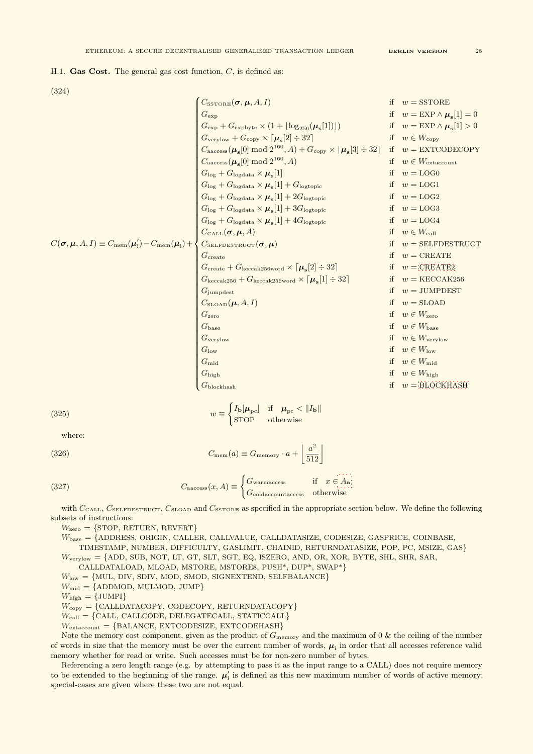H.1. **Gas Cost.** The general gas cost function, $C$, is defined as:

(324)

$$C(\boldsymbol{\sigma}, \boldsymbol{\mu}, A, I) \equiv C_{\text{mem}}(\boldsymbol{\mu}'_{\text{i}}) - C_{\text{mem}}(\boldsymbol{\mu}_{\text{i}}) + \begin{cases} C_{\text{SSTORE}}(\boldsymbol{\sigma}, \boldsymbol{\mu}, A, I) & \text{if} \quad w = \text{SSTORE} \\ G_{\text{exp}} & \text{if} \quad w = \text{EXP} \wedge \boldsymbol{\mu}_{\mathbf{s}}[1] = 0 \\ G_{\text{exp}} + G_{\text{expbyte}} \times (1 + \lfloor \log_{256}(\boldsymbol{\mu}_{\mathbf{s}}[1]) \rfloor) & \text{if} \quad w = \text{EXP} \wedge \boldsymbol{\mu}_{\mathbf{s}}[1] > 0 \\ G_{\text{verylow}} + G_{\text{copy}} \times \lceil \boldsymbol{\mu}_{\mathbf{s}}[2] \div 32 \rceil & \text{if} \quad w \in W_{\text{copy}} \\ C_{\text{aaccess}}(\boldsymbol{\mu}_{\mathbf{s}}[0] \bmod 2^{160}, A) + G_{\text{copy}} \times \lceil \boldsymbol{\mu}_{\mathbf{s}}[3] \div 32 \rceil & \text{if} \quad w = \text{EXTCODECOPY} \\ C_{\text{aaccess}}(\boldsymbol{\mu}_{\mathbf{s}}[0] \bmod 2^{160}, A) & \text{if} \quad w \in W_{\text{extaccount}} \\ G_{\text{log}} + G_{\text{logdata}} \times \boldsymbol{\mu}_{\mathbf{s}}[1] & \text{if} \quad w = \text{LOG0} \\ G_{\text{log}} + G_{\text{logdata}} \times \boldsymbol{\mu}_{\mathbf{s}}[1] + G_{\text{logtopic}} & \text{if} \quad w = \text{LOG1} \\ G_{\text{log}} + G_{\text{logdata}} \times \boldsymbol{\mu}_{\mathbf{s}}[1] + 2G_{\text{logtopic}} & \text{if} \quad w = \text{LOG2} \\ G_{\text{log}} + G_{\text{logdata}} \times \boldsymbol{\mu}_{\mathbf{s}}[1] + 3G_{\text{logtopic}} & \text{if} \quad w = \text{LOG3} \\ G_{\text{log}} + G_{\text{logdata}} \times \boldsymbol{\mu}_{\mathbf{s}}[1] + 4G_{\text{logtopic}} & \text{if} \quad w = \text{LOG4} \\ C_{\text{CALL}}(\boldsymbol{\sigma}, \boldsymbol{\mu}, A) & \text{if} \quad w \in W_{\text{call}} \\ C_{\text{SELFDESTRUCT}}(\boldsymbol{\sigma}, \boldsymbol{\mu}) & \text{if} \quad w = \text{SELFDESTRUCT} \\ G_{\text{create}} & \text{if} \quad w = \text{CREATE} \\ G_{\text{create}} + G_{\text{keccak256word}} \times \lceil \boldsymbol{\mu}_{\mathbf{s}}[2] \div 32 \rceil & \text{if} \quad w = \text{CREATE2} \\ G_{\text{keccak256}} + G_{\text{keccak256word}} \times \lceil \boldsymbol{\mu}_{\mathbf{s}}[1] \div 32 \rceil & \text{if} \quad w = \text{KECCAK256} \\ G_{\text{jumpdest}} & \text{if} \quad w = \text{JUMPDEST} \\ C_{\text{SLOAD}}(\boldsymbol{\mu}, A, I) & \text{if} \quad w = \text{SLOAD} \\ G_{\text{zero}} & \text{if} \quad w \in W_{\text{zero}} \\ G_{\text{base}} & \text{if} \quad w \in W_{\text{base}} \\ G_{\text{verylow}} & \text{if} \quad w \in W_{\text{verylow}} \\ G_{\text{low}} & \text{if} \quad w \in W_{\text{low}} \\ G_{\text{mid}} & \text{if} \quad w \in W_{\text{mid}} \\ G_{\text{high}} & \text{if} \quad w \in W_{\text{high}} \\ G_{\text{blockhash}} & \text{if} \quad w = \text{BLOCKHASH} \end{cases}$$

(325)
$$w \equiv \begin{cases} I_{\mathbf{b}}[\boldsymbol{\mu}_{\text{pc}}] & \text{if} \quad \boldsymbol{\mu}_{\text{pc}} < \|I_{\mathbf{b}}\| \\ \text{STOP} & \text{otherwise} \end{cases}$$

where:

(326)
$$C_{\text{mem}}(a) \equiv G_{\text{memory}} \cdot a + \left\lfloor \frac{a^2}{512} \right\rfloor$$

(327)
$$C_{\text{aaccess}}(x, A) \equiv \begin{cases} G_{\text{warmaccess}} & \text{if} \quad x \in A_{\mathbf{a}} \\ G_{\text{coldaccountaccess}} & \text{otherwise} \end{cases}$$

with $C_{\text{CALL}}$, $C_{\text{SELFDESTRUCT}}$, $C_{\text{SLOAD}}$ and $C_{\text{SSTORE}}$ as specified in the appropriate section below. We define the following subsets of instructions:

$W_{\text{zero}}$ = {STOP, RETURN, REVERT}

$W_{\text{base}}$ = {ADDRESS, ORIGIN, CALLER, CALLVALUE, CALLDATASIZE, CODESIZE, GASPRICE, COINBASE, TIMESTAMP, NUMBER, DIFFICULTY, GASLIMIT, CHAINID, RETURNDATASIZE, POP, PC, MSIZE, GAS}

$W_{\text{verylow}}$ = {ADD, SUB, NOT, LT, GT, SLT, SGT, EQ, ISZERO, AND, OR, XOR, BYTE, SHL, SHR, SAR, CALLDATALOAD, MLOAD, MSTORE, MSTORE8, PUSH*, DUP*, SWAP*}

$W_{\text{low}}$ = {MUL, DIV, SDIV, MOD, SMOD, SIGNEXTEND, SELFBALANCE}

$W_{\text{mid}}$ = {ADDMOD, MULMOD, JUMP}

$W_{\text{high}}$ = {JUMPI}

$W_{\text{copy}}$ = {CALLDATACOPY, CODECOPY, RETURNDATACOPY}

$W_{\text{call}}$ = {CALL, CALLCODE, DELEGATECALL, STATICCALL}

$W_{\text{extaccount}}$ = {BALANCE, EXTCODESIZE, EXTCODEHASH}

Note the memory cost component, given as the product of $G_{\text{memory}}$ and the maximum of 0 & the ceiling of the number of words in size that the memory must be over the current number of words, $\boldsymbol{\mu}_{\text{i}}$ in order that all accesses reference valid memory whether for read or write. Such accesses must be for non-zero number of bytes.

Referencing a zero length range (e.g. by attempting to pass it as the input range to a CALL) does not require memory to be extended to the beginning of the range. $\boldsymbol{\mu}'_{\text{i}}$ is defined as this new maximum number of words of active memory; special-cases are given where these two are not equal.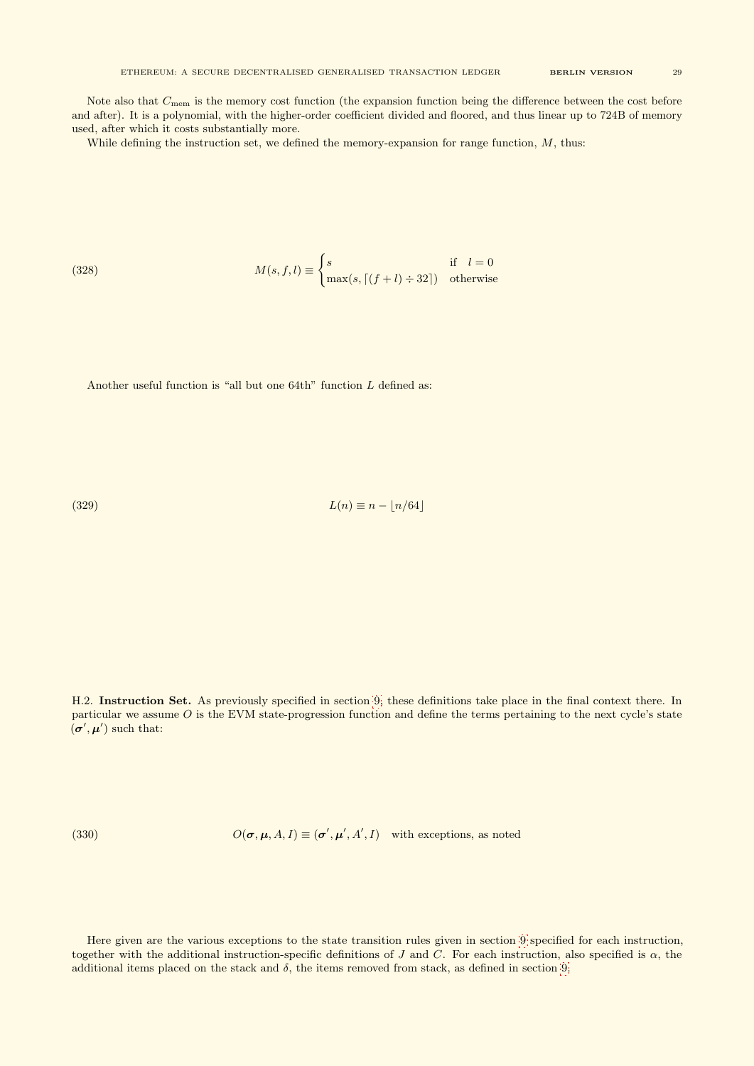Note also that $C_{\text{mem}}$ is the memory cost function (the expansion function being the difference between the cost before and after). It is a polynomial, with the higher-order coefficient divided and floored, and thus linear up to 724B of memory used, after which it costs substantially more.

While defining the instruction set, we defined the memory-expansion for range function, $M$, thus:

$$M(s, f, l) \equiv \begin{cases} s & \text{if} \quad l = 0 \\ \max(s, \lceil (f + l) \div 32 \rceil) & \text{otherwise} \end{cases} \tag{328}$$

Another useful function is "all but one 64th" function $L$ defined as:

$$L(n) \equiv n - \lfloor n/64 \rfloor \tag{329}$$

H.2. **Instruction Set.** As previously specified in section 9, these definitions take place in the final context there. In particular we assume $O$ is the EVM state-progression function and define the terms pertaining to the next cycle's state $(\boldsymbol{\sigma}', \boldsymbol{\mu}')$ such that:

$$O(\boldsymbol{\sigma}, \boldsymbol{\mu}, A, I) \equiv (\boldsymbol{\sigma}', \boldsymbol{\mu}', A', I) \quad \text{with exceptions, as noted} \tag{330}$$

Here given are the various exceptions to the state transition rules given in section 9 specified for each instruction, together with the additional instruction-specific definitions of $J$ and $C$. For each instruction, also specified is $\alpha$, the additional items placed on the stack and $\delta$, the items removed from stack, as defined in section 9.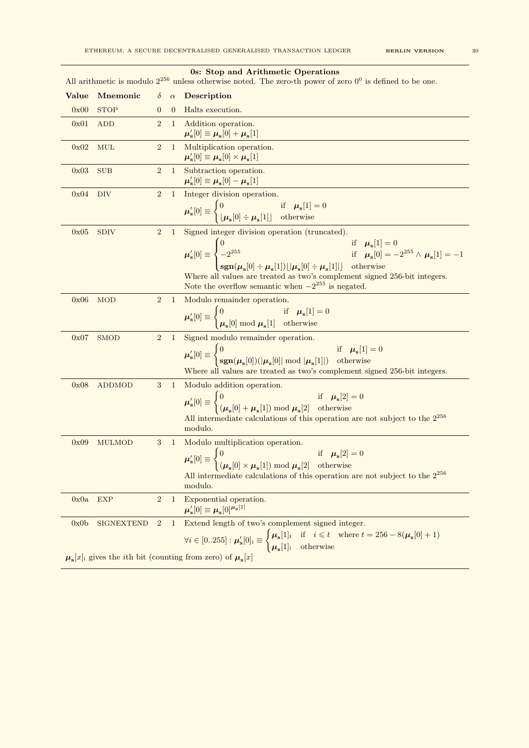**0s: Stop and Arithmetic Operations**

All arithmetic is modulo $2^{256}$ unless otherwise noted. The zero-th power of zero $0^0$ is defined to be one.

| Value | Mnemonic | $\delta$ | $\alpha$ | Description |
|---|---|---|---|---|
| 0x00 | STOP | 0 | 0 | Halts execution. |
| 0x01 | ADD | 2 | 1 | Addition operation. $\boldsymbol{\mu}'_{\mathbf{s}}[0] \equiv \boldsymbol{\mu}_{\mathbf{s}}[0] + \boldsymbol{\mu}_{\mathbf{s}}[1]$ |
| 0x02 | MUL | 2 | 1 | Multiplication operation. $\boldsymbol{\mu}'_{\mathbf{s}}[0] \equiv \boldsymbol{\mu}_{\mathbf{s}}[0] \times \boldsymbol{\mu}_{\mathbf{s}}[1]$ |
| 0x03 | SUB | 2 | 1 | Subtraction operation. $\boldsymbol{\mu}'_{\mathbf{s}}[0] \equiv \boldsymbol{\mu}_{\mathbf{s}}[0] - \boldsymbol{\mu}_{\mathbf{s}}[1]$ |
| 0x04 | DIV | 2 | 1 | Integer division operation. $\boldsymbol{\mu}'_{\mathbf{s}}[0] \equiv \begin{cases} 0 & \text{if} \quad \boldsymbol{\mu}_{\mathbf{s}}[1] = 0 \\ \lfloor \boldsymbol{\mu}_{\mathbf{s}}[0] \div \boldsymbol{\mu}_{\mathbf{s}}[1] \rfloor & \text{otherwise} \end{cases}$ |
| 0x05 | SDIV | 2 | 1 | Signed integer division operation (truncated). $\boldsymbol{\mu}'_{\mathbf{s}}[0] \equiv \begin{cases} 0 & \text{if} \quad \boldsymbol{\mu}_{\mathbf{s}}[1] = 0 \\ -2^{255} & \text{if} \quad \boldsymbol{\mu}_{\mathbf{s}}[0] = -2^{255} \wedge \boldsymbol{\mu}_{\mathbf{s}}[1] = -1 \\ \mathbf{sgn}(\boldsymbol{\mu}_{\mathbf{s}}[0] \div \boldsymbol{\mu}_{\mathbf{s}}[1]) \lfloor \lvert \boldsymbol{\mu}_{\mathbf{s}}[0] \div \boldsymbol{\mu}_{\mathbf{s}}[1] \rvert \rfloor & \text{otherwise} \end{cases}$ Where all values are treated as two's complement signed 256-bit integers. Note the overflow semantic when $-2^{255}$ is negated. |
| 0x06 | MOD | 2 | 1 | Modulo remainder operation. $\boldsymbol{\mu}'_{\mathbf{s}}[0] \equiv \begin{cases} 0 & \text{if} \quad \boldsymbol{\mu}_{\mathbf{s}}[1] = 0 \\ \boldsymbol{\mu}_{\mathbf{s}}[0] \bmod \boldsymbol{\mu}_{\mathbf{s}}[1] & \text{otherwise} \end{cases}$ |
| 0x07 | SMOD | 2 | 1 | Signed modulo remainder operation. $\boldsymbol{\mu}'_{\mathbf{s}}[0] \equiv \begin{cases} 0 & \text{if} \quad \boldsymbol{\mu}_{\mathbf{s}}[1] = 0 \\ \mathbf{sgn}(\boldsymbol{\mu}_{\mathbf{s}}[0]) (\lvert \boldsymbol{\mu}_{\mathbf{s}}[0] \rvert \bmod \lvert \boldsymbol{\mu}_{\mathbf{s}}[1] \rvert) & \text{otherwise} \end{cases}$ Where all values are treated as two's complement signed 256-bit integers. |
| 0x08 | ADDMOD | 3 | 1 | Modulo addition operation. $\boldsymbol{\mu}'_{\mathbf{s}}[0] \equiv \begin{cases} 0 & \text{if} \quad \boldsymbol{\mu}_{\mathbf{s}}[2] = 0 \\ (\boldsymbol{\mu}_{\mathbf{s}}[0] + \boldsymbol{\mu}_{\mathbf{s}}[1]) \bmod \boldsymbol{\mu}_{\mathbf{s}}[2] & \text{otherwise} \end{cases}$ All intermediate calculations of this operation are not subject to the $2^{256}$ modulo. |
| 0x09 | MULMOD | 3 | 1 | Modulo multiplication operation. $\boldsymbol{\mu}'_{\mathbf{s}}[0] \equiv \begin{cases} 0 & \text{if} \quad \boldsymbol{\mu}_{\mathbf{s}}[2] = 0 \\ (\boldsymbol{\mu}_{\mathbf{s}}[0] \times \boldsymbol{\mu}_{\mathbf{s}}[1]) \bmod \boldsymbol{\mu}_{\mathbf{s}}[2] & \text{otherwise} \end{cases}$ All intermediate calculations of this operation are not subject to the $2^{256}$ modulo. |
| 0x0a | EXP | 2 | 1 | Exponential operation. $\boldsymbol{\mu}'_{\mathbf{s}}[0] \equiv \boldsymbol{\mu}_{\mathbf{s}}[0]^{\boldsymbol{\mu}_{\mathbf{s}}[1]}$ |
| 0x0b | SIGNEXTEND | 2 | 1 | Extend length of two's complement signed integer. $\forall i \in [0..255] : \boldsymbol{\mu}'_{\mathbf{s}}[0]_{\mathrm{i}} \equiv \begin{cases} \boldsymbol{\mu}_{\mathbf{s}}[1]_{\mathrm{t}} & \text{if} \quad i \leqslant t \quad \text{where } t = 256 - 8(\boldsymbol{\mu}_{\mathbf{s}}[0] + 1) \\ \boldsymbol{\mu}_{\mathbf{s}}[1]_{\mathrm{i}} & \text{otherwise} \end{cases}$ |

$\boldsymbol{\mu}_{\mathbf{s}}[x]_{\mathrm{i}}$ gives the $i$th bit (counting from zero) of $\boldsymbol{\mu}_{\mathbf{s}}[x]$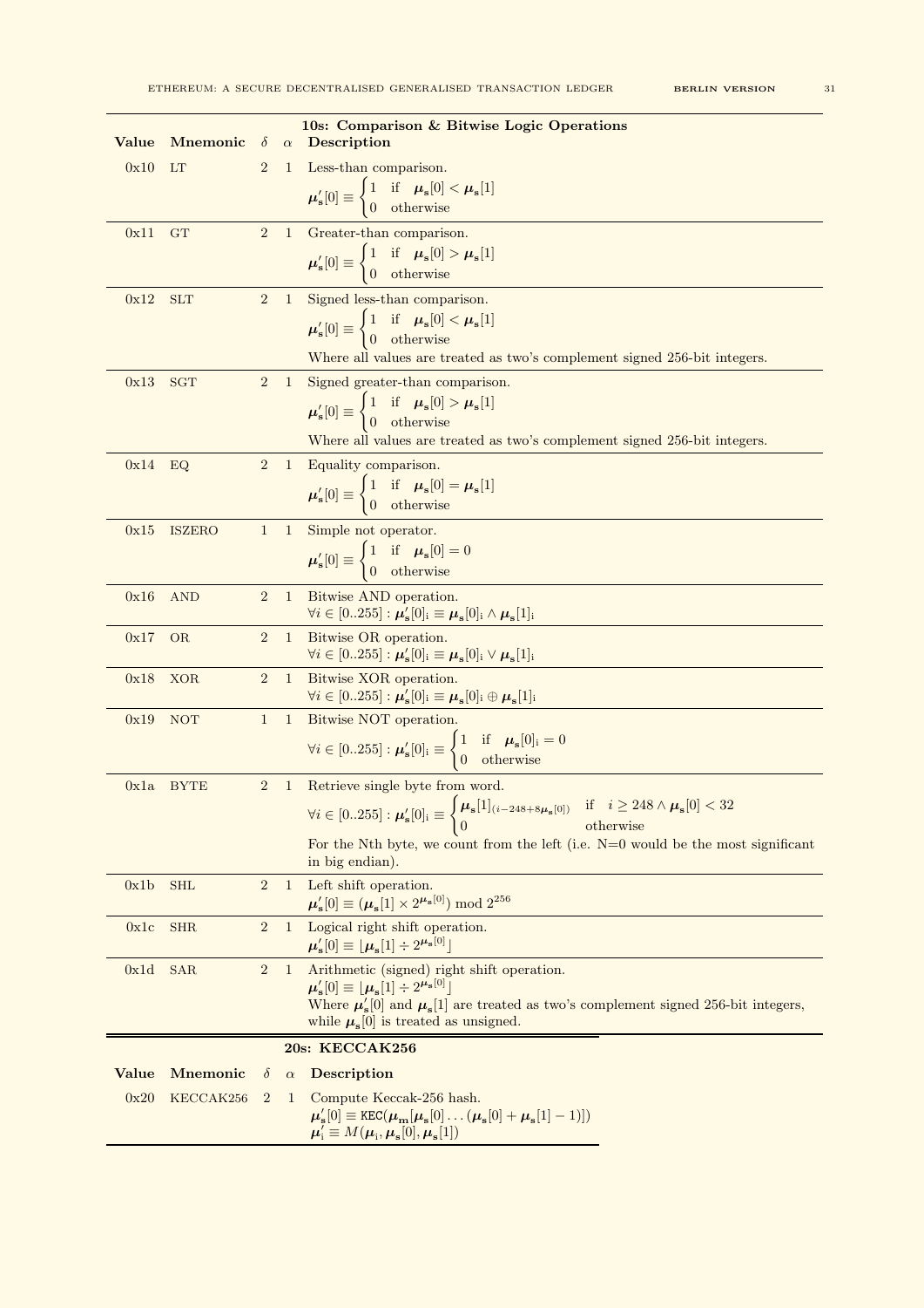**10s: Comparison & Bitwise Logic Operations**

| Value | Mnemonic | $\delta$ | $\alpha$ | Description |
|---|---|---|---|---|
| 0x10 | LT | 2 | 1 | Less-than comparison. $\boldsymbol{\mu}'_s[0] \equiv \begin{cases} 1 & \text{if} \quad \boldsymbol{\mu}_s[0] < \boldsymbol{\mu}_s[1] \\ 0 & \text{otherwise} \end{cases}$ |
| 0x11 | GT | 2 | 1 | Greater-than comparison. $\boldsymbol{\mu}'_s[0] \equiv \begin{cases} 1 & \text{if} \quad \boldsymbol{\mu}_s[0] > \boldsymbol{\mu}_s[1] \\ 0 & \text{otherwise} \end{cases}$ |
| 0x12 | SLT | 2 | 1 | Signed less-than comparison. $\boldsymbol{\mu}'_s[0] \equiv \begin{cases} 1 & \text{if} \quad \boldsymbol{\mu}_s[0] < \boldsymbol{\mu}_s[1] \\ 0 & \text{otherwise} \end{cases}$ Where all values are treated as two's complement signed 256-bit integers. |
| 0x13 | SGT | 2 | 1 | Signed greater-than comparison. $\boldsymbol{\mu}'_s[0] \equiv \begin{cases} 1 & \text{if} \quad \boldsymbol{\mu}_s[0] > \boldsymbol{\mu}_s[1] \\ 0 & \text{otherwise} \end{cases}$ Where all values are treated as two's complement signed 256-bit integers. |
| 0x14 | EQ | 2 | 1 | Equality comparison. $\boldsymbol{\mu}'_s[0] \equiv \begin{cases} 1 & \text{if} \quad \boldsymbol{\mu}_s[0] = \boldsymbol{\mu}_s[1] \\ 0 & \text{otherwise} \end{cases}$ |
| 0x15 | ISZERO | 1 | 1 | Simple not operator. $\boldsymbol{\mu}'_s[0] \equiv \begin{cases} 1 & \text{if} \quad \boldsymbol{\mu}_s[0] = 0 \\ 0 & \text{otherwise} \end{cases}$ |
| 0x16 | AND | 2 | 1 | Bitwise AND operation. $\forall i \in [0..255] : \boldsymbol{\mu}'_s[0]_i \equiv \boldsymbol{\mu}_s[0]_i \wedge \boldsymbol{\mu}_s[1]_i$ |
| 0x17 | OR | 2 | 1 | Bitwise OR operation. $\forall i \in [0..255] : \boldsymbol{\mu}'_s[0]_i \equiv \boldsymbol{\mu}_s[0]_i \vee \boldsymbol{\mu}_s[1]_i$ |
| 0x18 | XOR | 2 | 1 | Bitwise XOR operation. $\forall i \in [0..255] : \boldsymbol{\mu}'_s[0]_i \equiv \boldsymbol{\mu}_s[0]_i \oplus \boldsymbol{\mu}_s[1]_i$ |
| 0x19 | NOT | 1 | 1 | Bitwise NOT operation. $\forall i \in [0..255] : \boldsymbol{\mu}'_s[0]_i \equiv \begin{cases} 1 & \text{if} \quad \boldsymbol{\mu}_s[0]_i = 0 \\ 0 & \text{otherwise} \end{cases}$ |
| 0x1a | BYTE | 2 | 1 | Retrieve single byte from word. $\forall i \in [0..255] : \boldsymbol{\mu}'_s[0]_i \equiv \begin{cases} \boldsymbol{\mu}_s[1]_{(i - 248 + 8\boldsymbol{\mu}_s[0])} & \text{if} \quad i \geq 248 \wedge \boldsymbol{\mu}_s[0] < 32 \\ 0 & \text{otherwise} \end{cases}$ For the Nth byte, we count from the left (i.e. N=0 would be the most significant in big endian). |
| 0x1b | SHL | 2 | 1 | Left shift operation. $\boldsymbol{\mu}'_s[0] \equiv (\boldsymbol{\mu}_s[1] \times 2^{\boldsymbol{\mu}_s[0]}) \bmod 2^{256}$ |
| 0x1c | SHR | 2 | 1 | Logical right shift operation. $\boldsymbol{\mu}'_s[0] \equiv \lfloor \boldsymbol{\mu}_s[1] \div 2^{\boldsymbol{\mu}_s[0]} \rfloor$ |
| 0x1d | SAR | 2 | 1 | Arithmetic (signed) right shift operation. $\boldsymbol{\mu}'_s[0] \equiv \lfloor \boldsymbol{\mu}_s[1] \div 2^{\boldsymbol{\mu}_s[0]} \rfloor$ Where $\boldsymbol{\mu}'_s[0]$ and $\boldsymbol{\mu}_s[1]$ are treated as two's complement signed 256-bit integers, while $\boldsymbol{\mu}_s[0]$ is treated as unsigned. |

**20s: KECCAK256**

| Value | Mnemonic | $\delta$ | $\alpha$ | Description |
|---|---|---|---|---|
| 0x20 | KECCAK256 | 2 | 1 | Compute Keccak-256 hash. $\boldsymbol{\mu}'_s[0] \equiv \texttt{KEC}(\boldsymbol{\mu}_m[\boldsymbol{\mu}_s[0] \dots (\boldsymbol{\mu}_s[0] + \boldsymbol{\mu}_s[1] - 1)])$ $\boldsymbol{\mu}'_i \equiv M(\boldsymbol{\mu}_i, \boldsymbol{\mu}_s[0], \boldsymbol{\mu}_s[1])$ |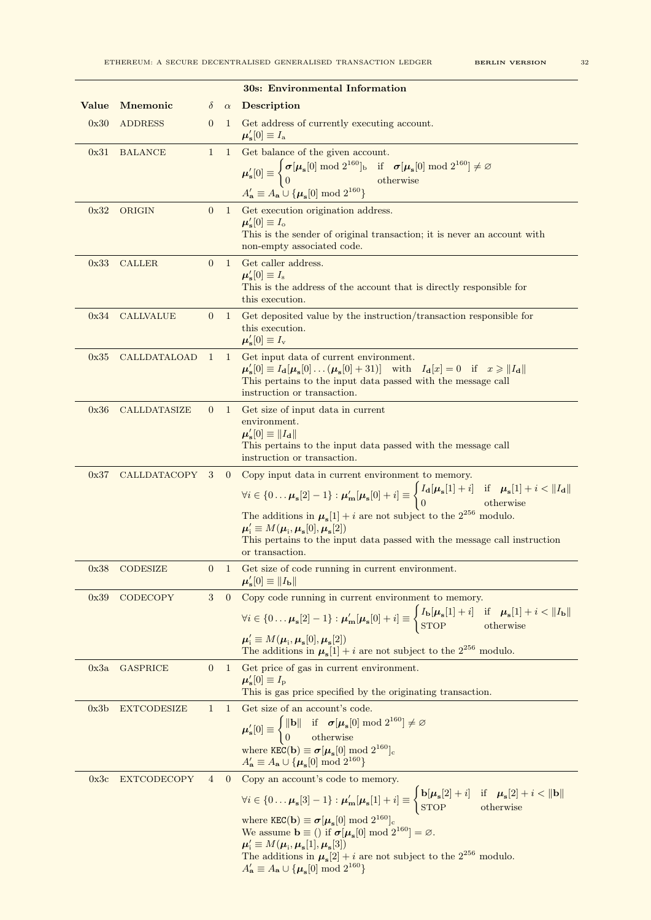**30s: Environmental Information**

| Value | Mnemonic | $\delta$ | $\alpha$ | Description |
|---|---|---|---|---|
| 0x30 | ADDRESS | 0 | 1 | Get address of currently executing account. <br> $\boldsymbol{\mu}'_{\mathbf{s}}[0] \equiv I_{\mathrm{a}}$ |
| 0x31 | BALANCE | 1 | 1 | Get balance of the given account. <br> $\boldsymbol{\mu}'_{\mathbf{s}}[0] \equiv \begin{cases} \boldsymbol{\sigma}[\boldsymbol{\mu}_{\mathbf{s}}[0] \bmod 2^{160}]_{\mathrm{b}} & \text{if} \quad \boldsymbol{\sigma}[\boldsymbol{\mu}_{\mathbf{s}}[0] \bmod 2^{160}] \neq \varnothing \\ 0 & \text{otherwise} \end{cases}$ <br> $A'_{\mathbf{a}} \equiv A_{\mathbf{a}} \cup \{\boldsymbol{\mu}_{\mathbf{s}}[0] \bmod 2^{160}\}$ |
| 0x32 | ORIGIN | 0 | 1 | Get execution origination address. <br> $\boldsymbol{\mu}'_{\mathbf{s}}[0] \equiv I_{\mathrm{o}}$ <br> This is the sender of original transaction; it is never an account with non-empty associated code. |
| 0x33 | CALLER | 0 | 1 | Get caller address. <br> $\boldsymbol{\mu}'_{\mathbf{s}}[0] \equiv I_{\mathrm{s}}$ <br> This is the address of the account that is directly responsible for this execution. |
| 0x34 | CALLVALUE | 0 | 1 | Get deposited value by the instruction/transaction responsible for this execution. <br> $\boldsymbol{\mu}'_{\mathbf{s}}[0] \equiv I_{\mathrm{v}}$ |
| 0x35 | CALLDATALOAD | 1 | 1 | Get input data of current environment. <br> $\boldsymbol{\mu}'_{\mathbf{s}}[0] \equiv I_{\mathbf{d}}[\boldsymbol{\mu}_{\mathbf{s}}[0] \dots (\boldsymbol{\mu}_{\mathbf{s}}[0] + 31)] \quad \text{with} \quad I_{\mathbf{d}}[x] = 0 \quad \text{if} \quad x \geqslant \lVert I_{\mathbf{d}} \rVert$ <br> This pertains to the input data passed with the message call instruction or transaction. |
| 0x36 | CALLDATASIZE | 0 | 1 | Get size of input data in current environment. <br> $\boldsymbol{\mu}'_{\mathbf{s}}[0] \equiv \lVert I_{\mathbf{d}} \rVert$ <br> This pertains to the input data passed with the message call instruction or transaction. |
| 0x37 | CALLDATACOPY | 3 | 0 | Copy input data in current environment to memory. <br> $\forall i \in \{0 \dots \boldsymbol{\mu}_{\mathbf{s}}[2] - 1\} : \boldsymbol{\mu}'_{\mathbf{m}}[\boldsymbol{\mu}_{\mathbf{s}}[0] + i] \equiv \begin{cases} I_{\mathbf{d}}[\boldsymbol{\mu}_{\mathbf{s}}[1] + i] & \text{if} \quad \boldsymbol{\mu}_{\mathbf{s}}[1] + i < \lVert I_{\mathbf{d}} \rVert \\ 0 & \text{otherwise} \end{cases}$ <br> The additions in $\boldsymbol{\mu}_{\mathbf{s}}[1] + i$ are not subject to the $2^{256}$ modulo. <br> $\boldsymbol{\mu}'_{\mathrm{i}} \equiv M(\boldsymbol{\mu}_{\mathrm{i}}, \boldsymbol{\mu}_{\mathbf{s}}[0], \boldsymbol{\mu}_{\mathbf{s}}[2])$ <br> This pertains to the input data passed with the message call instruction or transaction. |
| 0x38 | CODESIZE | 0 | 1 | Get size of code running in current environment. <br> $\boldsymbol{\mu}'_{\mathbf{s}}[0] \equiv \lVert I_{\mathbf{b}} \rVert$ |
| 0x39 | CODECOPY | 3 | 0 | Copy code running in current environment to memory. <br> $\forall i \in \{0 \dots \boldsymbol{\mu}_{\mathbf{s}}[2] - 1\} : \boldsymbol{\mu}'_{\mathbf{m}}[\boldsymbol{\mu}_{\mathbf{s}}[0] + i] \equiv \begin{cases} I_{\mathbf{b}}[\boldsymbol{\mu}_{\mathbf{s}}[1] + i] & \text{if} \quad \boldsymbol{\mu}_{\mathbf{s}}[1] + i < \lVert I_{\mathbf{b}} \rVert \\ \text{STOP} & \text{otherwise} \end{cases}$ <br> $\boldsymbol{\mu}'_{\mathrm{i}} \equiv M(\boldsymbol{\mu}_{\mathrm{i}}, \boldsymbol{\mu}_{\mathbf{s}}[0], \boldsymbol{\mu}_{\mathbf{s}}[2])$ <br> The additions in $\boldsymbol{\mu}_{\mathbf{s}}[1] + i$ are not subject to the $2^{256}$ modulo. |
| 0x3a | GASPRICE | 0 | 1 | Get price of gas in current environment. <br> $\boldsymbol{\mu}'_{\mathbf{s}}[0] \equiv I_{\mathrm{p}}$ <br> This is gas price specified by the originating transaction. |
| 0x3b | EXTCODESIZE | 1 | 1 | Get size of an account's code. <br> $\boldsymbol{\mu}'_{\mathbf{s}}[0] \equiv \begin{cases} \lVert \mathbf{b} \rVert & \text{if} \quad \boldsymbol{\sigma}[\boldsymbol{\mu}_{\mathbf{s}}[0] \bmod 2^{160}] \neq \varnothing \\ 0 & \text{otherwise} \end{cases}$ <br> where $\mathtt{KEC}(\mathbf{b}) \equiv \boldsymbol{\sigma}[\boldsymbol{\mu}_{\mathbf{s}}[0] \bmod 2^{160}]_{\mathrm{c}}$ <br> $A'_{\mathbf{a}} \equiv A_{\mathbf{a}} \cup \{\boldsymbol{\mu}_{\mathbf{s}}[0] \bmod 2^{160}\}$ |
| 0x3c | EXTCODECOPY | 4 | 0 | Copy an account's code to memory. <br> $\forall i \in \{0 \dots \boldsymbol{\mu}_{\mathbf{s}}[3] - 1\} : \boldsymbol{\mu}'_{\mathbf{m}}[\boldsymbol{\mu}_{\mathbf{s}}[1] + i] \equiv \begin{cases} \mathbf{b}[\boldsymbol{\mu}_{\mathbf{s}}[2] + i] & \text{if} \quad \boldsymbol{\mu}_{\mathbf{s}}[2] + i < \lVert \mathbf{b} \rVert \\ \text{STOP} & \text{otherwise} \end{cases}$ <br> where $\mathtt{KEC}(\mathbf{b}) \equiv \boldsymbol{\sigma}[\boldsymbol{\mu}_{\mathbf{s}}[0] \bmod 2^{160}]_{\mathrm{c}}$ <br> We assume $\mathbf{b} \equiv ()$ if $\boldsymbol{\sigma}[\boldsymbol{\mu}_{\mathbf{s}}[0] \bmod 2^{160}] = \varnothing$. <br> $\boldsymbol{\mu}'_{\mathrm{i}} \equiv M(\boldsymbol{\mu}_{\mathrm{i}}, \boldsymbol{\mu}_{\mathbf{s}}[1], \boldsymbol{\mu}_{\mathbf{s}}[3])$ <br> The additions in $\boldsymbol{\mu}_{\mathbf{s}}[2] + i$ are not subject to the $2^{256}$ modulo. <br> $A'_{\mathbf{a}} \equiv A_{\mathbf{a}} \cup \{\boldsymbol{\mu}_{\mathbf{s}}[0] \bmod 2^{160}\}$ |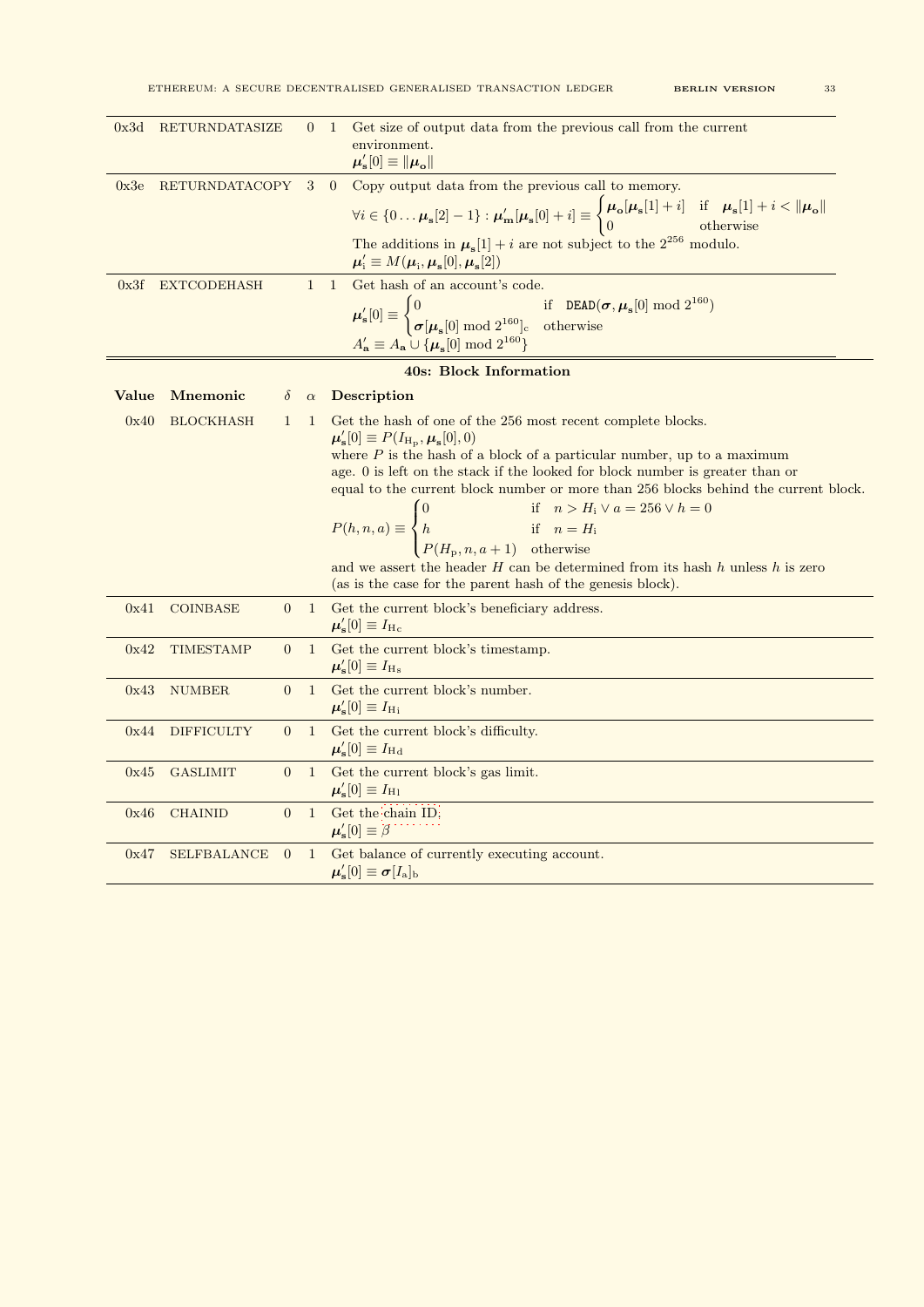| Value | Mnemonic | $\delta$ | $\alpha$ | Description |
|---|---|---|---|---|
| 0x3d | RETURNDATASIZE | 0 | 1 | Get size of output data from the previous call from the current environment. $\boldsymbol{\mu}'_{\mathbf{s}}[0] \equiv \lVert \boldsymbol{\mu}_{\mathbf{o}} \rVert$ |
| 0x3e | RETURNDATACOPY | 3 | 0 | Copy output data from the previous call to memory. $\forall i \in \{0 \ldots \boldsymbol{\mu}_{\mathbf{s}}[2]-1\} : \boldsymbol{\mu}'_{\mathbf{m}}[\boldsymbol{\mu}_{\mathbf{s}}[0]+i] \equiv \begin{cases} \boldsymbol{\mu}_{\mathbf{o}}[\boldsymbol{\mu}_{\mathbf{s}}[1]+i] & \text{if} \quad \boldsymbol{\mu}_{\mathbf{s}}[1]+i < \lVert \boldsymbol{\mu}_{\mathbf{o}} \rVert \\ 0 & \text{otherwise} \end{cases}$ The additions in $\boldsymbol{\mu}_{\mathbf{s}}[1]+i$ are not subject to the $2^{256}$ modulo. $\boldsymbol{\mu}'_{\mathrm{i}} \equiv M(\boldsymbol{\mu}_{\mathrm{i}}, \boldsymbol{\mu}_{\mathbf{s}}[0], \boldsymbol{\mu}_{\mathbf{s}}[2])$ |
| 0x3f | EXTCODEHASH | 1 | 1 | Get hash of an account's code. $\boldsymbol{\mu}'_{\mathbf{s}}[0] \equiv \begin{cases} 0 & \text{if} \quad \mathtt{DEAD}(\boldsymbol{\sigma}, \boldsymbol{\mu}_{\mathbf{s}}[0] \bmod 2^{160}) \\ \boldsymbol{\sigma}[\boldsymbol{\mu}_{\mathbf{s}}[0] \bmod 2^{160}]_{\mathrm{c}} & \text{otherwise} \end{cases}$ $A'_{\mathbf{a}} \equiv A_{\mathbf{a}} \cup \{\boldsymbol{\mu}_{\mathbf{s}}[0] \bmod 2^{160}\}$ |

**40s: Block Information**

| Value | Mnemonic | $\delta$ | $\alpha$ | Description |
|---|---|---|---|---|
| 0x40 | BLOCKHASH | 1 | 1 | Get the hash of one of the 256 most recent complete blocks. $\boldsymbol{\mu}'_{\mathbf{s}}[0] \equiv P(I_{H_{\mathrm{p}}}, \boldsymbol{\mu}_{\mathbf{s}}[0], 0)$ where $P$ is the hash of a block of a particular number, up to a maximum age. 0 is left on the stack if the looked for block number is greater than or equal to the current block number or more than 256 blocks behind the current block. $P(h, n, a) \equiv \begin{cases} 0 & \text{if} \quad n > H_{\mathrm{i}} \vee a = 256 \vee h = 0 \\ h & \text{if} \quad n = H_{\mathrm{i}} \\ P(H_{\mathrm{p}}, n, a+1) & \text{otherwise} \end{cases}$ and we assert the header $H$ can be determined from its hash $h$ unless $h$ is zero (as is the case for the parent hash of the genesis block). |
| 0x41 | COINBASE | 0 | 1 | Get the current block's beneficiary address. $\boldsymbol{\mu}'_{\mathbf{s}}[0] \equiv I_{H_{\mathrm{c}}}$ |
| 0x42 | TIMESTAMP | 0 | 1 | Get the current block's timestamp. $\boldsymbol{\mu}'_{\mathbf{s}}[0] \equiv I_{H_{\mathrm{s}}}$ |
| 0x43 | NUMBER | 0 | 1 | Get the current block's number. $\boldsymbol{\mu}'_{\mathbf{s}}[0] \equiv I_{H_{\mathrm{i}}}$ |
| 0x44 | DIFFICULTY | 0 | 1 | Get the current block's difficulty. $\boldsymbol{\mu}'_{\mathbf{s}}[0] \equiv I_{H_{\mathrm{d}}}$ |
| 0x45 | GASLIMIT | 0 | 1 | Get the current block's gas limit. $\boldsymbol{\mu}'_{\mathbf{s}}[0] \equiv I_{H_{\mathrm{l}}}$ |
| 0x46 | CHAINID | 0 | 1 | Get the chain ID. $\boldsymbol{\mu}'_{\mathbf{s}}[0] \equiv \beta$ |
| 0x47 | SELFBALANCE | 0 | 1 | Get balance of currently executing account. $\boldsymbol{\mu}'_{\mathbf{s}}[0] \equiv \boldsymbol{\sigma}[I_{\mathrm{a}}]_{\mathrm{b}}$ |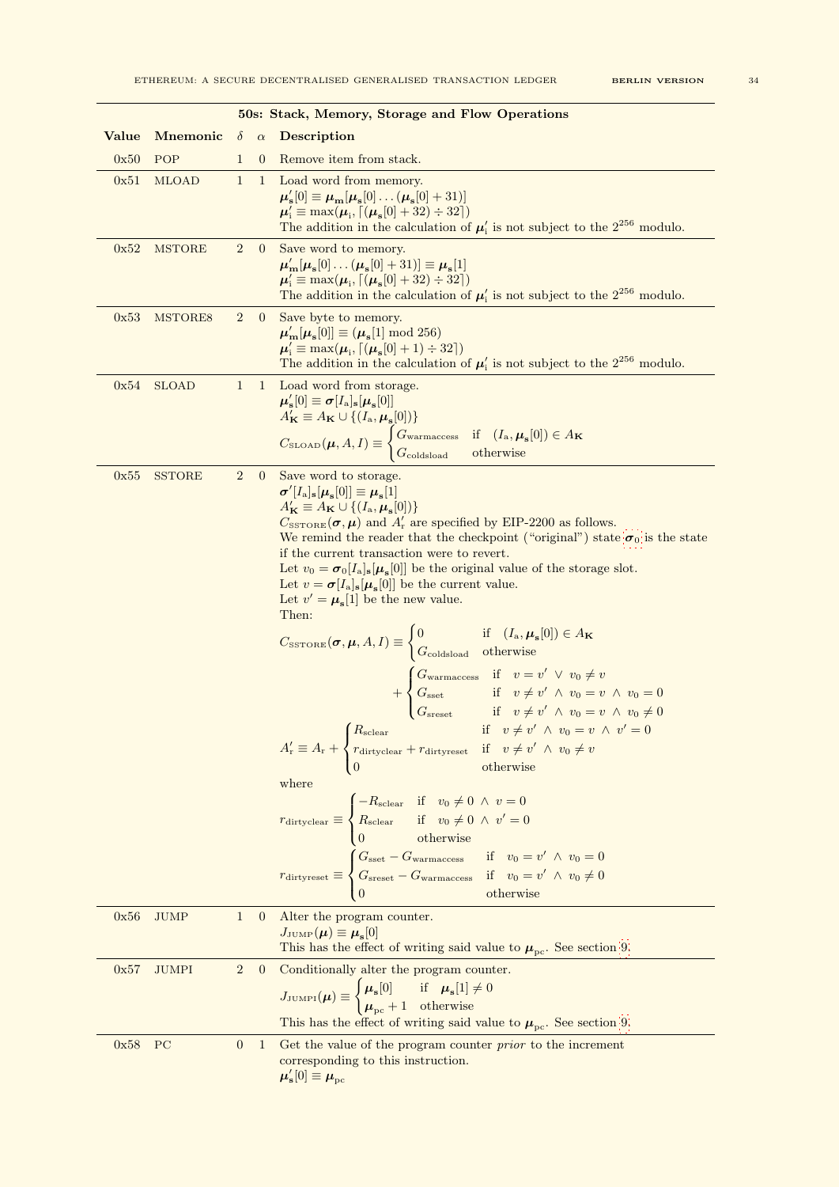**50s: Stack, Memory, Storage and Flow Operations**

| Value | Mnemonic | $\delta$ | $\alpha$ | Description |
|---|---|---|---|---|
| 0x50 | POP | 1 | 0 | Remove item from stack. |
| 0x51 | MLOAD | 1 | 1 | Load word from memory. $\boldsymbol{\mu}'_{\mathbf{s}}[0] \equiv \boldsymbol{\mu}_{\mathbf{m}}[\boldsymbol{\mu}_{\mathbf{s}}[0] \dots (\boldsymbol{\mu}_{\mathbf{s}}[0] + 31)]$ $\boldsymbol{\mu}'_{\mathrm{i}} \equiv \max(\boldsymbol{\mu}_{\mathrm{i}}, \lceil (\boldsymbol{\mu}_{\mathbf{s}}[0] + 32) \div 32 \rceil)$ The addition in the calculation of $\boldsymbol{\mu}'_{\mathrm{i}}$ is not subject to the $2^{256}$ modulo. |
| 0x52 | MSTORE | 2 | 0 | Save word to memory. $\boldsymbol{\mu}'_{\mathbf{m}}[\boldsymbol{\mu}_{\mathbf{s}}[0] \dots (\boldsymbol{\mu}_{\mathbf{s}}[0] + 31)] \equiv \boldsymbol{\mu}_{\mathbf{s}}[1]$ $\boldsymbol{\mu}'_{\mathrm{i}} \equiv \max(\boldsymbol{\mu}_{\mathrm{i}}, \lceil (\boldsymbol{\mu}_{\mathbf{s}}[0] + 32) \div 32 \rceil)$ The addition in the calculation of $\boldsymbol{\mu}'_{\mathrm{i}}$ is not subject to the $2^{256}$ modulo. |
| 0x53 | MSTORE8 | 2 | 0 | Save byte to memory. $\boldsymbol{\mu}'_{\mathbf{m}}[\boldsymbol{\mu}_{\mathbf{s}}[0]] \equiv (\boldsymbol{\mu}_{\mathbf{s}}[1] \bmod 256)$ $\boldsymbol{\mu}'_{\mathrm{i}} \equiv \max(\boldsymbol{\mu}_{\mathrm{i}}, \lceil (\boldsymbol{\mu}_{\mathbf{s}}[0] + 1) \div 32 \rceil)$ The addition in the calculation of $\boldsymbol{\mu}'_{\mathrm{i}}$ is not subject to the $2^{256}$ modulo. |
| 0x54 | SLOAD | 1 | 1 | Load word from storage. $\boldsymbol{\mu}'_{\mathbf{s}}[0] \equiv \boldsymbol{\sigma}[I_{\mathrm{a}}]_{\mathbf{s}}[\boldsymbol{\mu}_{\mathbf{s}}[0]]$ $A'_{\mathbf{K}} \equiv A_{\mathbf{K}} \cup \{(I_{\mathrm{a}}, \boldsymbol{\mu}_{\mathbf{s}}[0])\}$ $C_{\text{SLOAD}}(\boldsymbol{\mu}, A, I) \equiv \begin{cases} G_{\text{warmaccess}} & \text{if} \quad (I_{\mathrm{a}}, \boldsymbol{\mu}_{\mathbf{s}}[0]) \in A_{\mathbf{K}} \\ G_{\text{coldsload}} & \text{otherwise} \end{cases}$ |
| 0x55 | SSTORE | 2 | 0 | Save word to storage. $\boldsymbol{\sigma}'[I_{\mathrm{a}}]_{\mathbf{s}}[\boldsymbol{\mu}_{\mathbf{s}}[0]] \equiv \boldsymbol{\mu}_{\mathbf{s}}[1]$ $A'_{\mathbf{K}} \equiv A_{\mathbf{K}} \cup \{(I_{\mathrm{a}}, \boldsymbol{\mu}_{\mathbf{s}}[0])\}$ $C_{\text{SSTORE}}(\boldsymbol{\sigma}, \boldsymbol{\mu})$ and $A'_{\mathrm{r}}$ are specified by EIP-2200 as follows. We remind the reader that the checkpoint ("original") state $\boldsymbol{\sigma}_0$ is the state if the current transaction were to revert. Let $v_0 = \boldsymbol{\sigma}_0[I_{\mathrm{a}}]_{\mathbf{s}}[\boldsymbol{\mu}_{\mathbf{s}}[0]]$ be the original value of the storage slot. Let $v = \boldsymbol{\sigma}[I_{\mathrm{a}}]_{\mathbf{s}}[\boldsymbol{\mu}_{\mathbf{s}}[0]]$ be the current value. Let $v' = \boldsymbol{\mu}_{\mathbf{s}}[1]$ be the new value. Then: $C_{\text{SSTORE}}(\boldsymbol{\sigma}, \boldsymbol{\mu}, A, I) \equiv \begin{cases} 0 & \text{if} \quad (I_{\mathrm{a}}, \boldsymbol{\mu}_{\mathbf{s}}[0]) \in A_{\mathbf{K}} \\ G_{\text{coldsload}} & \text{otherwise} \end{cases} + \begin{cases} G_{\text{warmaccess}} & \text{if} \quad v = v' \ \vee \ v_0 \neq v \\ G_{\text{sset}} & \text{if} \quad v \neq v' \ \wedge \ v_0 = v \ \wedge \ v_0 = 0 \\ G_{\text{sreset}} & \text{if} \quad v \neq v' \ \wedge \ v_0 = v \ \wedge \ v_0 \neq 0 \end{cases}$ $A'_{\mathrm{r}} \equiv A_{\mathrm{r}} + \begin{cases} R_{\text{sclear}} & \text{if} \quad v \neq v' \ \wedge \ v_0 = v \ \wedge \ v' = 0 \\ r_{\text{dirtyclear}} + r_{\text{dirtyreset}} & \text{if} \quad v \neq v' \ \wedge \ v_0 \neq v \\ 0 & \text{otherwise} \end{cases}$ where $r_{\text{dirtyclear}} \equiv \begin{cases} -R_{\text{sclear}} & \text{if} \quad v_0 \neq 0 \ \wedge \ v = 0 \\ R_{\text{sclear}} & \text{if} \quad v_0 \neq 0 \ \wedge \ v' = 0 \\ 0 & \text{otherwise} \end{cases}$ $r_{\text{dirtyreset}} \equiv \begin{cases} G_{\text{sset}} - G_{\text{warmaccess}} & \text{if} \quad v_0 = v' \ \wedge \ v_0 = 0 \\ G_{\text{sreset}} - G_{\text{warmaccess}} & \text{if} \quad v_0 = v' \ \wedge \ v_0 \neq 0 \\ 0 & \text{otherwise} \end{cases}$ |
| 0x56 | JUMP | 1 | 0 | Alter the program counter. $J_{\text{JUMP}}(\boldsymbol{\mu}) \equiv \boldsymbol{\mu}_{\mathbf{s}}[0]$ This has the effect of writing said value to $\boldsymbol{\mu}_{\mathrm{pc}}$. See section 9. |
| 0x57 | JUMPI | 2 | 0 | Conditionally alter the program counter. $J_{\text{JUMPI}}(\boldsymbol{\mu}) \equiv \begin{cases} \boldsymbol{\mu}_{\mathbf{s}}[0] & \text{if} \quad \boldsymbol{\mu}_{\mathbf{s}}[1] \neq 0 \\ \boldsymbol{\mu}_{\mathrm{pc}} + 1 & \text{otherwise} \end{cases}$ This has the effect of writing said value to $\boldsymbol{\mu}_{\mathrm{pc}}$. See section 9. |
| 0x58 | PC | 0 | 1 | Get the value of the program counter *prior* to the increment corresponding to this instruction. $\boldsymbol{\mu}'_{\mathbf{s}}[0] \equiv \boldsymbol{\mu}_{\mathrm{pc}}$ |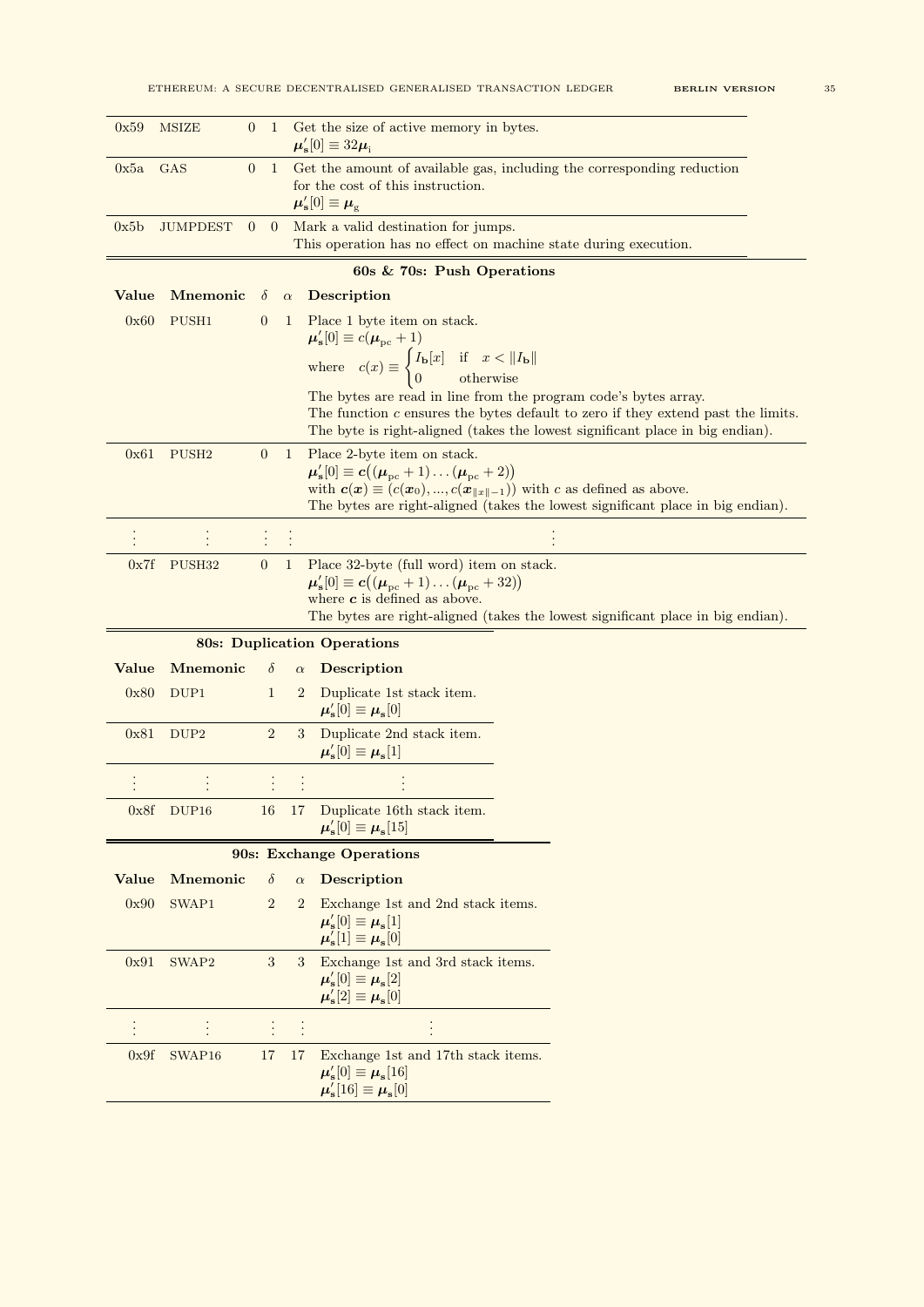| Value | Mnemonic | $\delta$ | $\alpha$ | Description |
|---|---|---|---|---|
| 0x59 | MSIZE | 0 | 1 | Get the size of active memory in bytes. $\boldsymbol{\mu}'_{\mathbf{s}}[0] \equiv 32\boldsymbol{\mu}_{\mathrm{i}}$ |
| 0x5a | GAS | 0 | 1 | Get the amount of available gas, including the corresponding reduction for the cost of this instruction. $\boldsymbol{\mu}'_{\mathbf{s}}[0] \equiv \boldsymbol{\mu}_{\mathrm{g}}$ |
| 0x5b | JUMPDEST | 0 | 0 | Mark a valid destination for jumps. This operation has no effect on machine state during execution. |

**60s & 70s: Push Operations**

| Value | Mnemonic | $\delta$ | $\alpha$ | Description |
|---|---|---|---|---|
| 0x60 | PUSH1 | 0 | 1 | Place 1 byte item on stack. $\boldsymbol{\mu}'_{\mathbf{s}}[0] \equiv c(\boldsymbol{\mu}_{\mathrm{pc}} + 1)$ where $c(x) \equiv \begin{cases} I_{\mathbf{b}}[x] & \text{if} \quad x < \lVert I_{\mathbf{b}} \rVert \\ 0 & \text{otherwise} \end{cases}$ The bytes are read in line from the program code's bytes array. The function $c$ ensures the bytes default to zero if they extend past the limits. The byte is right-aligned (takes the lowest significant place in big endian). |
| 0x61 | PUSH2 | 0 | 1 | Place 2-byte item on stack. $\boldsymbol{\mu}'_{\mathbf{s}}[0] \equiv \boldsymbol{c}\big((\boldsymbol{\mu}_{\mathrm{pc}} + 1) \dots (\boldsymbol{\mu}_{\mathrm{pc}} + 2)\big)$ with $\boldsymbol{c}(\boldsymbol{x}) \equiv (c(\boldsymbol{x}_0), ..., c(\boldsymbol{x}_{\lVert x \rVert - 1}))$ with $c$ as defined as above. The bytes are right-aligned (takes the lowest significant place in big endian). |
| ⋮ | ⋮ | ⋮ | ⋮ | ⋮ |
| 0x7f | PUSH32 | 0 | 1 | Place 32-byte (full word) item on stack. $\boldsymbol{\mu}'_{\mathbf{s}}[0] \equiv \boldsymbol{c}\big((\boldsymbol{\mu}_{\mathrm{pc}} + 1) \dots (\boldsymbol{\mu}_{\mathrm{pc}} + 32)\big)$ where $\boldsymbol{c}$ is defined as above. The bytes are right-aligned (takes the lowest significant place in big endian). |

**80s: Duplication Operations**

| Value | Mnemonic | $\delta$ | $\alpha$ | Description |
|---|---|---|---|---|
| 0x80 | DUP1 | 1 | 2 | Duplicate 1st stack item. $\boldsymbol{\mu}'_{\mathbf{s}}[0] \equiv \boldsymbol{\mu}_{\mathbf{s}}[0]$ |
| 0x81 | DUP2 | 2 | 3 | Duplicate 2nd stack item. $\boldsymbol{\mu}'_{\mathbf{s}}[0] \equiv \boldsymbol{\mu}_{\mathbf{s}}[1]$ |
| ⋮ | ⋮ | ⋮ | ⋮ | ⋮ |
| 0x8f | DUP16 | 16 | 17 | Duplicate 16th stack item. $\boldsymbol{\mu}'_{\mathbf{s}}[0] \equiv \boldsymbol{\mu}_{\mathbf{s}}[15]$ |

**90s: Exchange Operations**

| Value | Mnemonic | $\delta$ | $\alpha$ | Description |
|---|---|---|---|---|
| 0x90 | SWAP1 | 2 | 2 | Exchange 1st and 2nd stack items. $\boldsymbol{\mu}'_{\mathbf{s}}[0] \equiv \boldsymbol{\mu}_{\mathbf{s}}[1]$ $\boldsymbol{\mu}'_{\mathbf{s}}[1] \equiv \boldsymbol{\mu}_{\mathbf{s}}[0]$ |
| 0x91 | SWAP2 | 3 | 3 | Exchange 1st and 3rd stack items. $\boldsymbol{\mu}'_{\mathbf{s}}[0] \equiv \boldsymbol{\mu}_{\mathbf{s}}[2]$ $\boldsymbol{\mu}'_{\mathbf{s}}[2] \equiv \boldsymbol{\mu}_{\mathbf{s}}[0]$ |
| ⋮ | ⋮ | ⋮ | ⋮ | ⋮ |
| 0x9f | SWAP16 | 17 | 17 | Exchange 1st and 17th stack items. $\boldsymbol{\mu}'_{\mathbf{s}}[0] \equiv \boldsymbol{\mu}_{\mathbf{s}}[16]$ $\boldsymbol{\mu}'_{\mathbf{s}}[16] \equiv \boldsymbol{\mu}_{\mathbf{s}}[0]$ |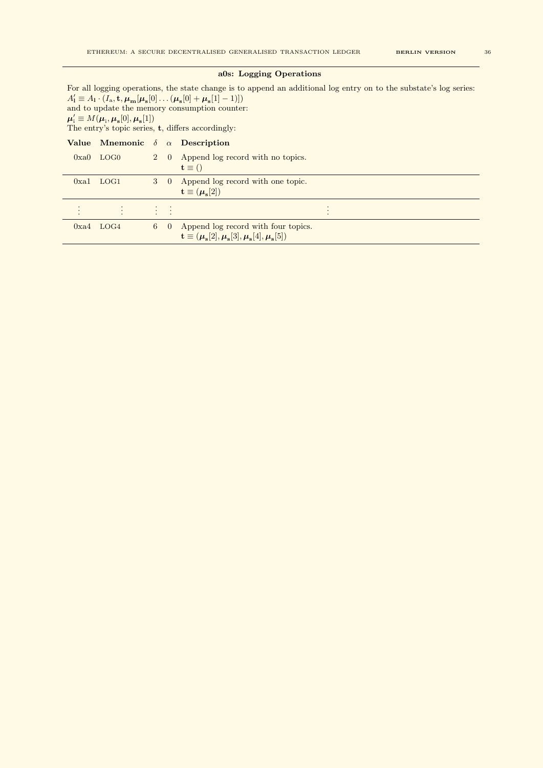### a0s: Logging Operations

For all logging operations, the state change is to append an additional log entry on to the substate's log series:
$A'_{\mathbf{l}} \equiv A_{\mathbf{l}} \cdot (I_{\mathrm{a}}, \mathbf{t}, \boldsymbol{\mu}_{\mathbf{m}}[\boldsymbol{\mu}_{\mathbf{s}}[0] \dots (\boldsymbol{\mu}_{\mathbf{s}}[0] + \boldsymbol{\mu}_{\mathbf{s}}[1] - 1)])$
and to update the memory consumption counter:
$\boldsymbol{\mu}'_{\mathrm{i}} \equiv M(\boldsymbol{\mu}_{\mathrm{i}}, \boldsymbol{\mu}_{\mathbf{s}}[0], \boldsymbol{\mu}_{\mathbf{s}}[1])$
The entry's topic series, $\mathbf{t}$, differs accordingly:

| Value | Mnemonic | $\delta$ | $\alpha$ | Description |
|---|---|---|---|---|
| 0xa0 | LOG0 | 2 | 0 | Append log record with no topics. $\mathbf{t} \equiv ()$ |
| 0xa1 | LOG1 | 3 | 0 | Append log record with one topic. $\mathbf{t} \equiv (\boldsymbol{\mu}_{\mathbf{s}}[2])$ |
| ⋮ | ⋮ | ⋮ | ⋮ | ⋮ |
| 0xa4 | LOG4 | 6 | 0 | Append log record with four topics. $\mathbf{t} \equiv (\boldsymbol{\mu}_{\mathbf{s}}[2], \boldsymbol{\mu}_{\mathbf{s}}[3], \boldsymbol{\mu}_{\mathbf{s}}[4], \boldsymbol{\mu}_{\mathbf{s}}[5])$ |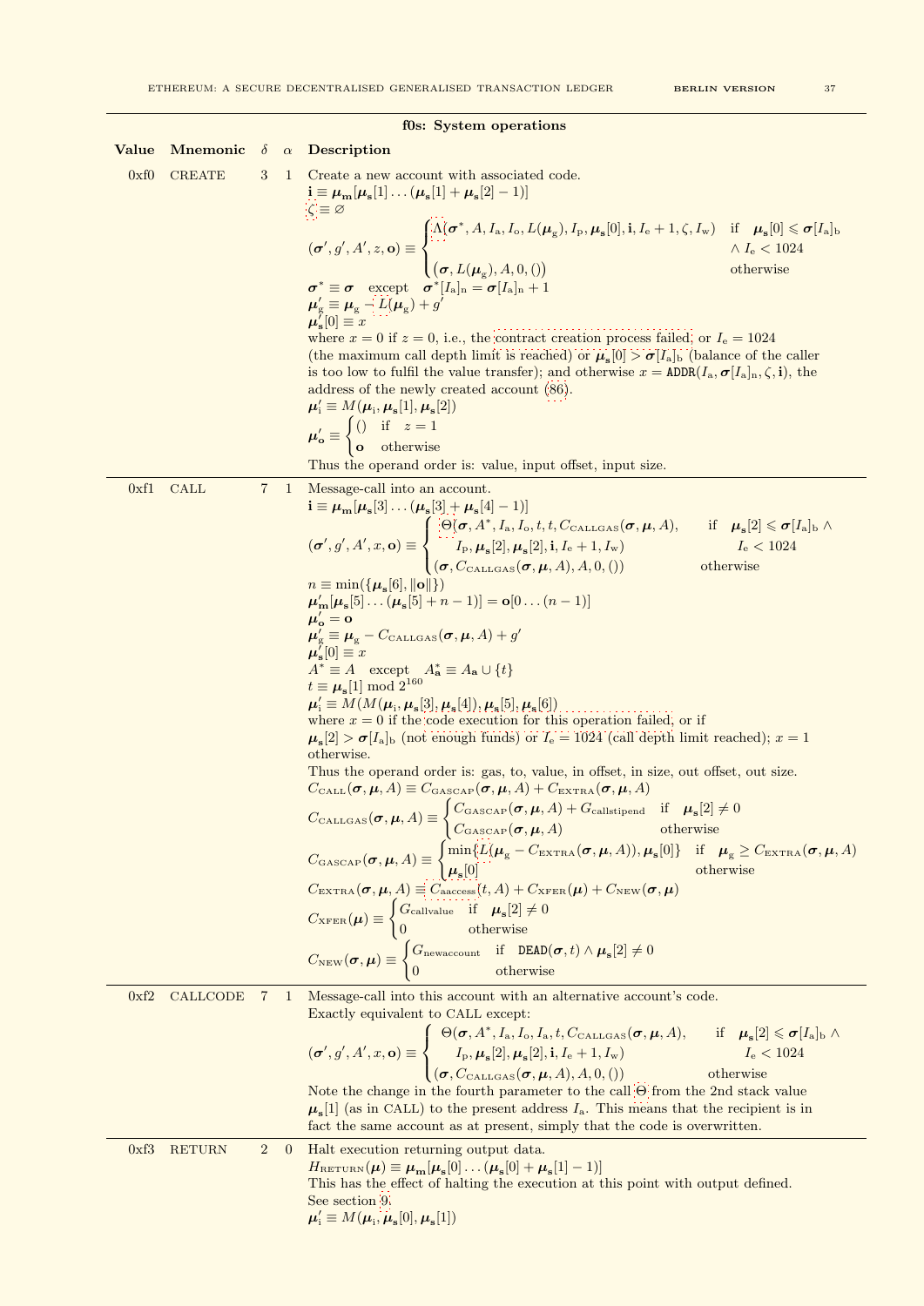**f0s: System operations**

| Value | Mnemonic | $\delta$ | $\alpha$ | Description |
|---|---|---|---|---|
| 0xf0 | CREATE | 3 | 1 | Create a new account with associated code. $\mathbf{i} \equiv \boldsymbol{\mu}_{\mathbf{m}}[\boldsymbol{\mu}_{\mathbf{s}}[1] \dots (\boldsymbol{\mu}_{\mathbf{s}}[1] + \boldsymbol{\mu}_{\mathbf{s}}[2] - 1)]$ $\zeta \equiv \varnothing$ $(\boldsymbol{\sigma}', g', A', z, \mathbf{o}) \equiv \begin{cases} \Lambda(\boldsymbol{\sigma}^*, A, I_{\mathrm{a}}, I_{\mathrm{o}}, L(\boldsymbol{\mu}_{\mathrm{g}}), I_{\mathrm{p}}, \boldsymbol{\mu}_{\mathbf{s}}[0], \mathbf{i}, I_{\mathrm{e}} + 1, \zeta, I_{\mathrm{w}}) & \text{if} \quad \boldsymbol{\mu}_{\mathbf{s}}[0] \leqslant \boldsymbol{\sigma}[I_{\mathrm{a}}]_{\mathrm{b}} \wedge I_{\mathrm{e}} < 1024 \\ (\boldsymbol{\sigma}, L(\boldsymbol{\mu}_{\mathrm{g}}), A, 0, ()) & \text{otherwise} \end{cases}$ $\boldsymbol{\sigma}^* \equiv \boldsymbol{\sigma} \quad \text{except} \quad \boldsymbol{\sigma}^*[I_{\mathrm{a}}]_{\mathrm{n}} = \boldsymbol{\sigma}[I_{\mathrm{a}}]_{\mathrm{n}} + 1$ $\boldsymbol{\mu}'_{\mathrm{g}} \equiv \boldsymbol{\mu}_{\mathrm{g}} - L(\boldsymbol{\mu}_{\mathrm{g}}) + g'$ $\boldsymbol{\mu}'_{\mathbf{s}}[0] \equiv x$ where $x = 0$ if $z = 0$, i.e., the contract creation process failed, or $I_{\mathrm{e}} = 1024$ (the maximum call depth limit is reached) or $\boldsymbol{\mu}_{\mathbf{s}}[0] > \boldsymbol{\sigma}[I_{\mathrm{a}}]_{\mathrm{b}}$ (balance of the caller is too low to fulfil the value transfer); and otherwise $x = \texttt{ADDR}(I_{\mathrm{a}}, \boldsymbol{\sigma}[I_{\mathrm{a}}]_{\mathrm{n}}, \zeta, \mathbf{i})$, the address of the newly created account (86). $\boldsymbol{\mu}'_{\mathrm{i}} \equiv M(\boldsymbol{\mu}_{\mathrm{i}}, \boldsymbol{\mu}_{\mathbf{s}}[1], \boldsymbol{\mu}_{\mathbf{s}}[2])$ $\boldsymbol{\mu}'_{\mathbf{o}} \equiv \begin{cases} () & \text{if} \quad z = 1 \\ \mathbf{o} & \text{otherwise} \end{cases}$ Thus the operand order is: value, input offset, input size. |
| 0xf1 | CALL | 7 | 1 | Message-call into an account. $\mathbf{i} \equiv \boldsymbol{\mu}_{\mathbf{m}}[\boldsymbol{\mu}_{\mathbf{s}}[3] \dots (\boldsymbol{\mu}_{\mathbf{s}}[3] + \boldsymbol{\mu}_{\mathbf{s}}[4] - 1)]$ $(\boldsymbol{\sigma}', g', A', x, \mathbf{o}) \equiv \begin{cases} \Theta(\boldsymbol{\sigma}, A^*, I_{\mathrm{a}}, I_{\mathrm{o}}, t, t, C_{\mathrm{CALLGAS}}(\boldsymbol{\sigma}, \boldsymbol{\mu}, A), I_{\mathrm{p}}, \boldsymbol{\mu}_{\mathbf{s}}[2], \boldsymbol{\mu}_{\mathbf{s}}[2], \mathbf{i}, I_{\mathrm{e}} + 1, I_{\mathrm{w}}) & \text{if} \quad \boldsymbol{\mu}_{\mathbf{s}}[2] \leqslant \boldsymbol{\sigma}[I_{\mathrm{a}}]_{\mathrm{b}} \wedge I_{\mathrm{e}} < 1024 \\ (\boldsymbol{\sigma}, C_{\mathrm{CALLGAS}}(\boldsymbol{\sigma}, \boldsymbol{\mu}, A), A, 0, ()) & \text{otherwise} \end{cases}$ $n \equiv \min(\{\boldsymbol{\mu}_{\mathbf{s}}[6], \lVert\mathbf{o}\rVert\})$ $\boldsymbol{\mu}'_{\mathbf{m}}[\boldsymbol{\mu}_{\mathbf{s}}[5] \dots (\boldsymbol{\mu}_{\mathbf{s}}[5] + n - 1)] = \mathbf{o}[0 \dots (n-1)]$ $\boldsymbol{\mu}'_{\mathbf{o}} = \mathbf{o}$ $\boldsymbol{\mu}'_{\mathrm{g}} \equiv \boldsymbol{\mu}_{\mathrm{g}} - C_{\mathrm{CALLGAS}}(\boldsymbol{\sigma}, \boldsymbol{\mu}, A) + g'$ $\boldsymbol{\mu}'_{\mathbf{s}}[0] \equiv x$ $A^* \equiv A \quad \text{except} \quad A^*_{\mathbf{a}} \equiv A_{\mathbf{a}} \cup \{t\}$ $t \equiv \boldsymbol{\mu}_{\mathbf{s}}[1] \bmod 2^{160}$ $\boldsymbol{\mu}'_{\mathrm{i}} \equiv M(M(\boldsymbol{\mu}_{\mathrm{i}}, \boldsymbol{\mu}_{\mathbf{s}}[3], \boldsymbol{\mu}_{\mathbf{s}}[4]), \boldsymbol{\mu}_{\mathbf{s}}[5], \boldsymbol{\mu}_{\mathbf{s}}[6])$ where $x = 0$ if the code execution for this operation failed, or if $\boldsymbol{\mu}_{\mathbf{s}}[2] > \boldsymbol{\sigma}[I_{\mathrm{a}}]_{\mathrm{b}}$ (not enough funds) or $I_{\mathrm{e}} = 1024$ (call depth limit reached); $x = 1$ otherwise. Thus the operand order is: gas, to, value, in offset, in size, out offset, out size. $C_{\mathrm{CALL}}(\boldsymbol{\sigma}, \boldsymbol{\mu}, A) \equiv C_{\mathrm{GASCAP}}(\boldsymbol{\sigma}, \boldsymbol{\mu}, A) + C_{\mathrm{EXTRA}}(\boldsymbol{\sigma}, \boldsymbol{\mu}, A)$ $C_{\mathrm{CALLGAS}}(\boldsymbol{\sigma}, \boldsymbol{\mu}, A) \equiv \begin{cases} C_{\mathrm{GASCAP}}(\boldsymbol{\sigma}, \boldsymbol{\mu}, A) + G_{\mathrm{callstipend}} & \text{if} \quad \boldsymbol{\mu}_{\mathbf{s}}[2] \neq 0 \\ C_{\mathrm{GASCAP}}(\boldsymbol{\sigma}, \boldsymbol{\mu}, A) & \text{otherwise} \end{cases}$ $C_{\mathrm{GASCAP}}(\boldsymbol{\sigma}, \boldsymbol{\mu}, A) \equiv \begin{cases} \min\{L(\boldsymbol{\mu}_{\mathrm{g}} - C_{\mathrm{EXTRA}}(\boldsymbol{\sigma}, \boldsymbol{\mu}, A)), \boldsymbol{\mu}_{\mathbf{s}}[0]\} & \text{if} \quad \boldsymbol{\mu}_{\mathrm{g}} \geq C_{\mathrm{EXTRA}}(\boldsymbol{\sigma}, \boldsymbol{\mu}, A) \\ \boldsymbol{\mu}_{\mathbf{s}}[0] & \text{otherwise} \end{cases}$ $C_{\mathrm{EXTRA}}(\boldsymbol{\sigma}, \boldsymbol{\mu}, A) \equiv C_{\mathrm{aaccess}}(t, A) + C_{\mathrm{XFER}}(\boldsymbol{\mu}) + C_{\mathrm{NEW}}(\boldsymbol{\sigma}, \boldsymbol{\mu})$ $C_{\mathrm{XFER}}(\boldsymbol{\mu}) \equiv \begin{cases} G_{\mathrm{callvalue}} & \text{if} \quad \boldsymbol{\mu}_{\mathbf{s}}[2] \neq 0 \\ 0 & \text{otherwise} \end{cases}$ $C_{\mathrm{NEW}}(\boldsymbol{\sigma}, \boldsymbol{\mu}) \equiv \begin{cases} G_{\mathrm{newaccount}} & \text{if} \quad \texttt{DEAD}(\boldsymbol{\sigma}, t) \wedge \boldsymbol{\mu}_{\mathbf{s}}[2] \neq 0 \\ 0 & \text{otherwise} \end{cases}$ |
| 0xf2 | CALLCODE | 7 | 1 | Message-call into this account with an alternative account's code. Exactly equivalent to CALL except: $(\boldsymbol{\sigma}', g', A', x, \mathbf{o}) \equiv \begin{cases} \Theta(\boldsymbol{\sigma}, A^*, I_{\mathrm{a}}, I_{\mathrm{o}}, I_{\mathrm{a}}, t, C_{\mathrm{CALLGAS}}(\boldsymbol{\sigma}, \boldsymbol{\mu}, A), I_{\mathrm{p}}, \boldsymbol{\mu}_{\mathbf{s}}[2], \boldsymbol{\mu}_{\mathbf{s}}[2], \mathbf{i}, I_{\mathrm{e}} + 1, I_{\mathrm{w}}) & \text{if} \quad \boldsymbol{\mu}_{\mathbf{s}}[2] \leqslant \boldsymbol{\sigma}[I_{\mathrm{a}}]_{\mathrm{b}} \wedge I_{\mathrm{e}} < 1024 \\ (\boldsymbol{\sigma}, C_{\mathrm{CALLGAS}}(\boldsymbol{\sigma}, \boldsymbol{\mu}, A), A, 0, ()) & \text{otherwise} \end{cases}$ Note the change in the fourth parameter to the call $\Theta$ from the 2nd stack value $\boldsymbol{\mu}_{\mathbf{s}}[1]$ (as in CALL) to the present address $I_{\mathrm{a}}$. This means that the recipient is in fact the same account as at present, simply that the code is overwritten. |
| 0xf3 | RETURN | 2 | 0 | Halt execution returning output data. $H_{\mathrm{RETURN}}(\boldsymbol{\mu}) \equiv \boldsymbol{\mu}_{\mathbf{m}}[\boldsymbol{\mu}_{\mathbf{s}}[0] \dots (\boldsymbol{\mu}_{\mathbf{s}}[0] + \boldsymbol{\mu}_{\mathbf{s}}[1] - 1)]$ This has the effect of halting the execution at this point with output defined. See section 9. $\boldsymbol{\mu}'_{\mathrm{i}} \equiv M(\boldsymbol{\mu}_{\mathrm{i}}, \boldsymbol{\mu}_{\mathbf{s}}[0], \boldsymbol{\mu}_{\mathbf{s}}[1])$ |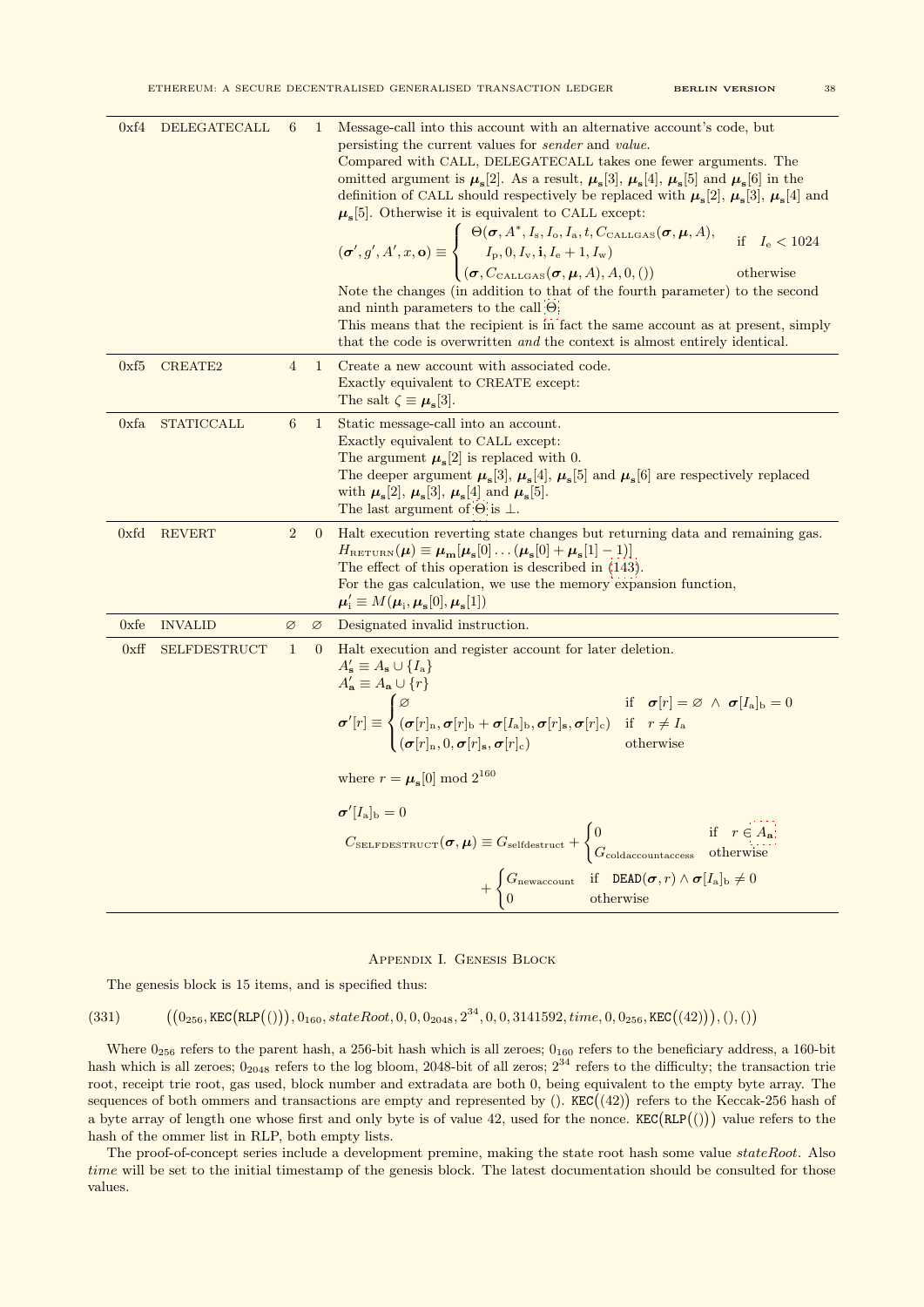| | | | | |
|---|---|---|---|---|
| 0xf4 | DELEGATECALL | 6 | 1 | Message-call into this account with an alternative account's code, but persisting the current values for *sender* and *value*. <br> Compared with CALL, DELEGATECALL takes one fewer arguments. The omitted argument is $\boldsymbol{\mu}_\mathbf{s}[2]$. As a result, $\boldsymbol{\mu}_\mathbf{s}[3]$, $\boldsymbol{\mu}_\mathbf{s}[4]$, $\boldsymbol{\mu}_\mathbf{s}[5]$ and $\boldsymbol{\mu}_\mathbf{s}[6]$ in the definition of CALL should respectively be replaced with $\boldsymbol{\mu}_\mathbf{s}[2]$, $\boldsymbol{\mu}_\mathbf{s}[3]$, $\boldsymbol{\mu}_\mathbf{s}[4]$ and $\boldsymbol{\mu}_\mathbf{s}[5]$. Otherwise it is equivalent to CALL except: <br> $(\boldsymbol{\sigma}', g', A', x, \mathbf{o}) \equiv \begin{cases} \Theta(\boldsymbol{\sigma}, A^*, I_\mathrm{s}, I_\mathrm{o}, I_\mathrm{a}, t, C_\mathrm{CALLGAS}(\boldsymbol{\sigma}, \boldsymbol{\mu}, A), \\ \quad I_\mathrm{p}, 0, I_\mathrm{v}, \mathbf{i}, I_\mathrm{e}+1, I_\mathrm{w}) & \text{if} \quad I_\mathrm{e} < 1024 \\ (\boldsymbol{\sigma}, C_\mathrm{CALLGAS}(\boldsymbol{\sigma}, \boldsymbol{\mu}, A), A, 0, ()) & \text{otherwise} \end{cases}$ <br> Note the changes (in addition to that of the fourth parameter) to the second and ninth parameters to the call $\Theta$. <br> This means that the recipient is in fact the same account as at present, simply that the code is overwritten *and* the context is almost entirely identical. |
| 0xf5 | CREATE2 | 4 | 1 | Create a new account with associated code. <br> Exactly equivalent to CREATE except: <br> The salt $\zeta \equiv \boldsymbol{\mu}_\mathbf{s}[3]$. |
| 0xfa | STATICCALL | 6 | 1 | Static message-call into an account. <br> Exactly equivalent to CALL except: <br> The argument $\boldsymbol{\mu}_\mathbf{s}[2]$ is replaced with 0. <br> The deeper argument $\boldsymbol{\mu}_\mathbf{s}[3]$, $\boldsymbol{\mu}_\mathbf{s}[4]$, $\boldsymbol{\mu}_\mathbf{s}[5]$ and $\boldsymbol{\mu}_\mathbf{s}[6]$ are respectively replaced with $\boldsymbol{\mu}_\mathbf{s}[2]$, $\boldsymbol{\mu}_\mathbf{s}[3]$, $\boldsymbol{\mu}_\mathbf{s}[4]$ and $\boldsymbol{\mu}_\mathbf{s}[5]$. <br> The last argument of $\Theta$ is $\bot$. |
| 0xfd | REVERT | 2 | 0 | Halt execution reverting state changes but returning data and remaining gas. <br> $H_\mathrm{RETURN}(\boldsymbol{\mu}) \equiv \boldsymbol{\mu}_\mathbf{m}[\boldsymbol{\mu}_\mathbf{s}[0] \dots (\boldsymbol{\mu}_\mathbf{s}[0] + \boldsymbol{\mu}_\mathbf{s}[1] - 1)]$ <br> The effect of this operation is described in (143). <br> For the gas calculation, we use the memory expansion function, <br> $\boldsymbol{\mu}'_\mathrm{i} \equiv M(\boldsymbol{\mu}_\mathrm{i}, \boldsymbol{\mu}_\mathbf{s}[0], \boldsymbol{\mu}_\mathbf{s}[1])$ |
| 0xfe | INVALID | $\varnothing$ | $\varnothing$ | Designated invalid instruction. |
| 0xff | SELFDESTRUCT | 1 | 0 | Halt execution and register account for later deletion. <br> $A'_\mathbf{s} \equiv A_\mathbf{s} \cup \{I_\mathrm{a}\}$ <br> $A'_\mathbf{a} \equiv A_\mathbf{a} \cup \{r\}$ <br> $\boldsymbol{\sigma}'[r] \equiv \begin{cases} \varnothing & \text{if} \quad \boldsymbol{\sigma}[r] = \varnothing \ \wedge \ \boldsymbol{\sigma}[I_\mathrm{a}]_\mathrm{b} = 0 \\ (\boldsymbol{\sigma}[r]_\mathrm{n}, \boldsymbol{\sigma}[r]_\mathrm{b} + \boldsymbol{\sigma}[I_\mathrm{a}]_\mathrm{b}, \boldsymbol{\sigma}[r]_\mathbf{s}, \boldsymbol{\sigma}[r]_\mathrm{c}) & \text{if} \quad r \neq I_\mathrm{a} \\ (\boldsymbol{\sigma}[r]_\mathrm{n}, 0, \boldsymbol{\sigma}[r]_\mathbf{s}, \boldsymbol{\sigma}[r]_\mathrm{c}) & \text{otherwise} \end{cases}$ <br> where $r = \boldsymbol{\mu}_\mathbf{s}[0] \bmod 2^{160}$ <br> $\boldsymbol{\sigma}'[I_\mathrm{a}]_\mathrm{b} = 0$ <br> $C_\mathrm{SELFDESTRUCT}(\boldsymbol{\sigma}, \boldsymbol{\mu}) \equiv G_\mathrm{selfdestruct} + \begin{cases} 0 & \text{if} \quad r \in A_\mathbf{a} \\ G_\mathrm{coldaccountaccess} & \text{otherwise} \end{cases} + \begin{cases} G_\mathrm{newaccount} & \text{if} \quad \mathtt{DEAD}(\boldsymbol{\sigma}, r) \wedge \boldsymbol{\sigma}[I_\mathrm{a}]_\mathrm{b} \neq 0 \\ 0 & \text{otherwise} \end{cases}$ |

## Appendix I. Genesis Block

The genesis block is 15 items, and is specified thus:

$$\Big(\big(0_{256}, \mathtt{KEC}\big(\mathtt{RLP}\big(()\big)\big), 0_{160}, stateRoot, 0, 0, 0_{2048}, 2^{34}, 0, 0, 3141592, time, 0, 0_{256}, \mathtt{KEC}\big((42)\big)\big), (), ()\Big) \tag{331}$$

Where $0_{256}$ refers to the parent hash, a 256-bit hash which is all zeroes; $0_{160}$ refers to the beneficiary address, a 160-bit hash which is all zeroes; $0_{2048}$ refers to the log bloom, 2048-bit of all zeros; $2^{34}$ refers to the difficulty; the transaction trie root, receipt trie root, gas used, block number and extradata are both 0, being equivalent to the empty byte array. The sequences of both ommers and transactions are empty and represented by (). $\mathtt{KEC}\big((42)\big)$ refers to the Keccak-256 hash of a byte array of length one whose first and only byte is of value 42, used for the nonce. $\mathtt{KEC}\big(\mathtt{RLP}\big(()\big)\big)$ value refers to the hash of the ommer list in RLP, both empty lists.

The proof-of-concept series include a development premine, making the state root hash some value *stateRoot*. Also *time* will be set to the initial timestamp of the genesis block. The latest documentation should be consulted for those values.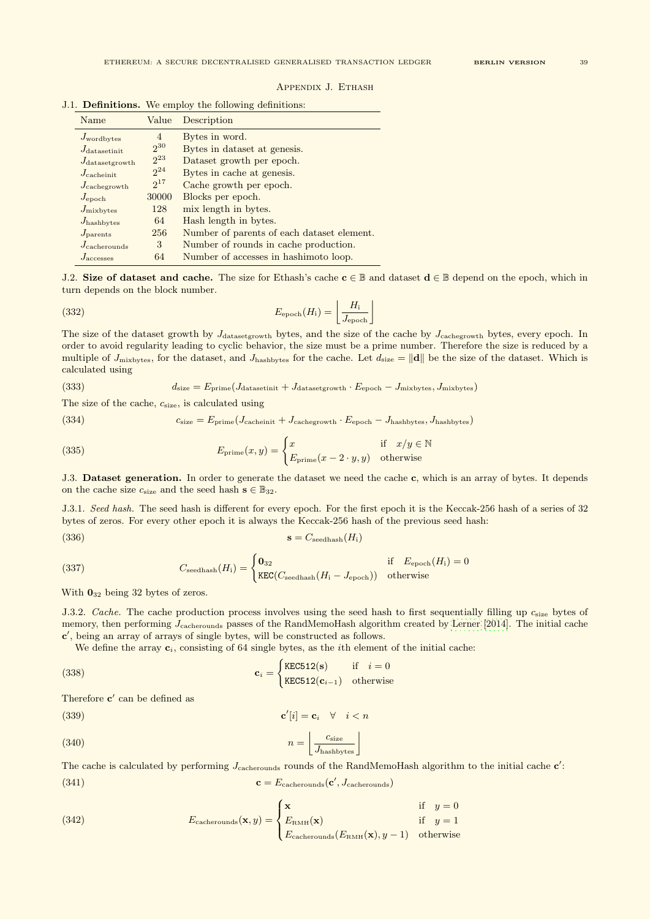## Appendix J. Ethash

**J.1. Definitions.** We employ the following definitions:

| Name | Value | Description |
|---|---|---|
| $J_{\text{wordbytes}}$ | 4 | Bytes in word. |
| $J_{\text{datasetinit}}$ | $2^{30}$ | Bytes in dataset at genesis. |
| $J_{\text{datasetgrowth}}$ | $2^{23}$ | Dataset growth per epoch. |
| $J_{\text{cacheinit}}$ | $2^{24}$ | Bytes in cache at genesis. |
| $J_{\text{cachegrowth}}$ | $2^{17}$ | Cache growth per epoch. |
| $J_{\text{epoch}}$ | 30000 | Blocks per epoch. |
| $J_{\text{mixbytes}}$ | 128 | mix length in bytes. |
| $J_{\text{hashbytes}}$ | 64 | Hash length in bytes. |
| $J_{\text{parents}}$ | 256 | Number of parents of each dataset element. |
| $J_{\text{cacherounds}}$ | 3 | Number of rounds in cache production. |
| $J_{\text{accesses}}$ | 64 | Number of accesses in hashimoto loop. |

**J.2. Size of dataset and cache.** The size for Ethash's cache $\mathbf{c} \in \mathbb{B}$ and dataset $\mathbf{d} \in \mathbb{B}$ depend on the epoch, which in turn depends on the block number.

$$E_{\text{epoch}}(H_{\text{i}}) = \left\lfloor \frac{H_{\text{i}}}{J_{\text{epoch}}} \right\rfloor \tag{332}$$

The size of the dataset growth by $J_{\text{datasetgrowth}}$ bytes, and the size of the cache by $J_{\text{cachegrowth}}$ bytes, every epoch. In order to avoid regularity leading to cyclic behavior, the size must be a prime number. Therefore the size is reduced by a multiple of $J_{\text{mixbytes}}$, for the dataset, and $J_{\text{hashbytes}}$ for the cache. Let $d_{\text{size}} = \|\mathbf{d}\|$ be the size of the dataset. Which is calculated using

$$d_{\text{size}} = E_{\text{prime}}(J_{\text{datasetinit}} + J_{\text{datasetgrowth}} \cdot E_{\text{epoch}} - J_{\text{mixbytes}}, J_{\text{mixbytes}}) \tag{333}$$

The size of the cache, $c_{\text{size}}$, is calculated using

$$c_{\text{size}} = E_{\text{prime}}(J_{\text{cacheinit}} + J_{\text{cachegrowth}} \cdot E_{\text{epoch}} - J_{\text{hashbytes}}, J_{\text{hashbytes}}) \tag{334}$$

$$E_{\text{prime}}(x, y) = \begin{cases} x & \text{if} \quad x/y \in \mathbb{N} \\ E_{\text{prime}}(x - 2 \cdot y, y) & \text{otherwise} \end{cases} \tag{335}$$

**J.3. Dataset generation.** In order to generate the dataset we need the cache $\mathbf{c}$, which is an array of bytes. It depends on the cache size $c_{\text{size}}$ and the seed hash $\mathbf{s} \in \mathbb{B}_{32}$.

J.3.1. *Seed hash.* The seed hash is different for every epoch. For the first epoch it is the Keccak-256 hash of a series of 32 bytes of zeros. For every other epoch it is always the Keccak-256 hash of the previous seed hash:

$$\mathbf{s} = C_{\text{seedhash}}(H_{\text{i}}) \tag{336}$$

$$C_{\text{seedhash}}(H_{\text{i}}) = \begin{cases} \mathbf{0}_{32} & \text{if} \quad E_{\text{epoch}}(H_{\text{i}}) = 0 \\ \texttt{KEC}(C_{\text{seedhash}}(H_{\text{i}} - J_{\text{epoch}})) & \text{otherwise} \end{cases} \tag{337}$$

With $\mathbf{0}_{32}$ being 32 bytes of zeros.

J.3.2. *Cache.* The cache production process involves using the seed hash to first sequentially filling up $c_{\text{size}}$ bytes of memory, then performing $J_{\text{cacherounds}}$ passes of the RandMemoHash algorithm created by Lerner [2014]. The initial cache $\mathbf{c}'$, being an array of arrays of single bytes, will be constructed as follows.

We define the array $\mathbf{c}_i$, consisting of 64 single bytes, as the $i$th element of the initial cache:

$$\mathbf{c}_i = \begin{cases} \texttt{KEC512}(\mathbf{s}) & \text{if} \quad i = 0 \\ \texttt{KEC512}(\mathbf{c}_{i-1}) & \text{otherwise} \end{cases} \tag{338}$$

Therefore $\mathbf{c}'$ can be defined as

$$\mathbf{c}'[i] = \mathbf{c}_i \quad \forall \quad i < n \tag{339}$$

$$n = \left\lfloor \frac{c_{\text{size}}}{J_{\text{hashbytes}}} \right\rfloor \tag{340}$$

The cache is calculated by performing $J_{\text{cacherounds}}$ rounds of the RandMemoHash algorithm to the initial cache $\mathbf{c}'$:

$$\mathbf{c} = E_{\text{cacherounds}}(\mathbf{c}', J_{\text{cacherounds}}) \tag{341}$$

$$E_{\text{cacherounds}}(\mathbf{x}, y) = \begin{cases} \mathbf{x} & \text{if} \quad y = 0 \\ E_{\text{RMH}}(\mathbf{x}) & \text{if} \quad y = 1 \\ E_{\text{cacherounds}}(E_{\text{RMH}}(\mathbf{x}), y - 1) & \text{otherwise} \end{cases} \tag{342}$$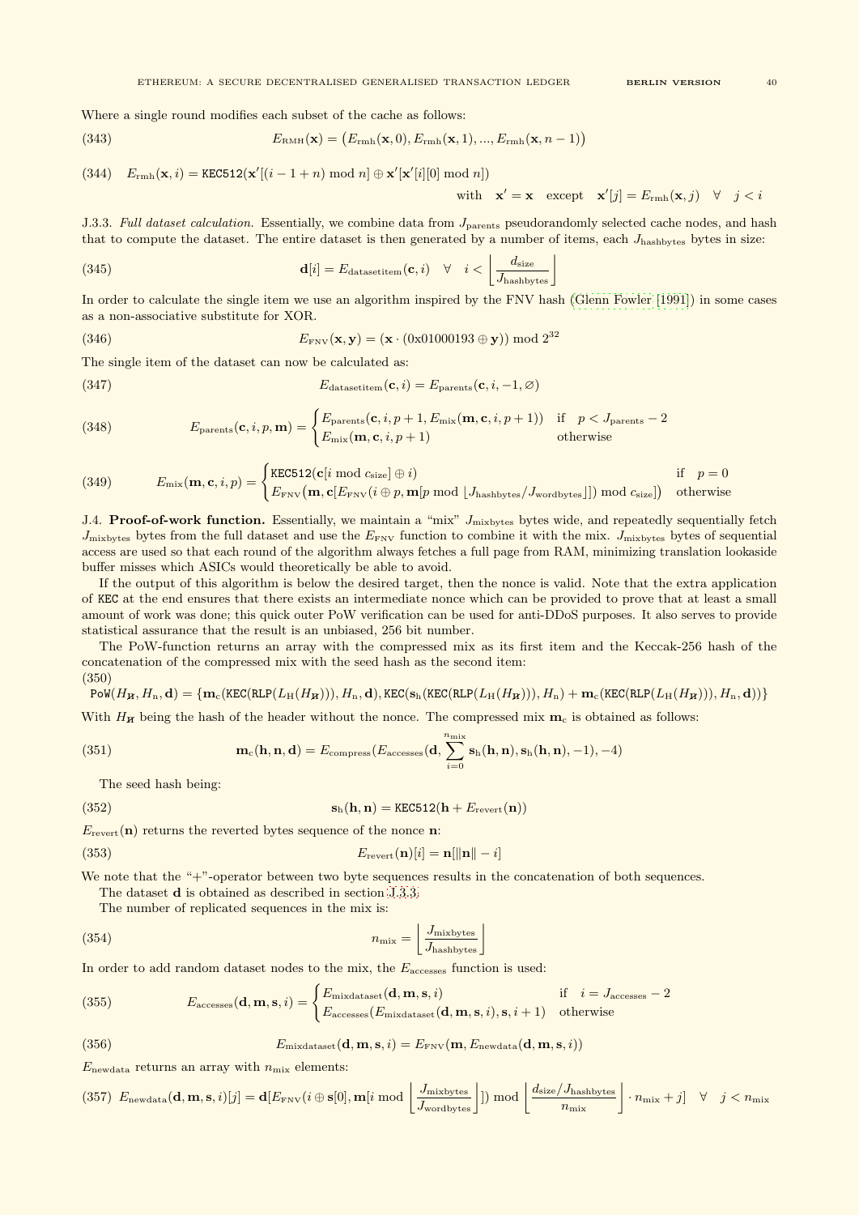Where a single round modifies each subset of the cache as follows:

$$E_{\text{RMH}}(\mathbf{x}) = \big(E_{\text{rmh}}(\mathbf{x}, 0), E_{\text{rmh}}(\mathbf{x}, 1), ..., E_{\text{rmh}}(\mathbf{x}, n-1)\big) \tag{343}$$

$$E_{\text{rmh}}(\mathbf{x}, i) = \texttt{KEC512}(\mathbf{x}'[(i - 1 + n) \bmod n] \oplus \mathbf{x}'[\mathbf{x}'[i][0] \bmod n]) \quad \text{with} \quad \mathbf{x}' = \mathbf{x} \quad \text{except} \quad \mathbf{x}'[j] = E_{\text{rmh}}(\mathbf{x}, j) \quad \forall \quad j < i \tag{344}$$

J.3.3. *Full dataset calculation.* Essentially, we combine data from $J_{\text{parents}}$ pseudorandomly selected cache nodes, and hash that to compute the dataset. The entire dataset is then generated by a number of items, each $J_{\text{hashbytes}}$ bytes in size:

$$\mathbf{d}[i] = E_{\text{datasetitem}}(\mathbf{c}, i) \quad \forall \quad i < \left\lfloor \frac{d_{\text{size}}}{J_{\text{hashbytes}}} \right\rfloor \tag{345}$$

In order to calculate the single item we use an algorithm inspired by the FNV hash (Glenn Fowler [1991]) in some cases as a non-associative substitute for XOR.

$$E_{\text{FNV}}(\mathbf{x}, \mathbf{y}) = (\mathbf{x} \cdot (\text{0x01000193} \oplus \mathbf{y})) \bmod 2^{32} \tag{346}$$

The single item of the dataset can now be calculated as:

$$E_{\text{datasetitem}}(\mathbf{c}, i) = E_{\text{parents}}(\mathbf{c}, i, -1, \varnothing) \tag{347}$$

$$E_{\text{parents}}(\mathbf{c}, i, p, \mathbf{m}) = \begin{cases} E_{\text{parents}}(\mathbf{c}, i, p+1, E_{\text{mix}}(\mathbf{m}, \mathbf{c}, i, p+1)) & \text{if} \quad p < J_{\text{parents}} - 2 \\ E_{\text{mix}}(\mathbf{m}, \mathbf{c}, i, p+1) & \text{otherwise} \end{cases} \tag{348}$$

$$E_{\text{mix}}(\mathbf{m}, \mathbf{c}, i, p) = \begin{cases} \texttt{KEC512}(\mathbf{c}[i \bmod c_{\text{size}}] \oplus i) & \text{if} \quad p = 0 \\ E_{\text{FNV}}\big(\mathbf{m}, \mathbf{c}[E_{\text{FNV}}(i \oplus p, \mathbf{m}[p \bmod \lfloor J_{\text{hashbytes}}/J_{\text{wordbytes}} \rfloor]) \bmod c_{\text{size}}]\big) & \text{otherwise} \end{cases} \tag{349}$$

J.4. **Proof-of-work function.** Essentially, we maintain a "mix" $J_{\text{mixbytes}}$ bytes wide, and repeatedly sequentially fetch $J_{\text{mixbytes}}$ bytes from the full dataset and use the $E_{\text{FNV}}$ function to combine it with the mix. $J_{\text{mixbytes}}$ bytes of sequential access are used so that each round of the algorithm always fetches a full page from RAM, minimizing translation lookaside buffer misses which ASICs would theoretically be able to avoid.

If the output of this algorithm is below the desired target, then the nonce is valid. Note that the extra application of KEC at the end ensures that there exists an intermediate nonce which can be provided to prove that at least a small amount of work was done; this quick outer PoW verification can be used for anti-DDoS purposes. It also serves to provide statistical assurance that the result is an unbiased, 256 bit number.

The PoW-function returns an array with the compressed mix as its first item and the Keccak-256 hash of the concatenation of the compressed mix with the seed hash as the second item:

$$\texttt{PoW}(H_{\not{n}}, H_{\text{n}}, \mathbf{d}) = \{\mathbf{m}_{\text{c}}(\texttt{KEC}(\texttt{RLP}(L_{\text{H}}(H_{\not{n}}))), H_{\text{n}}, \mathbf{d}), \texttt{KEC}(\mathbf{s}_{\text{h}}(\texttt{KEC}(\texttt{RLP}(L_{\text{H}}(H_{\not{n}}))), H_{\text{n}}) + \mathbf{m}_{\text{c}}(\texttt{KEC}(\texttt{RLP}(L_{\text{H}}(H_{\not{n}}))), H_{\text{n}}, \mathbf{d}))\} \tag{350}$$

With $H_{\not{n}}$ being the hash of the header without the nonce. The compressed mix $\mathbf{m}_{\text{c}}$ is obtained as follows:

$$\mathbf{m}_{\text{c}}(\mathbf{h}, \mathbf{n}, \mathbf{d}) = E_{\text{compress}}(E_{\text{accesses}}(\mathbf{d}, \sum_{i=0}^{n_{\text{mix}}} \mathbf{s}_{\text{h}}(\mathbf{h}, \mathbf{n}), \mathbf{s}_{\text{h}}(\mathbf{h}, \mathbf{n}), -1), -4) \tag{351}$$

The seed hash being:

$$\mathbf{s}_{\text{h}}(\mathbf{h}, \mathbf{n}) = \texttt{KEC512}(\mathbf{h} + E_{\text{revert}}(\mathbf{n})) \tag{352}$$

$E_{\text{revert}}(\mathbf{n})$ returns the reverted bytes sequence of the nonce $\mathbf{n}$:

$$E_{\text{revert}}(\mathbf{n})[i] = \mathbf{n}[\|\mathbf{n}\| - i] \tag{353}$$

We note that the "+"-operator between two byte sequences results in the concatenation of both sequences.

The dataset $\mathbf{d}$ is obtained as described in section J.3.3.

The number of replicated sequences in the mix is:

$$n_{\text{mix}} = \left\lfloor \frac{J_{\text{mixbytes}}}{J_{\text{hashbytes}}} \right\rfloor \tag{354}$$

In order to add random dataset nodes to the mix, the $E_{\text{accesses}}$ function is used:

$$E_{\text{accesses}}(\mathbf{d}, \mathbf{m}, \mathbf{s}, i) = \begin{cases} E_{\text{mixdataset}}(\mathbf{d}, \mathbf{m}, \mathbf{s}, i) & \text{if} \quad i = J_{\text{accesses}} - 2 \\ E_{\text{accesses}}(E_{\text{mixdataset}}(\mathbf{d}, \mathbf{m}, \mathbf{s}, i), \mathbf{s}, i+1) & \text{otherwise} \end{cases} \tag{355}$$

$$E_{\text{mixdataset}}(\mathbf{d}, \mathbf{m}, \mathbf{s}, i) = E_{\text{FNV}}(\mathbf{m}, E_{\text{newdata}}(\mathbf{d}, \mathbf{m}, \mathbf{s}, i)) \tag{356}$$

$E_{\text{newdata}}$ returns an array with $n_{\text{mix}}$ elements:

$$E_{\text{newdata}}(\mathbf{d}, \mathbf{m}, \mathbf{s}, i)[j] = \mathbf{d}[E_{\text{FNV}}(i \oplus \mathbf{s}[0], \mathbf{m}[i \bmod \left\lfloor \frac{J_{\text{mixbytes}}}{J_{\text{wordbytes}}} \right\rfloor]) \bmod \left\lfloor \frac{d_{\text{size}}/J_{\text{hashbytes}}}{n_{\text{mix}}} \right\rfloor \cdot n_{\text{mix}} + j] \quad \forall \quad j < n_{\text{mix}} \tag{357}$$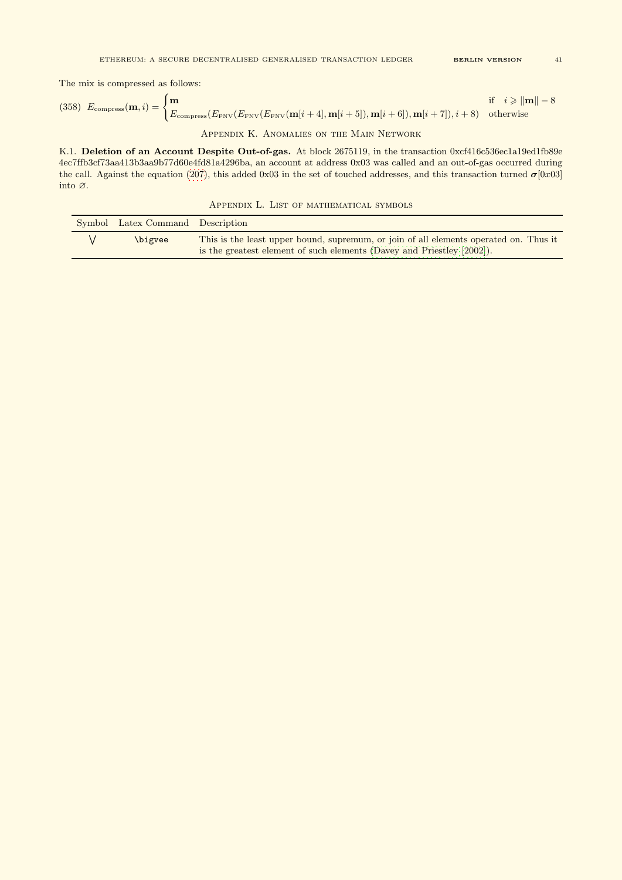The mix is compressed as follows:

$$E_{\text{compress}}(\mathbf{m}, i) = \begin{cases} \mathbf{m} & \text{if} \quad i \geqslant \|\mathbf{m}\| - 8 \\ E_{\text{compress}}(E_{\text{FNV}}(E_{\text{FNV}}(E_{\text{FNV}}(\mathbf{m}[i+4], \mathbf{m}[i+5]), \mathbf{m}[i+6]), \mathbf{m}[i+7]), i+8) & \text{otherwise} \end{cases} \tag{358}$$

## Appendix K. Anomalies on the Main Network

K.1. **Deletion of an Account Despite Out-of-gas.** At block 2675119, in the transaction 0xcf416c536ec1a19ed1fb89e4ec7ffb3cf73aa413b3aa9b77d60e4fd81a4296ba, an account at address 0x03 was called and an out-of-gas occurred during the call. Against the equation (207), this added 0x03 in the set of touched addresses, and this transaction turned $\boldsymbol{\sigma}[0x03]$ into $\varnothing$.

## Appendix L. List of mathematical symbols

| Symbol | Latex Command | Description |
|---|---|---|
| $\bigvee$ | `\bigvee` | This is the least upper bound, supremum, or join of all elements operated on. Thus it is the greatest element of such elements (Davey and Priestley [2002]). |